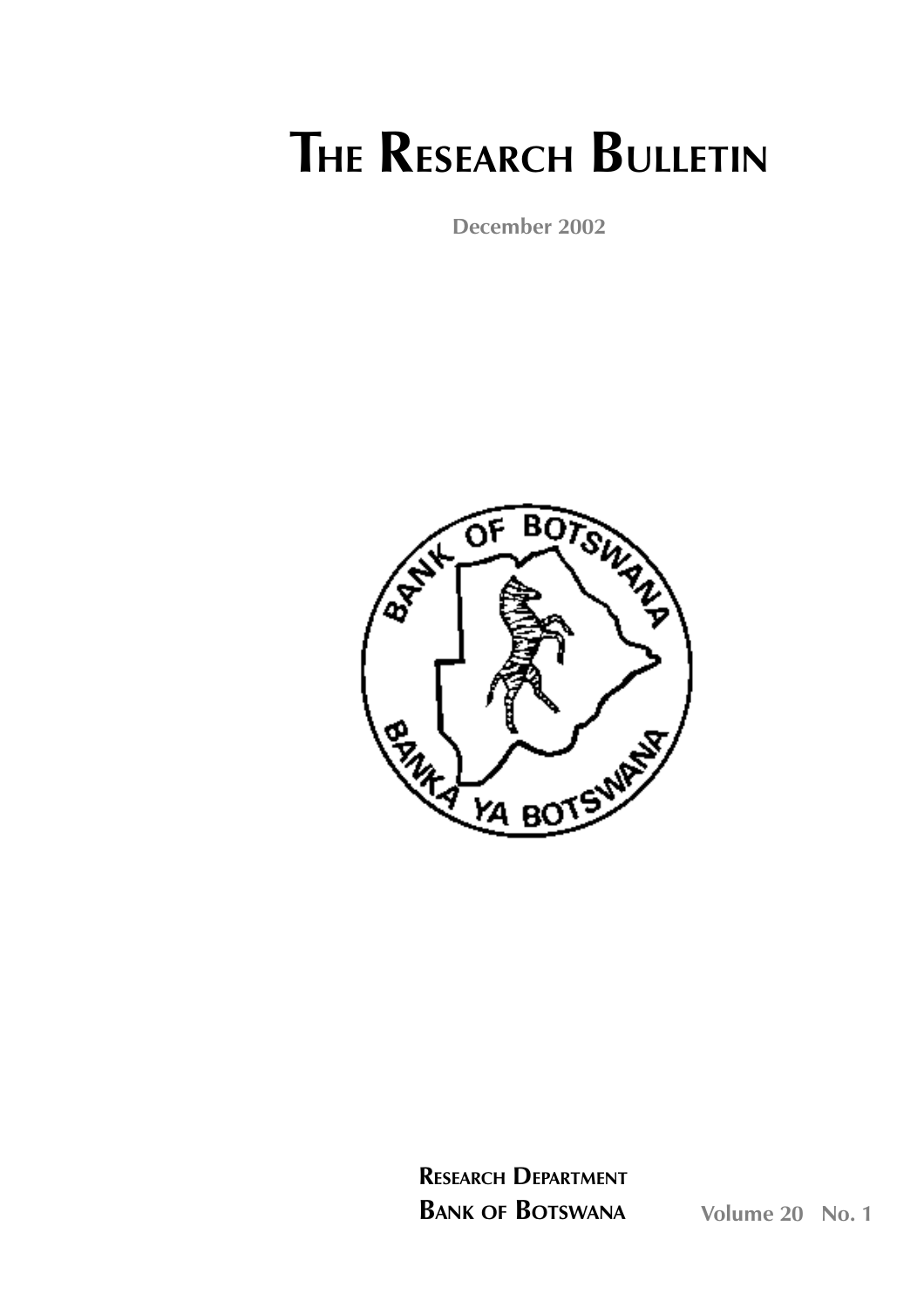# The Research Bulletin

**December 2002**

**Research Department**
**Bank of Botswana**

**Volume 20 No. 1**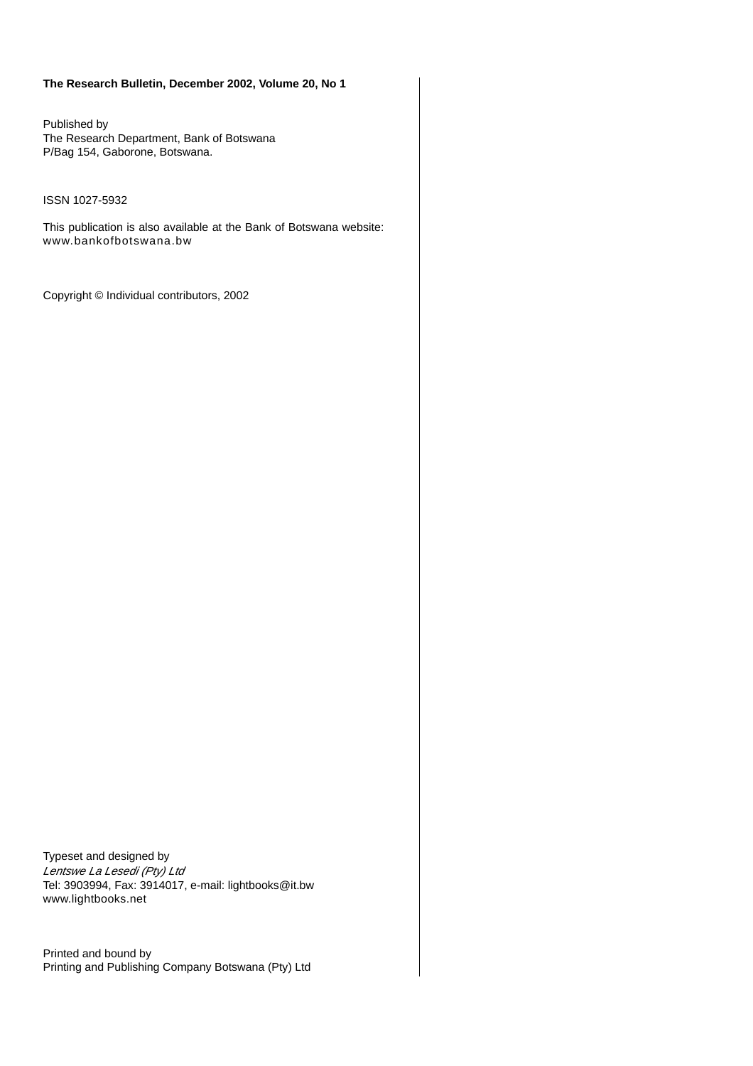**The Research Bulletin, December 2002, Volume 20, No 1**

Published by
The Research Department, Bank of Botswana
P/Bag 154, Gaborone, Botswana.

ISSN 1027-5932

This publication is also available at the Bank of Botswana website:
www.bankofbotswana.bw

Copyright © Individual contributors, 2002

Typeset and designed by
*Lentswe La Lesedi (Pty) Ltd*
Tel: 3903994, Fax: 3914017, e-mail: lightbooks@it.bw
www.lightbooks.net

Printed and bound by
Printing and Publishing Company Botswana (Pty) Ltd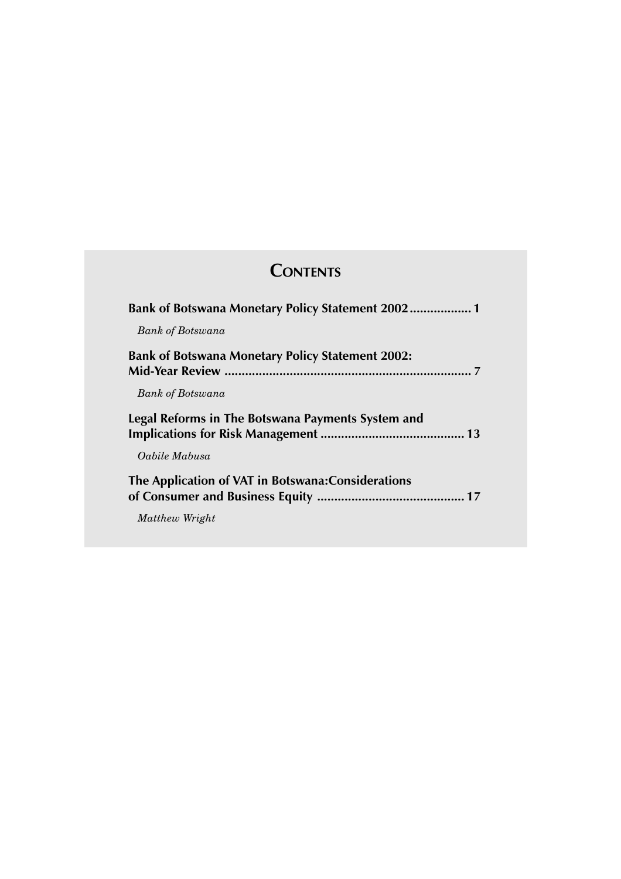# Contents

**Bank of Botswana Monetary Policy Statement 2002 .................. 1**

*Bank of Botswana*

**Bank of Botswana Monetary Policy Statement 2002: Mid-Year Review ........................................................................ 7**

*Bank of Botswana*

**Legal Reforms in The Botswana Payments System and Implications for Risk Management .......................................... 13**

*Oabile Mabusa*

**The Application of VAT in Botswana:Considerations of Consumer and Business Equity ........................................... 17**

*Matthew Wright*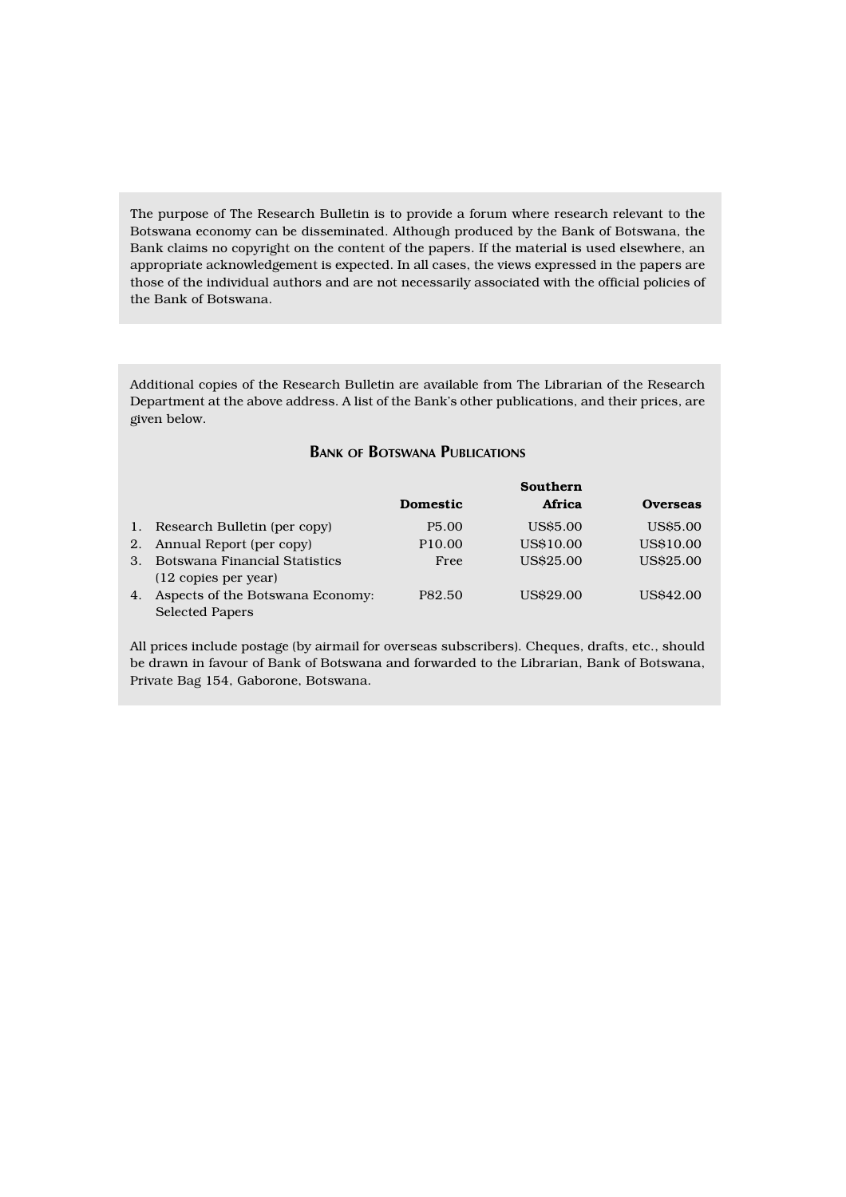The purpose of The Research Bulletin is to provide a forum where research relevant to the Botswana economy can be disseminated. Although produced by the Bank of Botswana, the Bank claims no copyright on the content of the papers. If the material is used elsewhere, an appropriate acknowledgement is expected. In all cases, the views expressed in the papers are those of the individual authors and are not necessarily associated with the official policies of the Bank of Botswana.

Additional copies of the Research Bulletin are available from The Librarian of the Research Department at the above address. A list of the Bank's other publications, and their prices, are given below.

## Bank of Botswana Publications

| | | Domestic | Southern Africa | Overseas |
|---|---|---|---|---|
| 1. | Research Bulletin (per copy) | P5.00 | US$5.00 | US$5.00 |
| 2. | Annual Report (per copy) | P10.00 | US$10.00 | US$10.00 |
| 3. | Botswana Financial Statistics (12 copies per year) | Free | US$25.00 | US$25.00 |
| 4. | Aspects of the Botswana Economy: Selected Papers | P82.50 | US$29.00 | US$42.00 |

All prices include postage (by airmail for overseas subscribers). Cheques, drafts, etc., should be drawn in favour of Bank of Botswana and forwarded to the Librarian, Bank of Botswana, Private Bag 154, Gaborone, Botswana.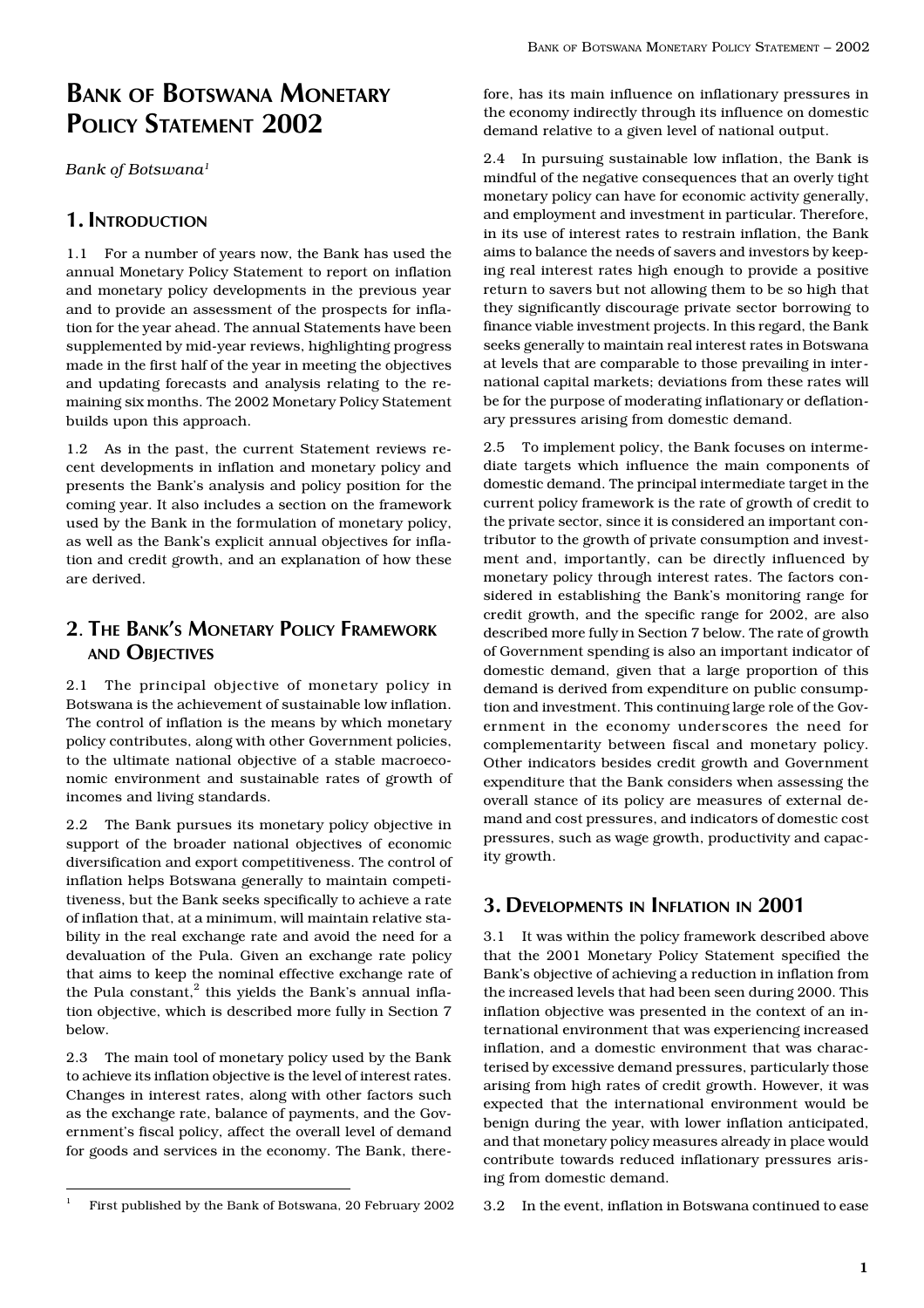# Bank of Botswana Monetary Policy Statement 2002

*Bank of Botswana*[1]

## 1. Introduction

1.1 For a number of years now, the Bank has used the annual Monetary Policy Statement to report on inflation and monetary policy developments in the previous year and to provide an assessment of the prospects for inflation for the year ahead. The annual Statements have been supplemented by mid-year reviews, highlighting progress made in the first half of the year in meeting the objectives and updating forecasts and analysis relating to the remaining six months. The 2002 Monetary Policy Statement builds upon this approach.

1.2 As in the past, the current Statement reviews recent developments in inflation and monetary policy and presents the Bank's analysis and policy position for the coming year. It also includes a section on the framework used by the Bank in the formulation of monetary policy, as well as the Bank's explicit annual objectives for inflation and credit growth, and an explanation of how these are derived.

## 2. The Bank's Monetary Policy Framework and Objectives

2.1 The principal objective of monetary policy in Botswana is the achievement of sustainable low inflation. The control of inflation is the means by which monetary policy contributes, along with other Government policies, to the ultimate national objective of a stable macroeconomic environment and sustainable rates of growth of incomes and living standards.

2.2 The Bank pursues its monetary policy objective in support of the broader national objectives of economic diversification and export competitiveness. The control of inflation helps Botswana generally to maintain competitiveness, but the Bank seeks specifically to achieve a rate of inflation that, at a minimum, will maintain relative stability in the real exchange rate and avoid the need for a devaluation of the Pula. Given an exchange rate policy that aims to keep the nominal effective exchange rate of the Pula constant,[2] this yields the Bank's annual inflation objective, which is described more fully in Section 7 below.

2.3 The main tool of monetary policy used by the Bank to achieve its inflation objective is the level of interest rates. Changes in interest rates, along with other factors such as the exchange rate, balance of payments, and the Government's fiscal policy, affect the overall level of demand for goods and services in the economy. The Bank, therefore, has its main influence on inflationary pressures in the economy indirectly through its influence on domestic demand relative to a given level of national output.

2.4 In pursuing sustainable low inflation, the Bank is mindful of the negative consequences that an overly tight monetary policy can have for economic activity generally, and employment and investment in particular. Therefore, in its use of interest rates to restrain inflation, the Bank aims to balance the needs of savers and investors by keeping real interest rates high enough to provide a positive return to savers but not allowing them to be so high that they significantly discourage private sector borrowing to finance viable investment projects. In this regard, the Bank seeks generally to maintain real interest rates in Botswana at levels that are comparable to those prevailing in international capital markets; deviations from these rates will be for the purpose of moderating inflationary or deflationary pressures arising from domestic demand.

2.5 To implement policy, the Bank focuses on intermediate targets which influence the main components of domestic demand. The principal intermediate target in the current policy framework is the rate of growth of credit to the private sector, since it is considered an important contributor to the growth of private consumption and investment and, importantly, can be directly influenced by monetary policy through interest rates. The factors considered in establishing the Bank's monitoring range for credit growth, and the specific range for 2002, are also described more fully in Section 7 below. The rate of growth of Government spending is also an important indicator of domestic demand, given that a large proportion of this demand is derived from expenditure on public consumption and investment. This continuing large role of the Government in the economy underscores the need for complementarity between fiscal and monetary policy. Other indicators besides credit growth and Government expenditure that the Bank considers when assessing the overall stance of its policy are measures of external demand and cost pressures, and indicators of domestic cost pressures, such as wage growth, productivity and capacity growth.

## 3. Developments in Inflation in 2001

3.1 It was within the policy framework described above that the 2001 Monetary Policy Statement specified the Bank's objective of achieving a reduction in inflation from the increased levels that had been seen during 2000. This inflation objective was presented in the context of an international environment that was experiencing increased inflation, and a domestic environment that was characterised by excessive demand pressures, particularly those arising from high rates of credit growth. However, it was expected that the international environment would be benign during the year, with lower inflation anticipated, and that monetary policy measures already in place would contribute towards reduced inflationary pressures arising from domestic demand.

3.2 In the event, inflation in Botswana continued to ease

[1] First published by the Bank of Botswana, 20 February 2002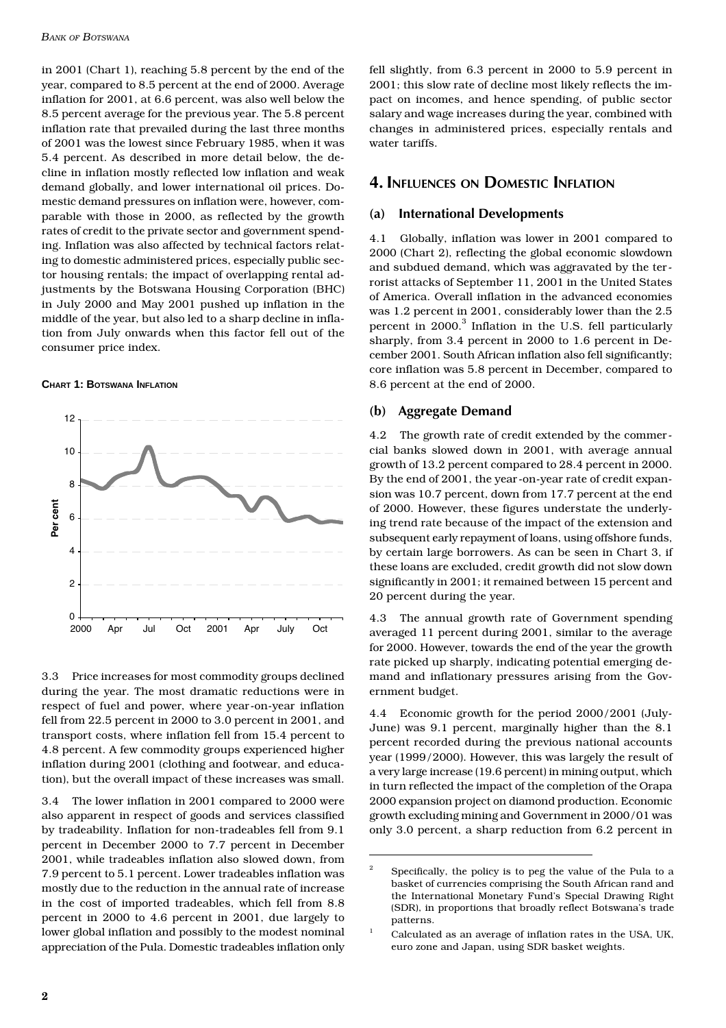in 2001 (Chart 1), reaching 5.8 percent by the end of the year, compared to 8.5 percent at the end of 2000. Average inflation for 2001, at 6.6 percent, was also well below the 8.5 percent average for the previous year. The 5.8 percent inflation rate that prevailed during the last three months of 2001 was the lowest since February 1985, when it was 5.4 percent. As described in more detail below, the decline in inflation mostly reflected low inflation and weak demand globally, and lower international oil prices. Domestic demand pressures on inflation were, however, comparable with those in 2000, as reflected by the growth rates of credit to the private sector and government spending. Inflation was also affected by technical factors relating to domestic administered prices, especially public sector housing rentals; the impact of overlapping rental adjustments by the Botswana Housing Corporation (BHC) in July 2000 and May 2001 pushed up inflation in the middle of the year, but also led to a sharp decline in inflation from July onwards when this factor fell out of the consumer price index.

**CHART 1: BOTSWANA INFLATION**

3.3 Price increases for most commodity groups declined during the year. The most dramatic reductions were in respect of fuel and power, where year-on-year inflation fell from 22.5 percent in 2000 to 3.0 percent in 2001, and transport costs, where inflation fell from 15.4 percent to 4.8 percent. A few commodity groups experienced higher inflation during 2001 (clothing and footwear, and education), but the overall impact of these increases was small.

3.4 The lower inflation in 2001 compared to 2000 were also apparent in respect of goods and services classified by tradeability. Inflation for non-tradeables fell from 9.1 percent in December 2000 to 7.7 percent in December 2001, while tradeables inflation also slowed down, from 7.9 percent to 5.1 percent. Lower tradeables inflation was mostly due to the reduction in the annual rate of increase in the cost of imported tradeables, which fell from 8.8 percent in 2000 to 4.6 percent in 2001, due largely to lower global inflation and possibly to the modest nominal appreciation of the Pula. Domestic tradeables inflation only fell slightly, from 6.3 percent in 2000 to 5.9 percent in 2001; this slow rate of decline most likely reflects the impact on incomes, and hence spending, of public sector salary and wage increases during the year, combined with changes in administered prices, especially rentals and water tariffs.

## 4. INFLUENCES ON DOMESTIC INFLATION

### (a) International Developments

4.1 Globally, inflation was lower in 2001 compared to 2000 (Chart 2), reflecting the global economic slowdown and subdued demand, which was aggravated by the terrorist attacks of September 11, 2001 in the United States of America. Overall inflation in the advanced economies was 1.2 percent in 2001, considerably lower than the 2.5 percent in 2000.[3] Inflation in the U.S. fell particularly sharply, from 3.4 percent in 2000 to 1.6 percent in December 2001. South African inflation also fell significantly; core inflation was 5.8 percent in December, compared to 8.6 percent at the end of 2000.

### (b) Aggregate Demand

4.2 The growth rate of credit extended by the commercial banks slowed down in 2001, with average annual growth of 13.2 percent compared to 28.4 percent in 2000. By the end of 2001, the year-on-year rate of credit expansion was 10.7 percent, down from 17.7 percent at the end of 2000. However, these figures understate the underlying trend rate because of the impact of the extension and subsequent early repayment of loans, using offshore funds, by certain large borrowers. As can be seen in Chart 3, if these loans are excluded, credit growth did not slow down significantly in 2001; it remained between 15 percent and 20 percent during the year.

4.3 The annual growth rate of Government spending averaged 11 percent during 2001, similar to the average for 2000. However, towards the end of the year the growth rate picked up sharply, indicating potential emerging demand and inflationary pressures arising from the Government budget.

4.4 Economic growth for the period 2000/2001 (July-June) was 9.1 percent, marginally higher than the 8.1 percent recorded during the previous national accounts year (1999/2000). However, this was largely the result of a very large increase (19.6 percent) in mining output, which in turn reflected the impact of the completion of the Orapa 2000 expansion project on diamond production. Economic growth excluding mining and Government in 2000/01 was only 3.0 percent, a sharp reduction from 6.2 percent in

---

[2] Specifically, the policy is to peg the value of the Pula to a basket of currencies comprising the South African rand and the International Monetary Fund's Special Drawing Right (SDR), in proportions that broadly reflect Botswana's trade patterns.

[1] Calculated as an average of inflation rates in the USA, UK, euro zone and Japan, using SDR basket weights.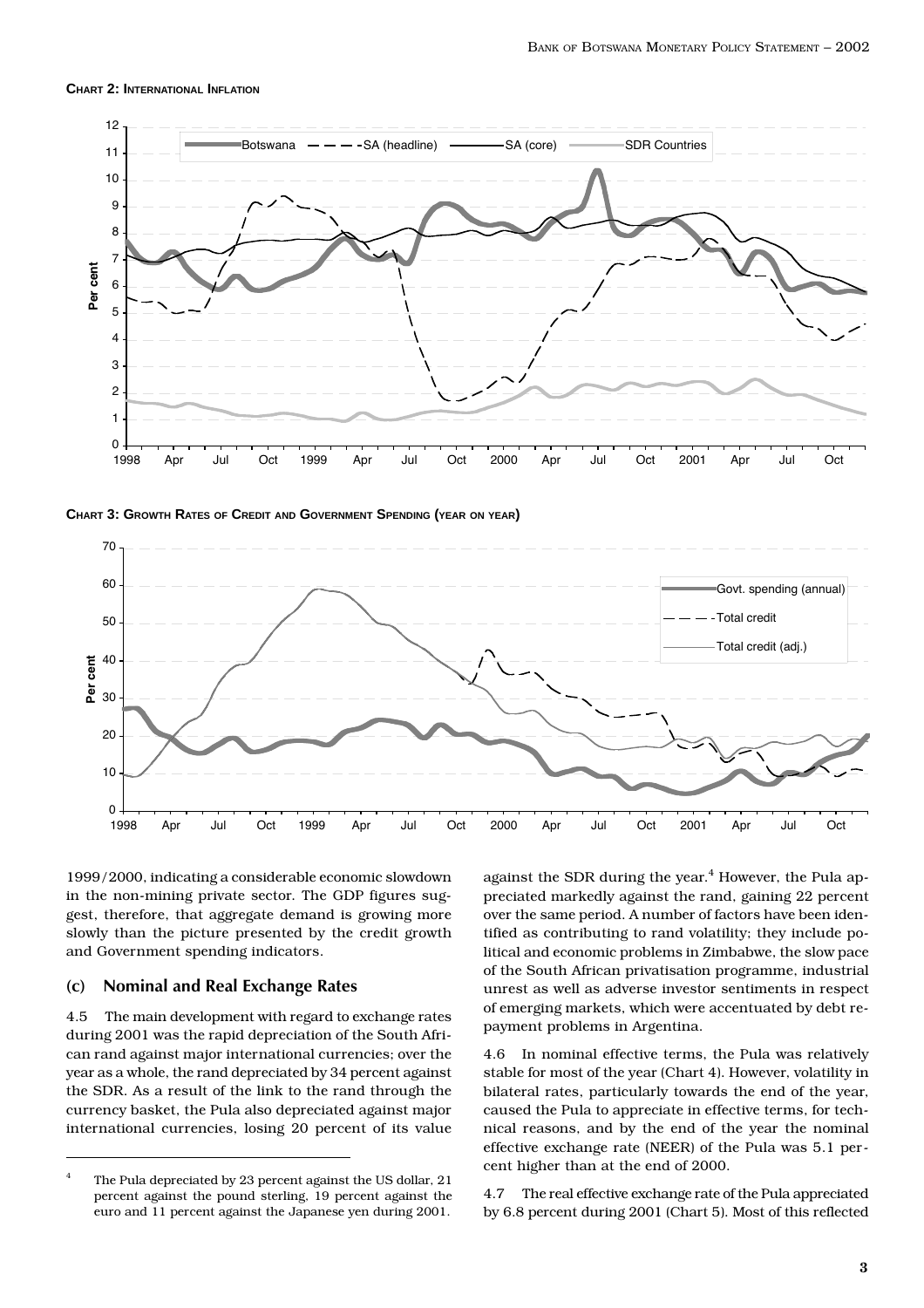**CHART 2: INTERNATIONAL INFLATION**

**CHART 3: GROWTH RATES OF CREDIT AND GOVERNMENT SPENDING (YEAR ON YEAR)**

1999/2000, indicating a considerable economic slowdown in the non-mining private sector. The GDP figures suggest, therefore, that aggregate demand is growing more slowly than the picture presented by the credit growth and Government spending indicators.

### (c) Nominal and Real Exchange Rates

4.5 The main development with regard to exchange rates during 2001 was the rapid depreciation of the South African rand against major international currencies; over the year as a whole, the rand depreciated by 34 percent against the SDR. As a result of the link to the rand through the currency basket, the Pula also depreciated against major international currencies, losing 20 percent of its value against the SDR during the year.[4] However, the Pula appreciated markedly against the rand, gaining 22 percent over the same period. A number of factors have been identified as contributing to rand volatility; they include political and economic problems in Zimbabwe, the slow pace of the South African privatisation programme, industrial unrest as well as adverse investor sentiments in respect of emerging markets, which were accentuated by debt repayment problems in Argentina.

4.6 In nominal effective terms, the Pula was relatively stable for most of the year (Chart 4). However, volatility in bilateral rates, particularly towards the end of the year, caused the Pula to appreciate in effective terms, for technical reasons, and by the end of the year the nominal effective exchange rate (NEER) of the Pula was 5.1 percent higher than at the end of 2000.

4.7 The real effective exchange rate of the Pula appreciated by 6.8 percent during 2001 (Chart 5). Most of this reflected

---

[4] The Pula depreciated by 23 percent against the US dollar, 21 percent against the pound sterling, 19 percent against the euro and 11 percent against the Japanese yen during 2001.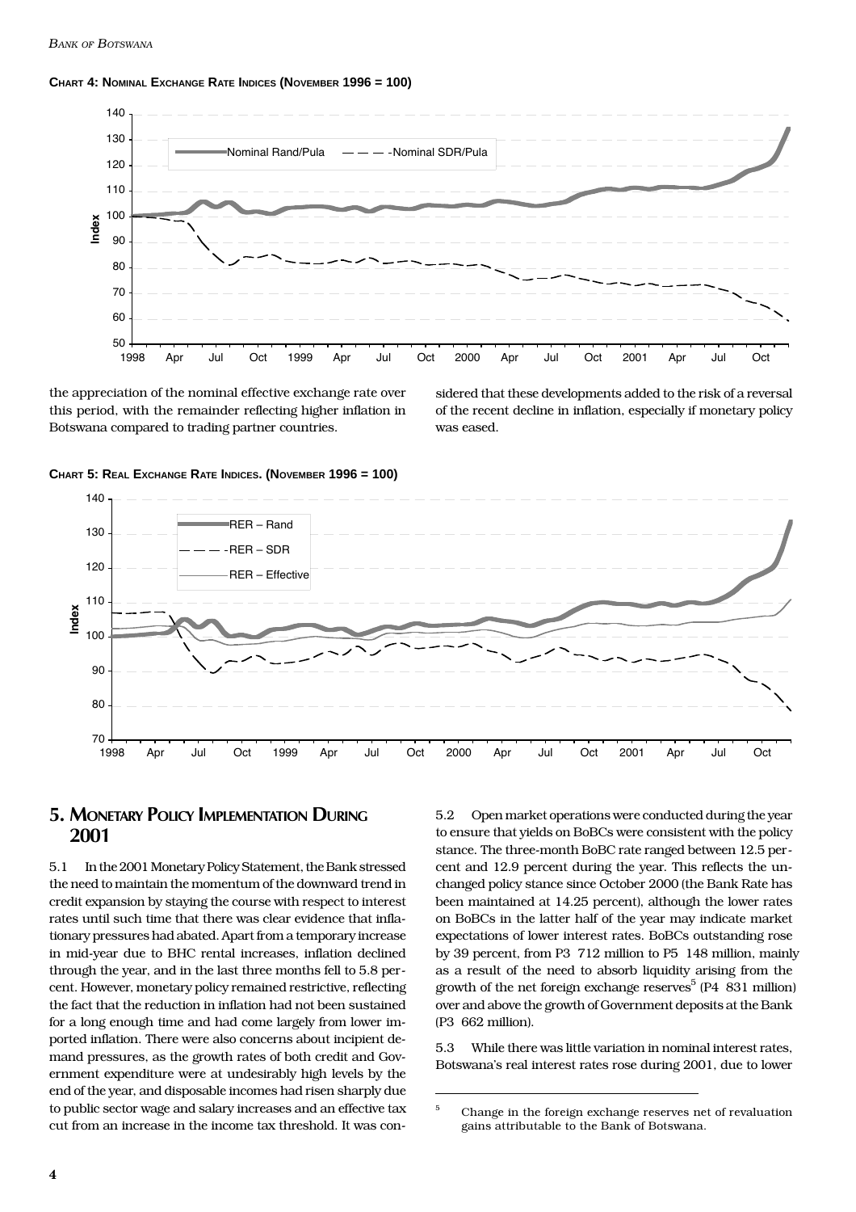**CHART 4: NOMINAL EXCHANGE RATE INDICES (NOVEMBER 1996 = 100)**

the appreciation of the nominal effective exchange rate over this period, with the remainder reflecting higher inflation in Botswana compared to trading partner countries.

sidered that these developments added to the risk of a reversal of the recent decline in inflation, especially if monetary policy was eased.

**CHART 5: REAL EXCHANGE RATE INDICES. (NOVEMBER 1996 = 100)**

## 5. MONETARY POLICY IMPLEMENTATION DURING 2001

5.1 In the 2001 Monetary Policy Statement, the Bank stressed the need to maintain the momentum of the downward trend in credit expansion by staying the course with respect to interest rates until such time that there was clear evidence that inflationary pressures had abated. Apart from a temporary increase in mid-year due to BHC rental increases, inflation declined through the year, and in the last three months fell to 5.8 percent. However, monetary policy remained restrictive, reflecting the fact that the reduction in inflation had not been sustained for a long enough time and had come largely from lower imported inflation. There were also concerns about incipient demand pressures, as the growth rates of both credit and Government expenditure were at undesirably high levels by the end of the year, and disposable incomes had risen sharply due to public sector wage and salary increases and an effective tax cut from an increase in the income tax threshold. It was considered that these developments added to the risk of a reversal of the recent decline in inflation, especially if monetary policy was eased.

5.2 Open market operations were conducted during the year to ensure that yields on BoBCs were consistent with the policy stance. The three-month BoBC rate ranged between 12.5 percent and 12.9 percent during the year. This reflects the unchanged policy stance since October 2000 (the Bank Rate has been maintained at 14.25 percent), although the lower rates on BoBCs in the latter half of the year may indicate market expectations of lower interest rates. BoBCs outstanding rose by 39 percent, from P3 712 million to P5 148 million, mainly as a result of the need to absorb liquidity arising from the growth of the net foreign exchange reserves[5] (P4 831 million) over and above the growth of Government deposits at the Bank (P3 662 million).

5.3 While there was little variation in nominal interest rates, Botswana's real interest rates rose during 2001, due to lower

[5] Change in the foreign exchange reserves net of revaluation gains attributable to the Bank of Botswana.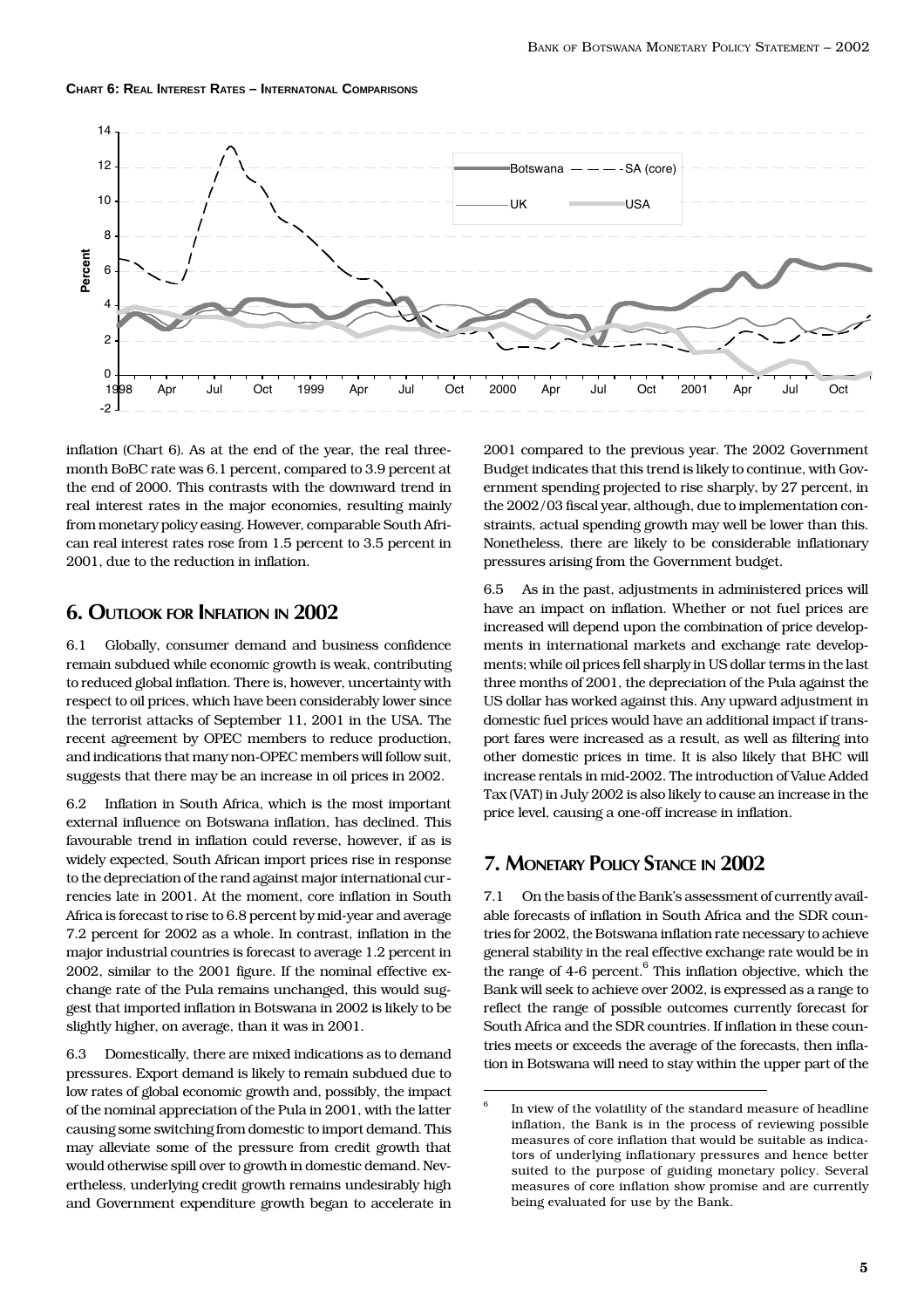**Chart 6: Real Interest Rates – Internatonal Comparisons**

inflation (Chart 6). As at the end of the year, the real three-month BoBC rate was 6.1 percent, compared to 3.9 percent at the end of 2000. This contrasts with the downward trend in real interest rates in the major economies, resulting mainly from monetary policy easing. However, comparable South African real interest rates rose from 1.5 percent to 3.5 percent in 2001, due to the reduction in inflation.

## 6. Outlook for Inflation in 2002

6.1 Globally, consumer demand and business confidence remain subdued while economic growth is weak, contributing to reduced global inflation. There is, however, uncertainty with respect to oil prices, which have been considerably lower since the terrorist attacks of September 11, 2001 in the USA. The recent agreement by OPEC members to reduce production, and indications that many non-OPEC members will follow suit, suggests that there may be an increase in oil prices in 2002.

6.2 Inflation in South Africa, which is the most important external influence on Botswana inflation, has declined. This favourable trend in inflation could reverse, however, if as is widely expected, South African import prices rise in response to the depreciation of the rand against major international currencies late in 2001. At the moment, core inflation in South Africa is forecast to rise to 6.8 percent by mid-year and average 7.2 percent for 2002 as a whole. In contrast, inflation in the major industrial countries is forecast to average 1.2 percent in 2002, similar to the 2001 figure. If the nominal effective exchange rate of the Pula remains unchanged, this would suggest that imported inflation in Botswana in 2002 is likely to be slightly higher, on average, than it was in 2001.

6.3 Domestically, there are mixed indications as to demand pressures. Export demand is likely to remain subdued due to low rates of global economic growth and, possibly, the impact of the nominal appreciation of the Pula in 2001, with the latter causing some switching from domestic to import demand. This may alleviate some of the pressure from credit growth that would otherwise spill over to growth in domestic demand. Nevertheless, underlying credit growth remains undesirably high and Government expenditure growth began to accelerate in 2001 compared to the previous year. The 2002 Government Budget indicates that this trend is likely to continue, with Government spending projected to rise sharply, by 27 percent, in the 2002/03 fiscal year, although, due to implementation constraints, actual spending growth may well be lower than this. Nonetheless, there are likely to be considerable inflationary pressures arising from the Government budget.

6.5 As in the past, adjustments in administered prices will have an impact on inflation. Whether or not fuel prices are increased will depend upon the combination of price developments in international markets and exchange rate developments; while oil prices fell sharply in US dollar terms in the last three months of 2001, the depreciation of the Pula against the US dollar has worked against this. Any upward adjustment in domestic fuel prices would have an additional impact if transport fares were increased as a result, as well as filtering into other domestic prices in time. It is also likely that BHC will increase rentals in mid-2002. The introduction of Value Added Tax (VAT) in July 2002 is also likely to cause an increase in the price level, causing a one-off increase in inflation.

## 7. Monetary Policy Stance in 2002

7.1 On the basis of the Bank's assessment of currently available forecasts of inflation in South Africa and the SDR countries for 2002, the Botswana inflation rate necessary to achieve general stability in the real effective exchange rate would be in the range of 4-6 percent.[6] This inflation objective, which the Bank will seek to achieve over 2002, is expressed as a range to reflect the range of possible outcomes currently forecast for South Africa and the SDR countries. If inflation in these countries meets or exceeds the average of the forecasts, then inflation in Botswana will need to stay within the upper part of the

[6] In view of the volatility of the standard measure of headline inflation, the Bank is in the process of reviewing possible measures of core inflation that would be suitable as indicators of underlying inflationary pressures and hence better suited to the purpose of guiding monetary policy. Several measures of core inflation show promise and are currently being evaluated for use by the Bank.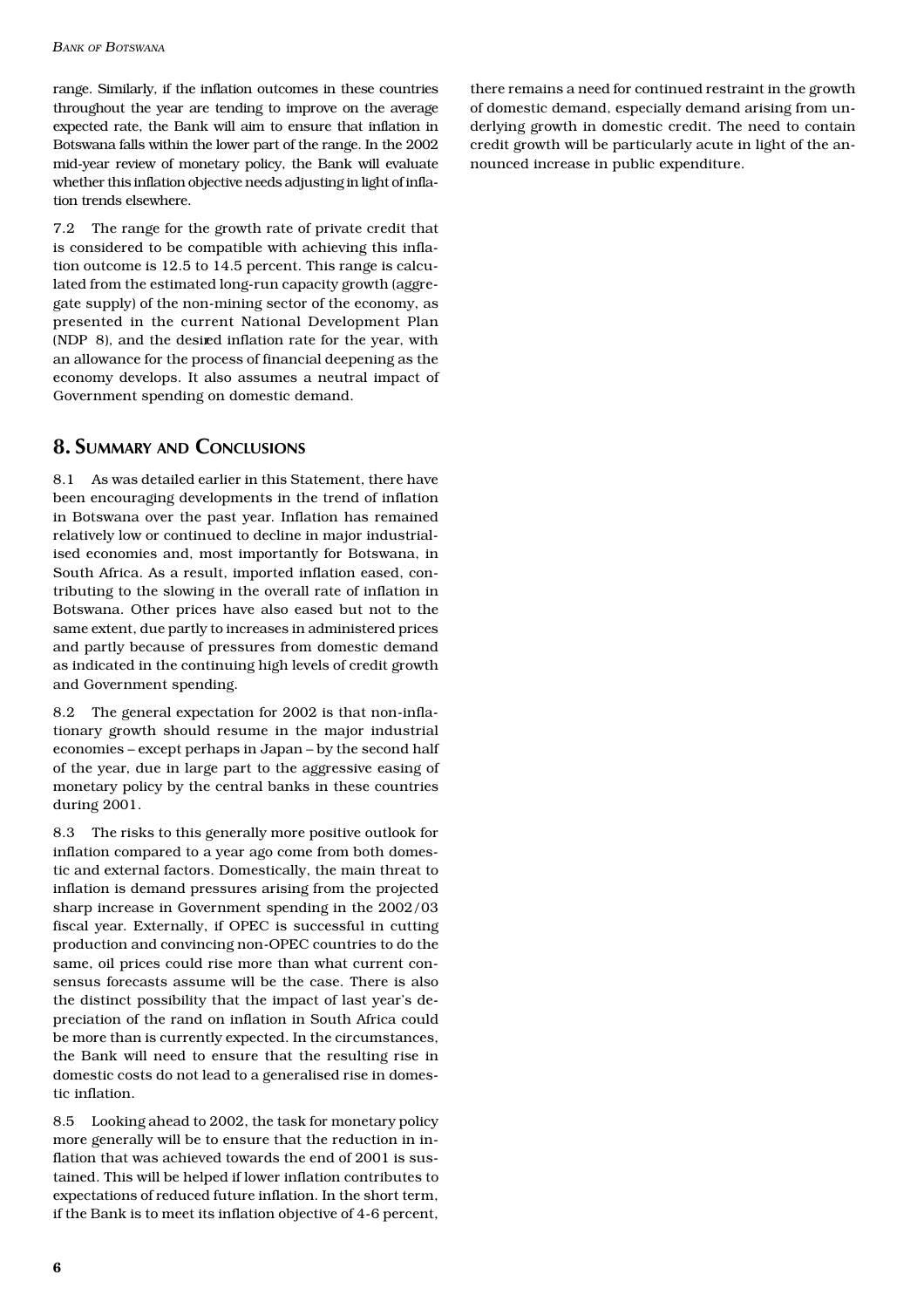range. Similarly, if the inflation outcomes in these countries throughout the year are tending to improve on the average expected rate, the Bank will aim to ensure that inflation in Botswana falls within the lower part of the range. In the 2002 mid-year review of monetary policy, the Bank will evaluate whether this inflation objective needs adjusting in light of inflation trends elsewhere.

7.2 The range for the growth rate of private credit that is considered to be compatible with achieving this inflation outcome is 12.5 to 14.5 percent. This range is calculated from the estimated long-run capacity growth (aggregate supply) of the non-mining sector of the economy, as presented in the current National Development Plan (NDP 8), and the desired inflation rate for the year, with an allowance for the process of financial deepening as the economy develops. It also assumes a neutral impact of Government spending on domestic demand.

## 8. Summary and Conclusions

8.1 As was detailed earlier in this Statement, there have been encouraging developments in the trend of inflation in Botswana over the past year. Inflation has remained relatively low or continued to decline in major industrialised economies and, most importantly for Botswana, in South Africa. As a result, imported inflation eased, contributing to the slowing in the overall rate of inflation in Botswana. Other prices have also eased but not to the same extent, due partly to increases in administered prices and partly because of pressures from domestic demand as indicated in the continuing high levels of credit growth and Government spending.

8.2 The general expectation for 2002 is that non-inflationary growth should resume in the major industrial economies – except perhaps in Japan – by the second half of the year, due in large part to the aggressive easing of monetary policy by the central banks in these countries during 2001.

8.3 The risks to this generally more positive outlook for inflation compared to a year ago come from both domestic and external factors. Domestically, the main threat to inflation is demand pressures arising from the projected sharp increase in Government spending in the 2002/03 fiscal year. Externally, if OPEC is successful in cutting production and convincing non-OPEC countries to do the same, oil prices could rise more than what current consensus forecasts assume will be the case. There is also the distinct possibility that the impact of last year's depreciation of the rand on inflation in South Africa could be more than is currently expected. In the circumstances, the Bank will need to ensure that the resulting rise in domestic costs do not lead to a generalised rise in domestic inflation.

8.5 Looking ahead to 2002, the task for monetary policy more generally will be to ensure that the reduction in inflation that was achieved towards the end of 2001 is sustained. This will be helped if lower inflation contributes to expectations of reduced future inflation. In the short term, if the Bank is to meet its inflation objective of 4-6 percent, there remains a need for continued restraint in the growth of domestic demand, especially demand arising from underlying growth in domestic credit. The need to contain credit growth will be particularly acute in light of the announced increase in public expenditure.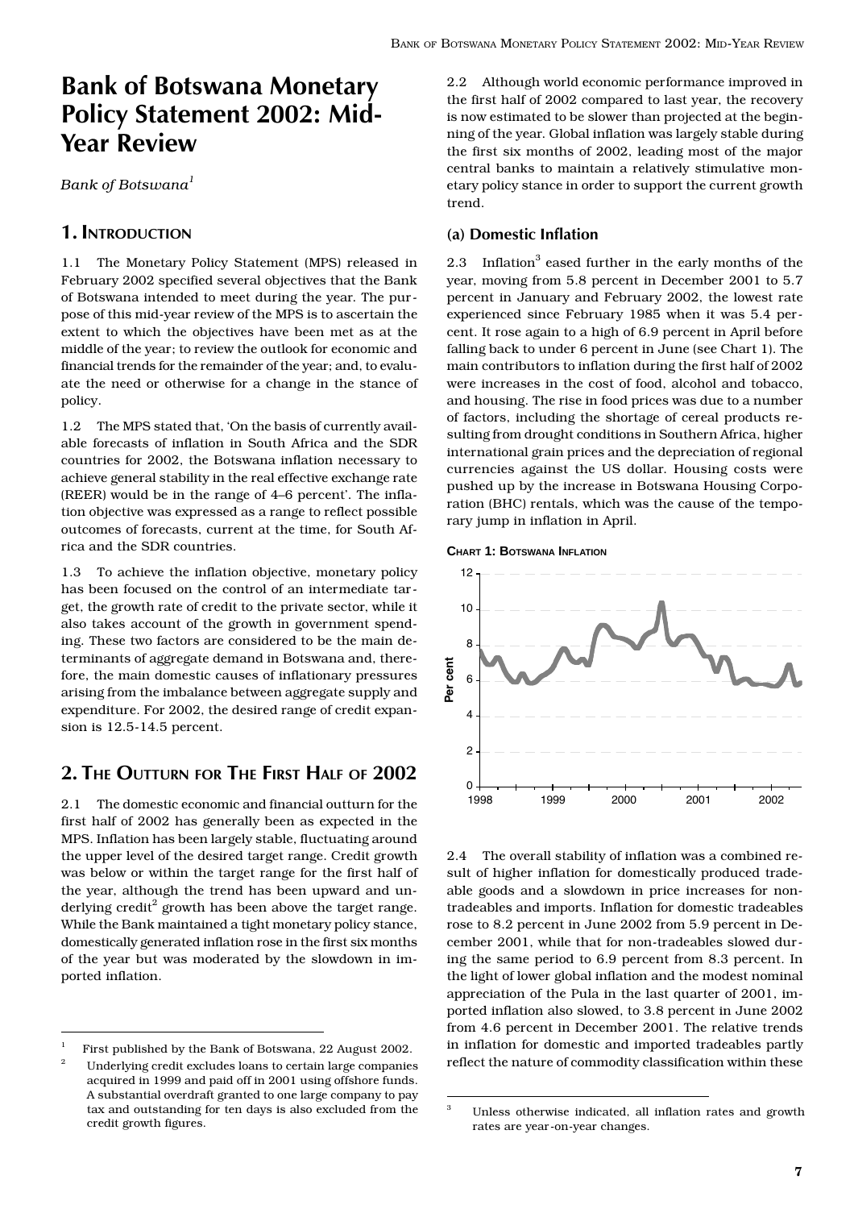# Bank of Botswana Monetary Policy Statement 2002: Mid-Year Review

*Bank of Botswana*[1]

## 1. Introduction

1.1 The Monetary Policy Statement (MPS) released in February 2002 specified several objectives that the Bank of Botswana intended to meet during the year. The purpose of this mid-year review of the MPS is to ascertain the extent to which the objectives have been met as at the middle of the year; to review the outlook for economic and financial trends for the remainder of the year; and, to evaluate the need or otherwise for a change in the stance of policy.

1.2 The MPS stated that, 'On the basis of currently available forecasts of inflation in South Africa and the SDR countries for 2002, the Botswana inflation necessary to achieve general stability in the real effective exchange rate (REER) would be in the range of 4–6 percent'. The inflation objective was expressed as a range to reflect possible outcomes of forecasts, current at the time, for South Africa and the SDR countries.

1.3 To achieve the inflation objective, monetary policy has been focused on the control of an intermediate target, the growth rate of credit to the private sector, while it also takes account of the growth in government spending. These two factors are considered to be the main determinants of aggregate demand in Botswana and, therefore, the main domestic causes of inflationary pressures arising from the imbalance between aggregate supply and expenditure. For 2002, the desired range of credit expansion is 12.5-14.5 percent.

## 2. The Outturn for The First Half of 2002

2.1 The domestic economic and financial outturn for the first half of 2002 has generally been as expected in the MPS. Inflation has been largely stable, fluctuating around the upper level of the desired target range. Credit growth was below or within the target range for the first half of the year, although the trend has been upward and underlying credit[2] growth has been above the target range. While the Bank maintained a tight monetary policy stance, domestically generated inflation rose in the first six months of the year but was moderated by the slowdown in imported inflation.

2.2 Although world economic performance improved in the first half of 2002 compared to last year, the recovery is now estimated to be slower than projected at the beginning of the year. Global inflation was largely stable during the first six months of 2002, leading most of the major central banks to maintain a relatively stimulative monetary policy stance in order to support the current growth trend.

### (a) Domestic Inflation

2.3 Inflation[3] eased further in the early months of the year, moving from 5.8 percent in December 2001 to 5.7 percent in January and February 2002, the lowest rate experienced since February 1985 when it was 5.4 percent. It rose again to a high of 6.9 percent in April before falling back to under 6 percent in June (see Chart 1). The main contributors to inflation during the first half of 2002 were increases in the cost of food, alcohol and tobacco, and housing. The rise in food prices was due to a number of factors, including the shortage of cereal products resulting from drought conditions in Southern Africa, higher international grain prices and the depreciation of regional currencies against the US dollar. Housing costs were pushed up by the increase in Botswana Housing Corporation (BHC) rentals, which was the cause of the temporary jump in inflation in April.

**Chart 1: Botswana Inflation**

2.4 The overall stability of inflation was a combined result of higher inflation for domestically produced tradeable goods and a slowdown in price increases for non-tradeables and imports. Inflation for domestic tradeables rose to 8.2 percent in June 2002 from 5.9 percent in December 2001, while that for non-tradeables slowed during the same period to 6.9 percent from 8.3 percent. In the light of lower global inflation and the modest nominal appreciation of the Pula in the last quarter of 2001, imported inflation also slowed, to 3.8 percent in June 2002 from 4.6 percent in December 2001. The relative trends in inflation for domestic and imported tradeables partly reflect the nature of commodity classification within these

---

[1] First published by the Bank of Botswana, 22 August 2002.

[2] Underlying credit excludes loans to certain large companies acquired in 1999 and paid off in 2001 using offshore funds. A substantial overdraft granted to one large company to pay tax and outstanding for ten days is also excluded from the credit growth figures.

[3] Unless otherwise indicated, all inflation rates and growth rates are year-on-year changes.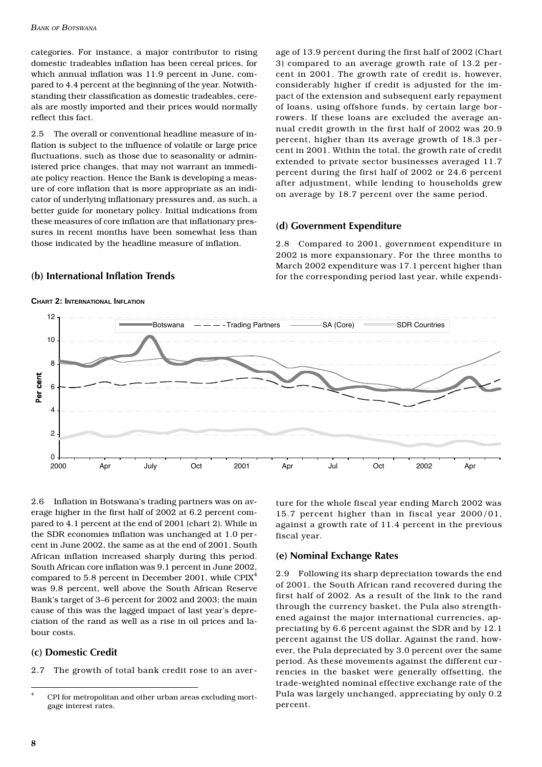categories. For instance, a major contributor to rising domestic tradeables inflation has been cereal prices, for which annual inflation was 11.9 percent in June, compared to 4.4 percent at the beginning of the year. Notwithstanding their classification as domestic tradeables, cereals are mostly imported and their prices would normally reflect this fact.

2.5 The overall or conventional headline measure of inflation is subject to the influence of volatile or large price fluctuations, such as those due to seasonality or administered price changes, that may not warrant an immediate policy reaction. Hence the Bank is developing a measure of core inflation that is more appropriate as an indicator of underlying inflationary pressures and, as such, a better guide for monetary policy. Initial indications from these measures of core inflation are that inflationary pressures in recent months have been somewhat less than those indicated by the headline measure of inflation.

## (b) International Inflation Trends

**CHART 2: INTERNATIONAL INFLATION**

2.6 Inflation in Botswana's trading partners was on average higher in the first half of 2002 at 6.2 percent compared to 4.1 percent at the end of 2001 (chart 2). While in the SDR economies inflation was unchanged at 1.0 percent in June 2002, the same as at the end of 2001, South African inflation increased sharply during this period. South African core inflation was 9.1 percent in June 2002, compared to 5.8 percent in December 2001, while CPIX[4] was 9.8 percent, well above the South African Reserve Bank's target of 3–6 percent for 2002 and 2003; the main cause of this was the lagged impact of last year's depreciation of the rand as well as a rise in oil prices and labour costs.

## (c) Domestic Credit

2.7 The growth of total bank credit rose to an average of 13.9 percent during the first half of 2002 (Chart 3) compared to an average growth rate of 13.2 percent in 2001. The growth rate of credit is, however, considerably higher if credit is adjusted for the impact of the extension and subsequent early repayment of loans, using offshore funds, by certain large borrowers. If these loans are excluded the average annual credit growth in the first half of 2002 was 20.9 percent, higher than its average growth of 18.3 percent in 2001. Within the total, the growth rate of credit extended to private sector businesses averaged 11.7 percent during the first half of 2002 or 24.6 percent after adjustment, while lending to households grew on average by 18.7 percent over the same period.

## (d) Government Expenditure

2.8 Compared to 2001, government expenditure in 2002 is more expansionary. For the three months to March 2002 expenditure was 17.1 percent higher than for the corresponding period last year, while expenditure for the whole fiscal year ending March 2002 was 15.7 percent higher than in fiscal year 2000/01, against a growth rate of 11.4 percent in the previous fiscal year.

## (e) Nominal Exchange Rates

2.9 Following its sharp depreciation towards the end of 2001, the South African rand recovered during the first half of 2002. As a result of the link to the rand through the currency basket, the Pula also strengthened against the major international currencies, appreciating by 6.6 percent against the SDR and by 12.1 percent against the US dollar. Against the rand, however, the Pula depreciated by 3.0 percent over the same period. As these movements against the different currencies in the basket were generally offsetting, the trade-weighted nominal effective exchange rate of the Pula was largely unchanged, appreciating by only 0.2 percent.

[4] CPI for metropolitan and other urban areas excluding mortgage interest rates.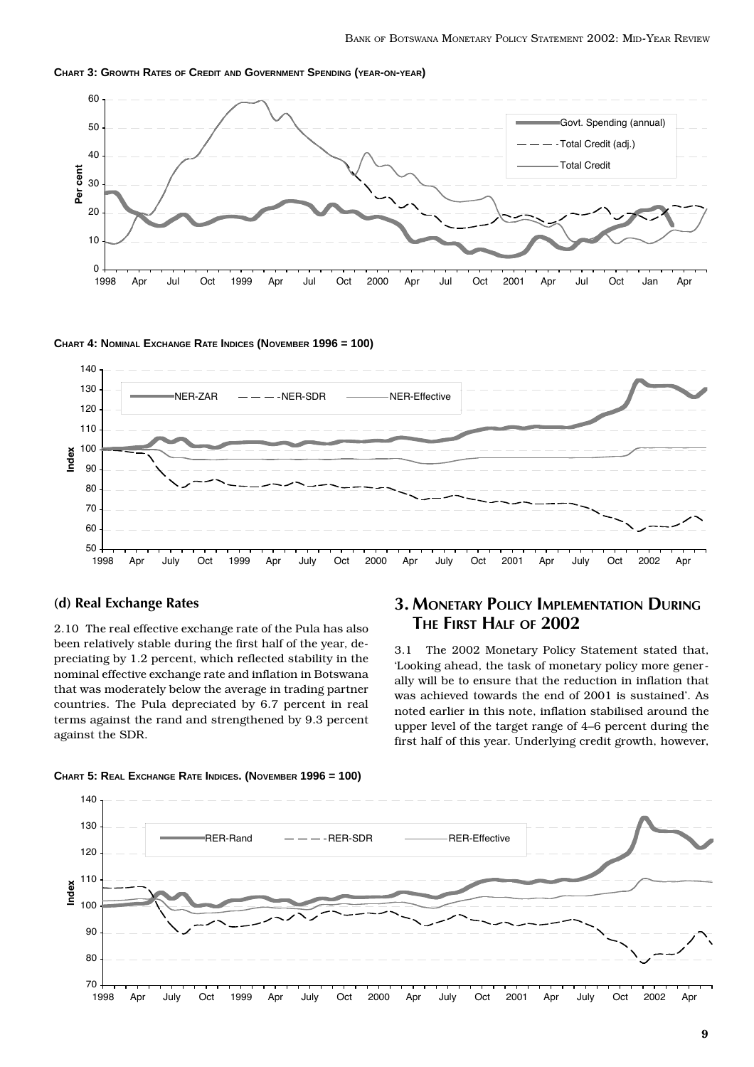**CHART 3: GROWTH RATES OF CREDIT AND GOVERNMENT SPENDING (YEAR-ON-YEAR)**

**CHART 4: NOMINAL EXCHANGE RATE INDICES (NOVEMBER 1996 = 100)**

### (d) Real Exchange Rates

2.10 The real effective exchange rate of the Pula has also been relatively stable during the first half of the year, depreciating by 1.2 percent, which reflected stability in the nominal effective exchange rate and inflation in Botswana that was moderately below the average in trading partner countries. The Pula depreciated by 6.7 percent in real terms against the rand and strengthened by 9.3 percent against the SDR.

## 3. MONETARY POLICY IMPLEMENTATION DURING THE FIRST HALF OF 2002

3.1 The 2002 Monetary Policy Statement stated that, 'Looking ahead, the task of monetary policy more generally will be to ensure that the reduction in inflation that was achieved towards the end of 2001 is sustained'. As noted earlier in this note, inflation stabilised around the upper level of the target range of 4–6 percent during the first half of this year. Underlying credit growth, however,

**CHART 5: REAL EXCHANGE RATE INDICES. (NOVEMBER 1996 = 100)**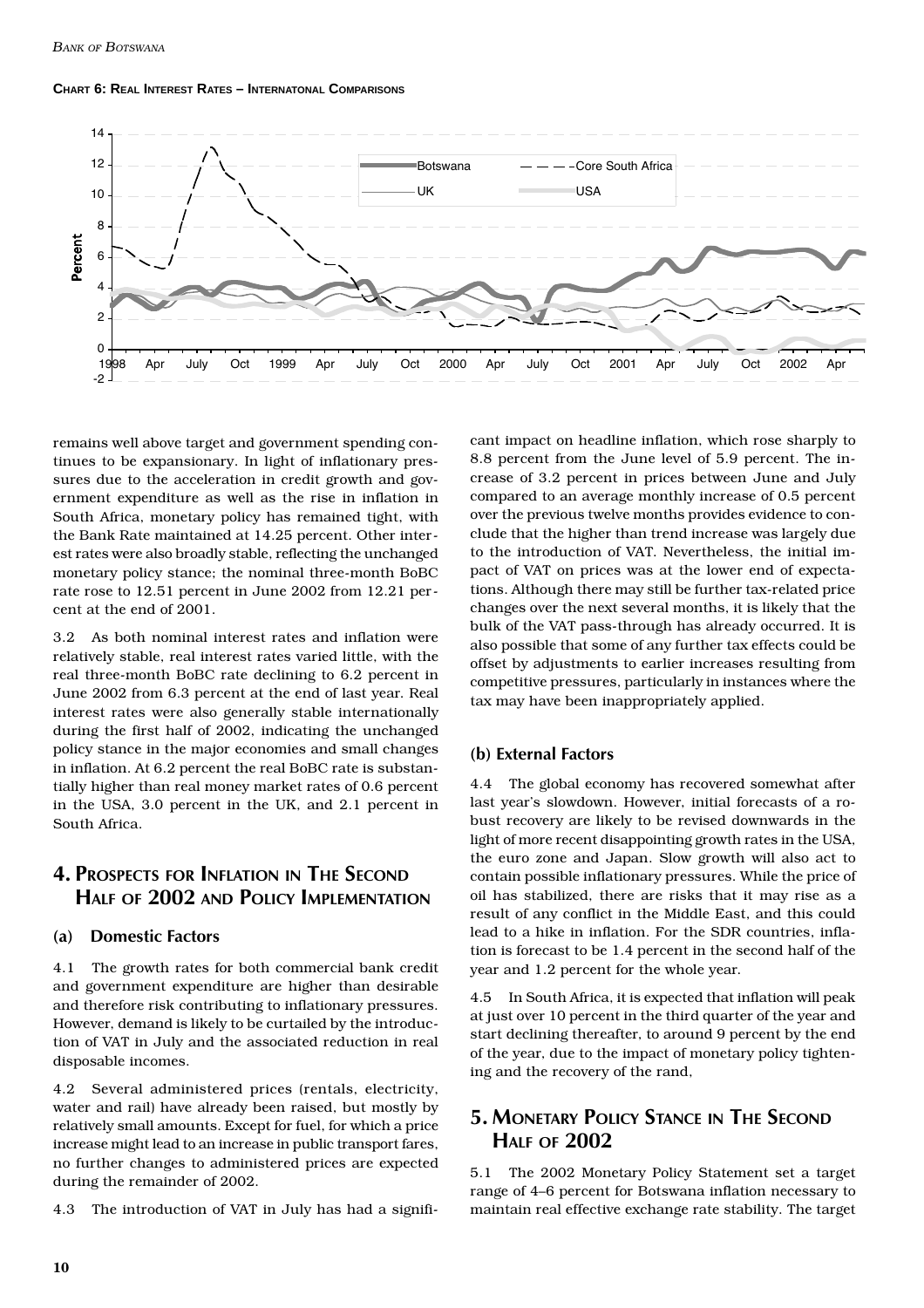**Chart 6: Real Interest Rates – Internatonal Comparisons**

remains well above target and government spending continues to be expansionary. In light of inflationary pressures due to the acceleration in credit growth and government expenditure as well as the rise in inflation in South Africa, monetary policy has remained tight, with the Bank Rate maintained at 14.25 percent. Other interest rates were also broadly stable, reflecting the unchanged monetary policy stance; the nominal three-month BoBC rate rose to 12.51 percent in June 2002 from 12.21 percent at the end of 2001.

3.2 As both nominal interest rates and inflation were relatively stable, real interest rates varied little, with the real three-month BoBC rate declining to 6.2 percent in June 2002 from 6.3 percent at the end of last year. Real interest rates were also generally stable internationally during the first half of 2002, indicating the unchanged policy stance in the major economies and small changes in inflation. At 6.2 percent the real BoBC rate is substantially higher than real money market rates of 0.6 percent in the USA, 3.0 percent in the UK, and 2.1 percent in South Africa.

## 4. Prospects for Inflation in The Second Half of 2002 and Policy Implementation

### (a) Domestic Factors

4.1 The growth rates for both commercial bank credit and government expenditure are higher than desirable and therefore risk contributing to inflationary pressures. However, demand is likely to be curtailed by the introduction of VAT in July and the associated reduction in real disposable incomes.

4.2 Several administered prices (rentals, electricity, water and rail) have already been raised, but mostly by relatively small amounts. Except for fuel, for which a price increase might lead to an increase in public transport fares, no further changes to administered prices are expected during the remainder of 2002.

4.3 The introduction of VAT in July has had a significant impact on headline inflation, which rose sharply to 8.8 percent from the June level of 5.9 percent. The increase of 3.2 percent in prices between June and July compared to an average monthly increase of 0.5 percent over the previous twelve months provides evidence to conclude that the higher than trend increase was largely due to the introduction of VAT. Nevertheless, the initial impact of VAT on prices was at the lower end of expectations. Although there may still be further tax-related price changes over the next several months, it is likely that the bulk of the VAT pass-through has already occurred. It is also possible that some of any further tax effects could be offset by adjustments to earlier increases resulting from competitive pressures, particularly in instances where the tax may have been inappropriately applied.

### (b) External Factors

4.4 The global economy has recovered somewhat after last year's slowdown. However, initial forecasts of a robust recovery are likely to be revised downwards in the light of more recent disappointing growth rates in the USA, the euro zone and Japan. Slow growth will also act to contain possible inflationary pressures. While the price of oil has stabilized, there are risks that it may rise as a result of any conflict in the Middle East, and this could lead to a hike in inflation. For the SDR countries, inflation is forecast to be 1.4 percent in the second half of the year and 1.2 percent for the whole year.

4.5 In South Africa, it is expected that inflation will peak at just over 10 percent in the third quarter of the year and start declining thereafter, to around 9 percent by the end of the year, due to the impact of monetary policy tightening and the recovery of the rand,

## 5. Monetary Policy Stance in The Second Half of 2002

5.1 The 2002 Monetary Policy Statement set a target range of 4–6 percent for Botswana inflation necessary to maintain real effective exchange rate stability. The target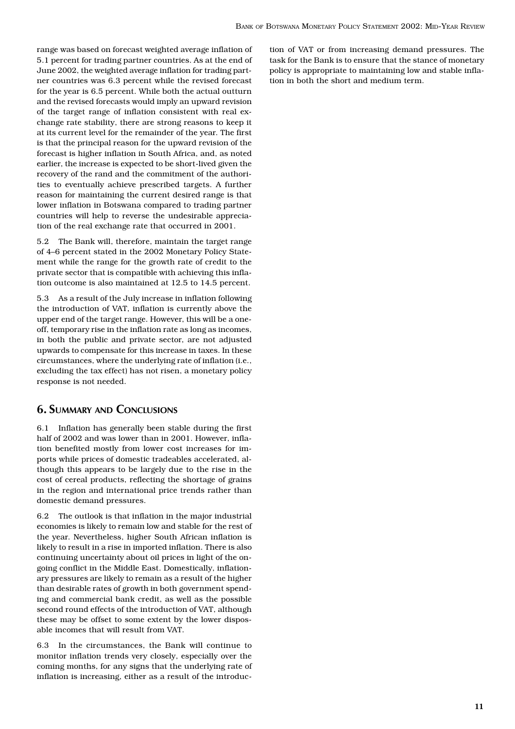range was based on forecast weighted average inflation of 5.1 percent for trading partner countries. As at the end of June 2002, the weighted average inflation for trading partner countries was 6.3 percent while the revised forecast for the year is 6.5 percent. While both the actual outturn and the revised forecasts would imply an upward revision of the target range of inflation consistent with real exchange rate stability, there are strong reasons to keep it at its current level for the remainder of the year. The first is that the principal reason for the upward revision of the forecast is higher inflation in South Africa, and, as noted earlier, the increase is expected to be short-lived given the recovery of the rand and the commitment of the authorities to eventually achieve prescribed targets. A further reason for maintaining the current desired range is that lower inflation in Botswana compared to trading partner countries will help to reverse the undesirable appreciation of the real exchange rate that occurred in 2001.

5.2 The Bank will, therefore, maintain the target range of 4–6 percent stated in the 2002 Monetary Policy Statement while the range for the growth rate of credit to the private sector that is compatible with achieving this inflation outcome is also maintained at 12.5 to 14.5 percent.

5.3 As a result of the July increase in inflation following the introduction of VAT, inflation is currently above the upper end of the target range. However, this will be a one-off, temporary rise in the inflation rate as long as incomes, in both the public and private sector, are not adjusted upwards to compensate for this increase in taxes. In these circumstances, where the underlying rate of inflation (i.e., excluding the tax effect) has not risen, a monetary policy response is not needed.

## 6. Summary and Conclusions

6.1 Inflation has generally been stable during the first half of 2002 and was lower than in 2001. However, inflation benefited mostly from lower cost increases for imports while prices of domestic tradeables accelerated, although this appears to be largely due to the rise in the cost of cereal products, reflecting the shortage of grains in the region and international price trends rather than domestic demand pressures.

6.2 The outlook is that inflation in the major industrial economies is likely to remain low and stable for the rest of the year. Nevertheless, higher South African inflation is likely to result in a rise in imported inflation. There is also continuing uncertainty about oil prices in light of the ongoing conflict in the Middle East. Domestically, inflationary pressures are likely to remain as a result of the higher than desirable rates of growth in both government spending and commercial bank credit, as well as the possible second round effects of the introduction of VAT, although these may be offset to some extent by the lower disposable incomes that will result from VAT.

6.3 In the circumstances, the Bank will continue to monitor inflation trends very closely, especially over the coming months, for any signs that the underlying rate of inflation is increasing, either as a result of the introduction of VAT or from increasing demand pressures. The task for the Bank is to ensure that the stance of monetary policy is appropriate to maintaining low and stable inflation in both the short and medium term.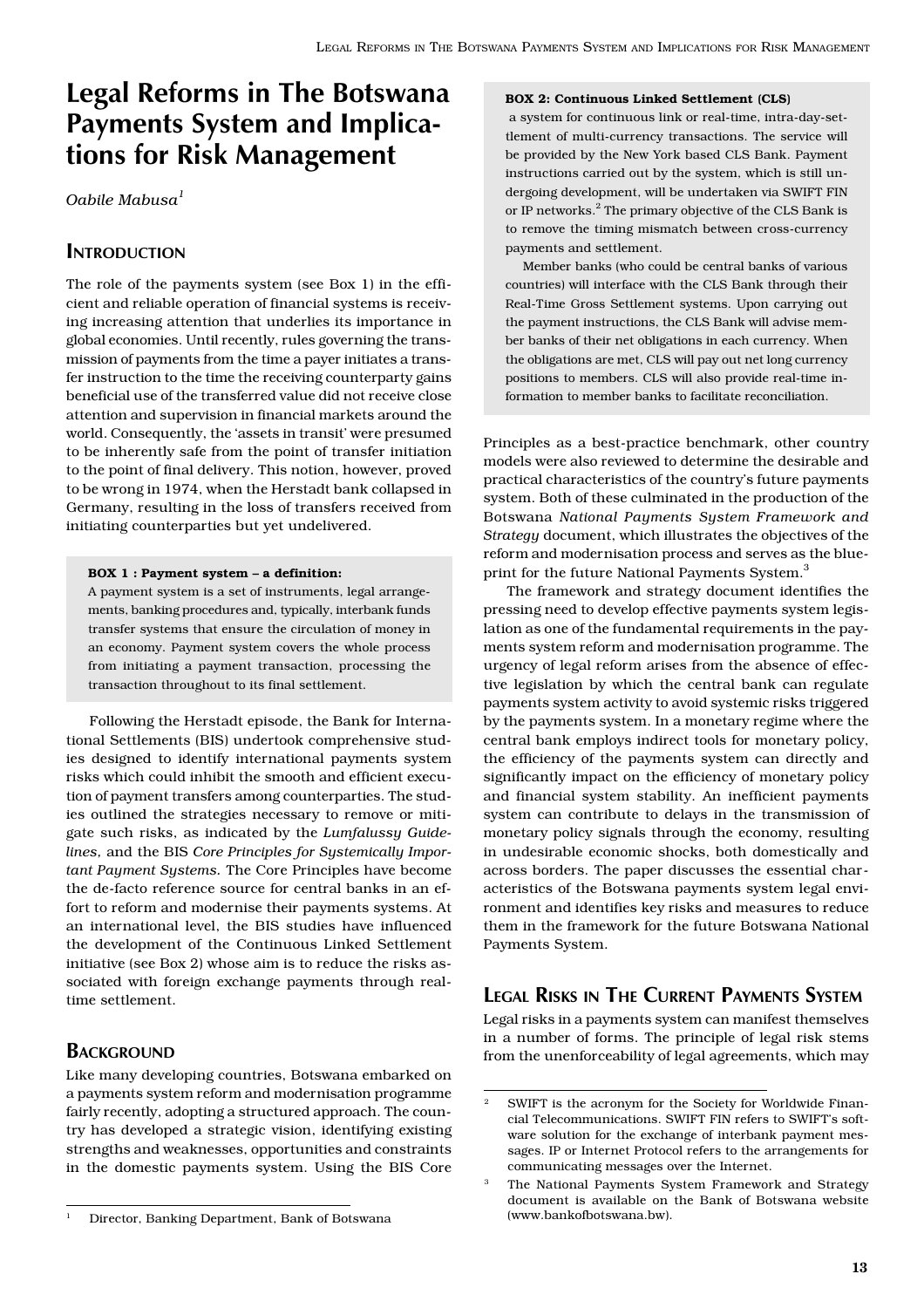# Legal Reforms in The Botswana Payments System and Implications for Risk Management

*Oabile Mabusa*[1]

## Introduction

The role of the payments system (see Box 1) in the efficient and reliable operation of financial systems is receiving increasing attention that underlies its importance in global economies. Until recently, rules governing the transmission of payments from the time a payer initiates a transfer instruction to the time the receiving counterparty gains beneficial use of the transferred value did not receive close attention and supervision in financial markets around the world. Consequently, the 'assets in transit' were presumed to be inherently safe from the point of transfer initiation to the point of final delivery. This notion, however, proved to be wrong in 1974, when the Herstadt bank collapsed in Germany, resulting in the loss of transfers received from initiating counterparties but yet undelivered.

> **BOX 1 : Payment system – a definition:**
>
> A payment system is a set of instruments, legal arrangements, banking procedures and, typically, interbank funds transfer systems that ensure the circulation of money in an economy. Payment system covers the whole process from initiating a payment transaction, processing the transaction throughout to its final settlement.

Following the Herstadt episode, the Bank for International Settlements (BIS) undertook comprehensive studies designed to identify international payments system risks which could inhibit the smooth and efficient execution of payment transfers among counterparties. The studies outlined the strategies necessary to remove or mitigate such risks, as indicated by the *Lumfalussy Guidelines*, and the BIS *Core Principles for Systemically Important Payment Systems.* The Core Principles have become the de-facto reference source for central banks in an effort to reform and modernise their payments systems. At an international level, the BIS studies have influenced the development of the Continuous Linked Settlement initiative (see Box 2) whose aim is to reduce the risks associated with foreign exchange payments through real-time settlement.

## Background

Like many developing countries, Botswana embarked on a payments system reform and modernisation programme fairly recently, adopting a structured approach. The country has developed a strategic vision, identifying existing strengths and weaknesses, opportunities and constraints in the domestic payments system. Using the BIS Core Principles as a best-practice benchmark, other country models were also reviewed to determine the desirable and practical characteristics of the country's future payments system. Both of these culminated in the production of the Botswana *National Payments System Framework and Strategy* document, which illustrates the objectives of the reform and modernisation process and serves as the blueprint for the future National Payments System.[3]

> **BOX 2: Continuous Linked Settlement (CLS)**
>
> a system for continuous link or real-time, intra-day-settlement of multi-currency transactions. The service will be provided by the New York based CLS Bank. Payment instructions carried out by the system, which is still undergoing development, will be undertaken via SWIFT FIN or IP networks.[2] The primary objective of the CLS Bank is to remove the timing mismatch between cross-currency payments and settlement.
>
> Member banks (who could be central banks of various countries) will interface with the CLS Bank through their Real-Time Gross Settlement systems. Upon carrying out the payment instructions, the CLS Bank will advise member banks of their net obligations in each currency. When the obligations are met, CLS will pay out net long currency positions to members. CLS will also provide real-time information to member banks to facilitate reconciliation.

The framework and strategy document identifies the pressing need to develop effective payments system legislation as one of the fundamental requirements in the payments system reform and modernisation programme. The urgency of legal reform arises from the absence of effective legislation by which the central bank can regulate payments system activity to avoid systemic risks triggered by the payments system. In a monetary regime where the central bank employs indirect tools for monetary policy, the efficiency of the payments system can directly and significantly impact on the efficiency of monetary policy and financial system stability. An inefficient payments system can contribute to delays in the transmission of monetary policy signals through the economy, resulting in undesirable economic shocks, both domestically and across borders. The paper discusses the essential characteristics of the Botswana payments system legal environment and identifies key risks and measures to reduce them in the framework for the future Botswana National Payments System.

## Legal Risks in The Current Payments System

Legal risks in a payments system can manifest themselves in a number of forms. The principle of legal risk stems from the unenforceability of legal agreements, which may

---

[1] Director, Banking Department, Bank of Botswana

[2] SWIFT is the acronym for the Society for Worldwide Financial Telecommunications. SWIFT FIN refers to SWIFT's software solution for the exchange of interbank payment messages. IP or Internet Protocol refers to the arrangements for communicating messages over the Internet.

[3] The National Payments System Framework and Strategy document is available on the Bank of Botswana website (www.bankofbotswana.bw).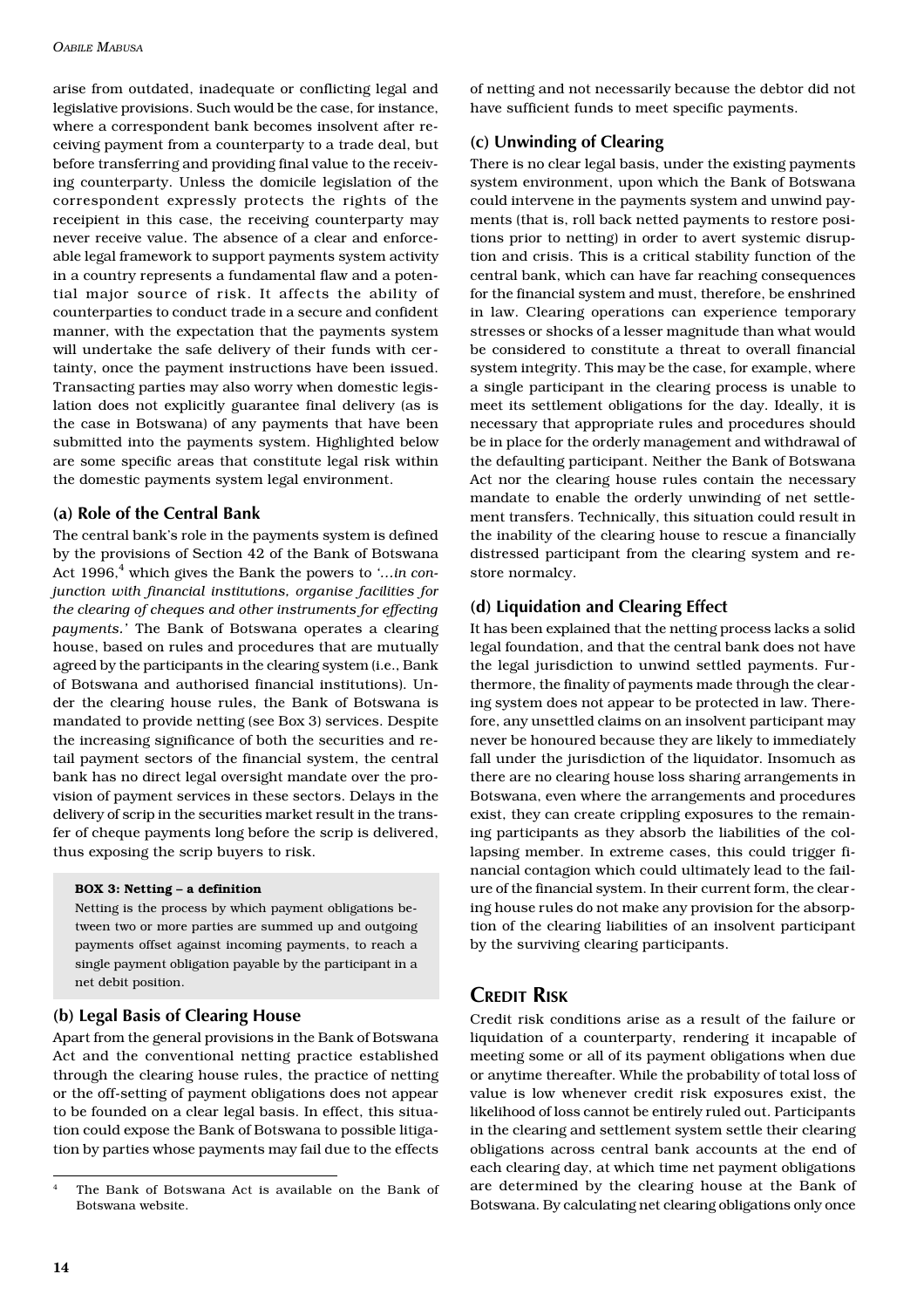arise from outdated, inadequate or conflicting legal and legislative provisions. Such would be the case, for instance, where a correspondent bank becomes insolvent after receiving payment from a counterparty to a trade deal, but before transferring and providing final value to the receiving counterparty. Unless the domicile legislation of the correspondent expressly protects the rights of the receipient in this case, the receiving counterparty may never receive value. The absence of a clear and enforceable legal framework to support payments system activity in a country represents a fundamental flaw and a potential major source of risk. It affects the ability of counterparties to conduct trade in a secure and confident manner, with the expectation that the payments system will undertake the safe delivery of their funds with certainty, once the payment instructions have been issued. Transacting parties may also worry when domestic legislation does not explicitly guarantee final delivery (as is the case in Botswana) of any payments that have been submitted into the payments system. Highlighted below are some specific areas that constitute legal risk within the domestic payments system legal environment.

### (a) Role of the Central Bank

The central bank's role in the payments system is defined by the provisions of Section 42 of the Bank of Botswana Act 1996,[4] which gives the Bank the powers to *'...in conjunction with financial institutions, organise facilities for the clearing of cheques and other instruments for effecting payments.'* The Bank of Botswana operates a clearing house, based on rules and procedures that are mutually agreed by the participants in the clearing system (i.e., Bank of Botswana and authorised financial institutions). Under the clearing house rules, the Bank of Botswana is mandated to provide netting (see Box 3) services. Despite the increasing significance of both the securities and retail payment sectors of the financial system, the central bank has no direct legal oversight mandate over the provision of payment services in these sectors. Delays in the delivery of scrip in the securities market result in the transfer of cheque payments long before the scrip is delivered, thus exposing the scrip buyers to risk.

> **BOX 3: Netting – a definition**
>
> Netting is the process by which payment obligations between two or more parties are summed up and outgoing payments offset against incoming payments, to reach a single payment obligation payable by the participant in a net debit position.

### (b) Legal Basis of Clearing House

Apart from the general provisions in the Bank of Botswana Act and the conventional netting practice established through the clearing house rules, the practice of netting or the off-setting of payment obligations does not appear to be founded on a clear legal basis. In effect, this situation could expose the Bank of Botswana to possible litigation by parties whose payments may fail due to the effects of netting and not necessarily because the debtor did not have sufficient funds to meet specific payments.

### (c) Unwinding of Clearing

There is no clear legal basis, under the existing payments system environment, upon which the Bank of Botswana could intervene in the payments system and unwind payments (that is, roll back netted payments to restore positions prior to netting) in order to avert systemic disruption and crisis. This is a critical stability function of the central bank, which can have far reaching consequences for the financial system and must, therefore, be enshrined in law. Clearing operations can experience temporary stresses or shocks of a lesser magnitude than what would be considered to constitute a threat to overall financial system integrity. This may be the case, for example, where a single participant in the clearing process is unable to meet its settlement obligations for the day. Ideally, it is necessary that appropriate rules and procedures should be in place for the orderly management and withdrawal of the defaulting participant. Neither the Bank of Botswana Act nor the clearing house rules contain the necessary mandate to enable the orderly unwinding of net settlement transfers. Technically, this situation could result in the inability of the clearing house to rescue a financially distressed participant from the clearing system and restore normalcy.

### (d) Liquidation and Clearing Effect

It has been explained that the netting process lacks a solid legal foundation, and that the central bank does not have the legal jurisdiction to unwind settled payments. Furthermore, the finality of payments made through the clearing system does not appear to be protected in law. Therefore, any unsettled claims on an insolvent participant may never be honoured because they are likely to immediately fall under the jurisdiction of the liquidator. Insomuch as there are no clearing house loss sharing arrangements in Botswana, even where the arrangements and procedures exist, they can create crippling exposures to the remaining participants as they absorb the liabilities of the collapsing member. In extreme cases, this could trigger financial contagion which could ultimately lead to the failure of the financial system. In their current form, the clearing house rules do not make any provision for the absorption of the clearing liabilities of an insolvent participant by the surviving clearing participants.

## Credit Risk

Credit risk conditions arise as a result of the failure or liquidation of a counterparty, rendering it incapable of meeting some or all of its payment obligations when due or anytime thereafter. While the probability of total loss of value is low whenever credit risk exposures exist, the likelihood of loss cannot be entirely ruled out. Participants in the clearing and settlement system settle their clearing obligations across central bank accounts at the end of each clearing day, at which time net payment obligations are determined by the clearing house at the Bank of Botswana. By calculating net clearing obligations only once

[4] The Bank of Botswana Act is available on the Bank of Botswana website.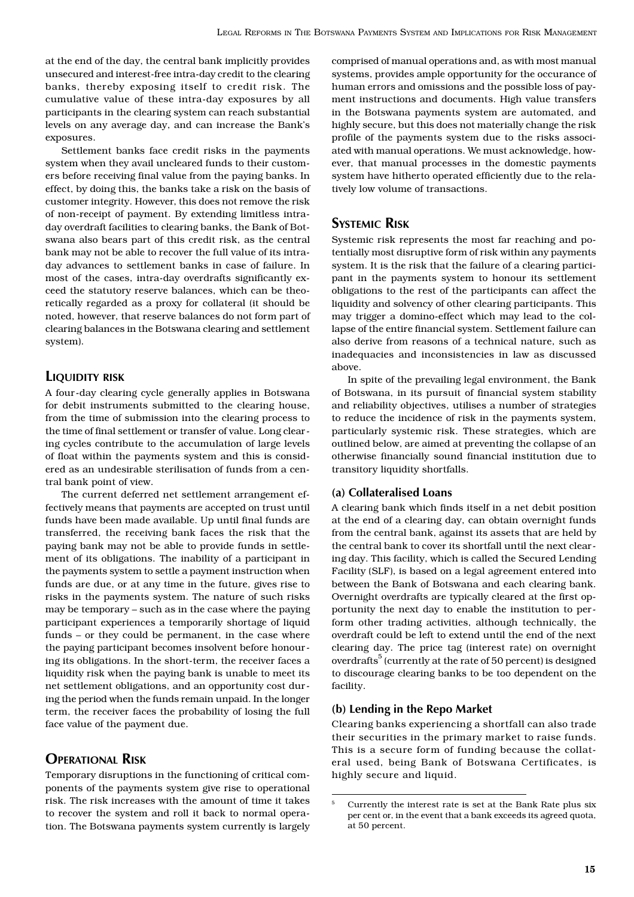at the end of the day, the central bank implicitly provides unsecured and interest-free intra-day credit to the clearing banks, thereby exposing itself to credit risk. The cumulative value of these intra-day exposures by all participants in the clearing system can reach substantial levels on any average day, and can increase the Bank's exposures.

Settlement banks face credit risks in the payments system when they avail uncleared funds to their customers before receiving final value from the paying banks. In effect, by doing this, the banks take a risk on the basis of customer integrity. However, this does not remove the risk of non-receipt of payment. By extending limitless intra-day overdraft facilities to clearing banks, the Bank of Botswana also bears part of this credit risk, as the central bank may not be able to recover the full value of its intra-day advances to settlement banks in case of failure. In most of the cases, intra-day overdrafts significantly exceed the statutory reserve balances, which can be theoretically regarded as a proxy for collateral (it should be noted, however, that reserve balances do not form part of clearing balances in the Botswana clearing and settlement system).

## Liquidity risk

A four-day clearing cycle generally applies in Botswana for debit instruments submitted to the clearing house, from the time of submission into the clearing process to the time of final settlement or transfer of value. Long clearing cycles contribute to the accumulation of large levels of float within the payments system and this is considered as an undesirable sterilisation of funds from a central bank point of view.

The current deferred net settlement arrangement effectively means that payments are accepted on trust until funds have been made available. Up until final funds are transferred, the receiving bank faces the risk that the paying bank may not be able to provide funds in settlement of its obligations. The inability of a participant in the payments system to settle a payment instruction when funds are due, or at any time in the future, gives rise to risks in the payments system. The nature of such risks may be temporary – such as in the case where the paying participant experiences a temporarily shortage of liquid funds – or they could be permanent, in the case where the paying participant becomes insolvent before honouring its obligations. In the short-term, the receiver faces a liquidity risk when the paying bank is unable to meet its net settlement obligations, and an opportunity cost during the period when the funds remain unpaid. In the longer term, the receiver faces the probability of losing the full face value of the payment due.

## Operational Risk

Temporary disruptions in the functioning of critical components of the payments system give rise to operational risk. The risk increases with the amount of time it takes to recover the system and roll it back to normal operation. The Botswana payments system currently is largely comprised of manual operations and, as with most manual systems, provides ample opportunity for the occurance of human errors and omissions and the possible loss of payment instructions and documents. High value transfers in the Botswana payments system are automated, and highly secure, but this does not materially change the risk profile of the payments system due to the risks associated with manual operations. We must acknowledge, however, that manual processes in the domestic payments system have hitherto operated efficiently due to the relatively low volume of transactions.

## Systemic Risk

Systemic risk represents the most far reaching and potentially most disruptive form of risk within any payments system. It is the risk that the failure of a clearing participant in the payments system to honour its settlement obligations to the rest of the participants can affect the liquidity and solvency of other clearing participants. This may trigger a domino-effect which may lead to the collapse of the entire financial system. Settlement failure can also derive from reasons of a technical nature, such as inadequacies and inconsistencies in law as discussed above.

In spite of the prevailing legal environment, the Bank of Botswana, in its pursuit of financial system stability and reliability objectives, utilises a number of strategies to reduce the incidence of risk in the payments system, particularly systemic risk. These strategies, which are outlined below, are aimed at preventing the collapse of an otherwise financially sound financial institution due to transitory liquidity shortfalls.

### (a) Collateralised Loans

A clearing bank which finds itself in a net debit position at the end of a clearing day, can obtain overnight funds from the central bank, against its assets that are held by the central bank to cover its shortfall until the next clearing day. This facility, which is called the Secured Lending Facility (SLF), is based on a legal agreement entered into between the Bank of Botswana and each clearing bank. Overnight overdrafts are typically cleared at the first opportunity the next day to enable the institution to perform other trading activities, although technically, the overdraft could be left to extend until the end of the next clearing day. The price tag (interest rate) on overnight overdrafts[5] (currently at the rate of 50 percent) is designed to discourage clearing banks to be too dependent on the facility.

### (b) Lending in the Repo Market

Clearing banks experiencing a shortfall can also trade their securities in the primary market to raise funds. This is a secure form of funding because the collateral used, being Bank of Botswana Certificates, is highly secure and liquid.

---

[5] Currently the interest rate is set at the Bank Rate plus six per cent or, in the event that a bank exceeds its agreed quota, at 50 percent.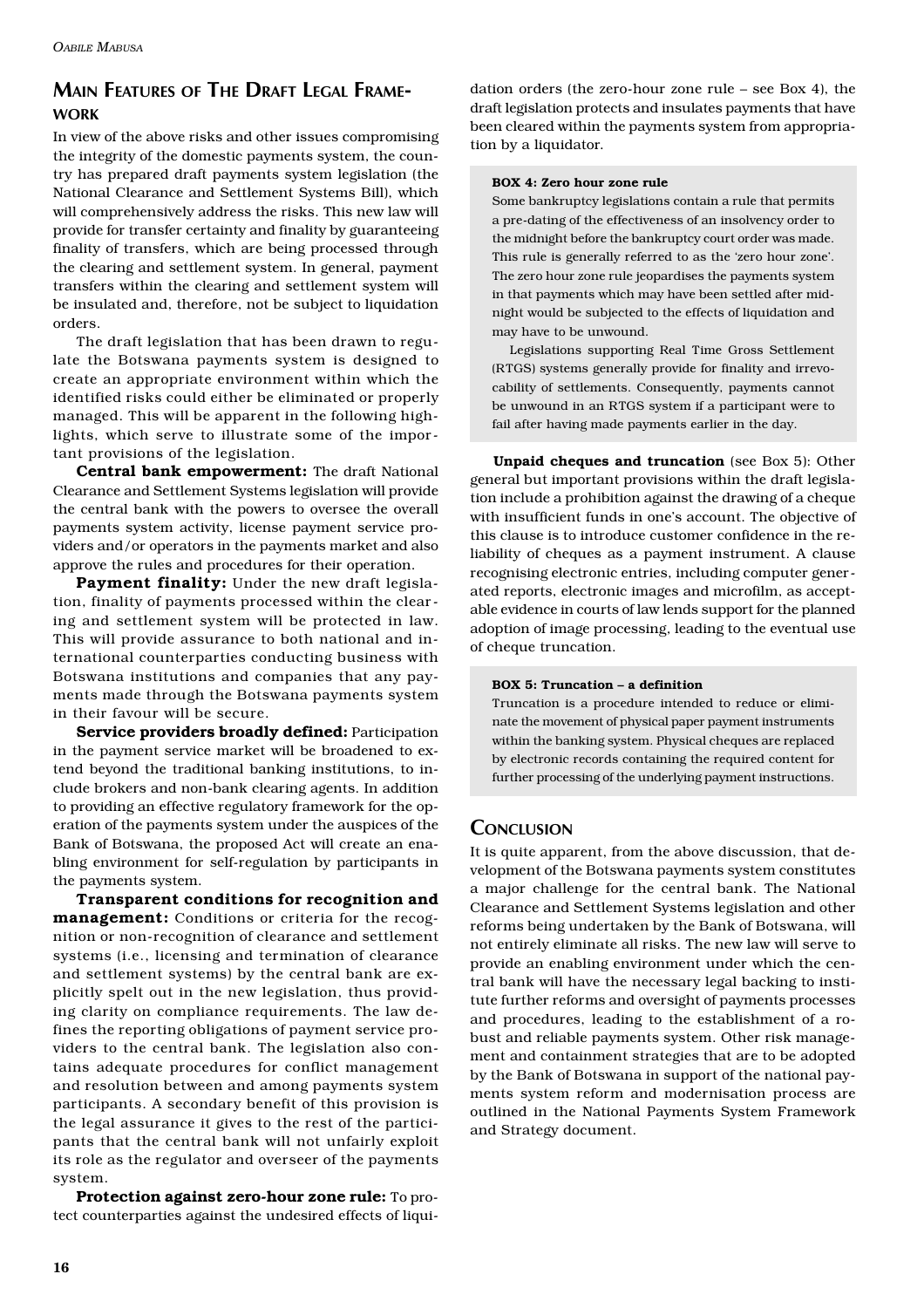## Main Features of The Draft Legal Framework

In view of the above risks and other issues compromising the integrity of the domestic payments system, the country has prepared draft payments system legislation (the National Clearance and Settlement Systems Bill), which will comprehensively address the risks. This new law will provide for transfer certainty and finality by guaranteeing finality of transfers, which are being processed through the clearing and settlement system. In general, payment transfers within the clearing and settlement system will be insulated and, therefore, not be subject to liquidation orders.

The draft legislation that has been drawn to regulate the Botswana payments system is designed to create an appropriate environment within which the identified risks could either be eliminated or properly managed. This will be apparent in the following highlights, which serve to illustrate some of the important provisions of the legislation.

**Central bank empowerment:** The draft National Clearance and Settlement Systems legislation will provide the central bank with the powers to oversee the overall payments system activity, license payment service providers and/or operators in the payments market and also approve the rules and procedures for their operation.

**Payment finality:** Under the new draft legislation, finality of payments processed within the clearing and settlement system will be protected in law. This will provide assurance to both national and international counterparties conducting business with Botswana institutions and companies that any payments made through the Botswana payments system in their favour will be secure.

**Service providers broadly defined:** Participation in the payment service market will be broadened to extend beyond the traditional banking institutions, to include brokers and non-bank clearing agents. In addition to providing an effective regulatory framework for the operation of the payments system under the auspices of the Bank of Botswana, the proposed Act will create an enabling environment for self-regulation by participants in the payments system.

**Transparent conditions for recognition and management:** Conditions or criteria for the recognition or non-recognition of clearance and settlement systems (i.e., licensing and termination of clearance and settlement systems) by the central bank are explicitly spelt out in the new legislation, thus providing clarity on compliance requirements. The law defines the reporting obligations of payment service providers to the central bank. The legislation also contains adequate procedures for conflict management and resolution between and among payments system participants. A secondary benefit of this provision is the legal assurance it gives to the rest of the participants that the central bank will not unfairly exploit its role as the regulator and overseer of the payments system.

**Protection against zero-hour zone rule:** To protect counterparties against the undesired effects of liquidation orders (the zero-hour zone rule – see Box 4), the draft legislation protects and insulates payments that have been cleared within the payments system from appropriation by a liquidator.

> **BOX 4: Zero hour zone rule**
>
> Some bankruptcy legislations contain a rule that permits a pre-dating of the effectiveness of an insolvency order to the midnight before the bankruptcy court order was made. This rule is generally referred to as the 'zero hour zone'. The zero hour zone rule jeopardises the payments system in that payments which may have been settled after midnight would be subjected to the effects of liquidation and may have to be unwound.
>
> Legislations supporting Real Time Gross Settlement (RTGS) systems generally provide for finality and irrevocability of settlements. Consequently, payments cannot be unwound in an RTGS system if a participant were to fail after having made payments earlier in the day.

**Unpaid cheques and truncation** (see Box 5): Other general but important provisions within the draft legislation include a prohibition against the drawing of a cheque with insufficient funds in one's account. The objective of this clause is to introduce customer confidence in the reliability of cheques as a payment instrument. A clause recognising electronic entries, including computer generated reports, electronic images and microfilm, as acceptable evidence in courts of law lends support for the planned adoption of image processing, leading to the eventual use of cheque truncation.

> **BOX 5: Truncation – a definition**
>
> Truncation is a procedure intended to reduce or eliminate the movement of physical paper payment instruments within the banking system. Physical cheques are replaced by electronic records containing the required content for further processing of the underlying payment instructions.

## Conclusion

It is quite apparent, from the above discussion, that development of the Botswana payments system constitutes a major challenge for the central bank. The National Clearance and Settlement Systems legislation and other reforms being undertaken by the Bank of Botswana, will not entirely eliminate all risks. The new law will serve to provide an enabling environment under which the central bank will have the necessary legal backing to institute further reforms and oversight of payments processes and procedures, leading to the establishment of a robust and reliable payments system. Other risk management and containment strategies that are to be adopted by the Bank of Botswana in support of the national payments system reform and modernisation process are outlined in the National Payments System Framework and Strategy document.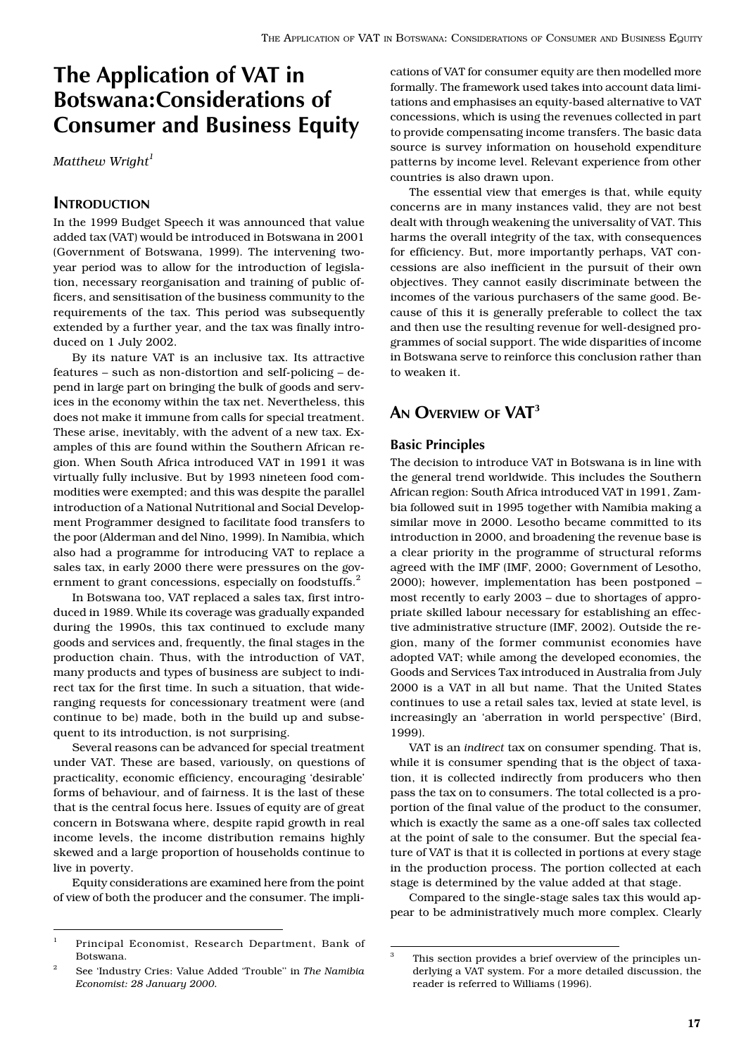# The Application of VAT in Botswana:Considerations of Consumer and Business Equity

*Matthew Wright*[1]

## Introduction

In the 1999 Budget Speech it was announced that value added tax (VAT) would be introduced in Botswana in 2001 (Government of Botswana, 1999). The intervening two-year period was to allow for the introduction of legislation, necessary reorganisation and training of public officers, and sensitisation of the business community to the requirements of the tax. This period was subsequently extended by a further year, and the tax was finally introduced on 1 July 2002.

By its nature VAT is an inclusive tax. Its attractive features – such as non-distortion and self-policing – depend in large part on bringing the bulk of goods and services in the economy within the tax net. Nevertheless, this does not make it immune from calls for special treatment. These arise, inevitably, with the advent of a new tax. Examples of this are found within the Southern African region. When South Africa introduced VAT in 1991 it was virtually fully inclusive. But by 1993 nineteen food commodities were exempted; and this was despite the parallel introduction of a National Nutritional and Social Development Programmer designed to facilitate food transfers to the poor (Alderman and del Nino, 1999). In Namibia, which also had a programme for introducing VAT to replace a sales tax, in early 2000 there were pressures on the government to grant concessions, especially on foodstuffs.[2]

In Botswana too, VAT replaced a sales tax, first introduced in 1989. While its coverage was gradually expanded during the 1990s, this tax continued to exclude many goods and services and, frequently, the final stages in the production chain. Thus, with the introduction of VAT, many products and types of business are subject to indirect tax for the first time. In such a situation, that wide-ranging requests for concessionary treatment were (and continue to be) made, both in the build up and subsequent to its introduction, is not surprising.

Several reasons can be advanced for special treatment under VAT. These are based, variously, on questions of practicality, economic efficiency, encouraging 'desirable' forms of behaviour, and of fairness. It is the last of these that is the central focus here. Issues of equity are of great concern in Botswana where, despite rapid growth in real income levels, the income distribution remains highly skewed and a large proportion of households continue to live in poverty.

Equity considerations are examined here from the point of view of both the producer and the consumer. The implications of VAT for consumer equity are then modelled more formally. The framework used takes into account data limitations and emphasises an equity-based alternative to VAT concessions, which is using the revenues collected in part to provide compensating income transfers. The basic data source is survey information on household expenditure patterns by income level. Relevant experience from other countries is also drawn upon.

The essential view that emerges is that, while equity concerns are in many instances valid, they are not best dealt with through weakening the universality of VAT. This harms the overall integrity of the tax, with consequences for efficiency. But, more importantly perhaps, VAT concessions are also inefficient in the pursuit of their own objectives. They cannot easily discriminate between the incomes of the various purchasers of the same good. Because of this it is generally preferable to collect the tax and then use the resulting revenue for well-designed programmes of social support. The wide disparities of income in Botswana serve to reinforce this conclusion rather than to weaken it.

## An Overview of VAT[3]

### Basic Principles

The decision to introduce VAT in Botswana is in line with the general trend worldwide. This includes the Southern African region: South Africa introduced VAT in 1991, Zambia followed suit in 1995 together with Namibia making a similar move in 2000. Lesotho became committed to its introduction in 2000, and broadening the revenue base is a clear priority in the programme of structural reforms agreed with the IMF (IMF, 2000; Government of Lesotho, 2000); however, implementation has been postponed – most recently to early 2003 – due to shortages of appropriate skilled labour necessary for establishing an effective administrative structure (IMF, 2002). Outside the region, many of the former communist economies have adopted VAT; while among the developed economies, the Goods and Services Tax introduced in Australia from July 2000 is a VAT in all but name. That the United States continues to use a retail sales tax, levied at state level, is increasingly an 'aberration in world perspective' (Bird, 1999).

VAT is an *indirect* tax on consumer spending. That is, while it is consumer spending that is the object of taxation, it is collected indirectly from producers who then pass the tax on to consumers. The total collected is a proportion of the final value of the product to the consumer, which is exactly the same as a one-off sales tax collected at the point of sale to the consumer. But the special feature of VAT is that it is collected in portions at every stage in the production process. The portion collected at each stage is determined by the value added at that stage.

Compared to the single-stage sales tax this would appear to be administratively much more complex. Clearly

---

[1] Principal Economist, Research Department, Bank of Botswana.

[2] See 'Industry Cries: Value Added 'Trouble'' in *The Namibia Economist: 28 January 2000.*

[3] This section provides a brief overview of the principles underlying a VAT system. For a more detailed discussion, the reader is referred to Williams (1996).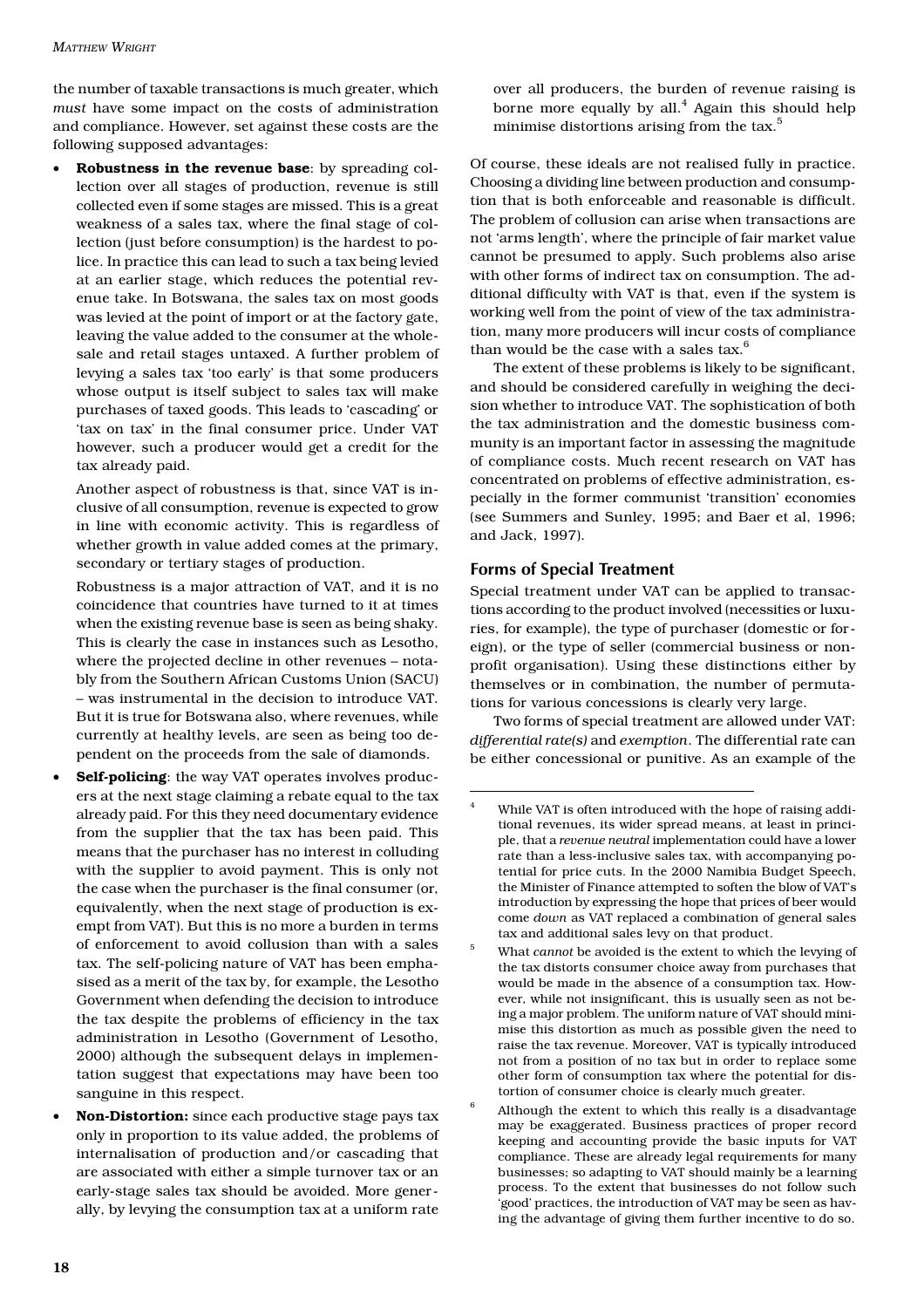the number of taxable transactions is much greater, which *must* have some impact on the costs of administration and compliance. However, set against these costs are the following supposed advantages:

- **Robustness in the revenue base**: by spreading collection over all stages of production, revenue is still collected even if some stages are missed. This is a great weakness of a sales tax, where the final stage of collection (just before consumption) is the hardest to police. In practice this can lead to such a tax being levied at an earlier stage, which reduces the potential revenue take. In Botswana, the sales tax on most goods was levied at the point of import or at the factory gate, leaving the value added to the consumer at the wholesale and retail stages untaxed. A further problem of levying a sales tax 'too early' is that some producers whose output is itself subject to sales tax will make purchases of taxed goods. This leads to 'cascading' or 'tax on tax' in the final consumer price. Under VAT however, such a producer would get a credit for the tax already paid.

  Another aspect of robustness is that, since VAT is inclusive of all consumption, revenue is expected to grow in line with economic activity. This is regardless of whether growth in value added comes at the primary, secondary or tertiary stages of production.

  Robustness is a major attraction of VAT, and it is no coincidence that countries have turned to it at times when the existing revenue base is seen as being shaky. This is clearly the case in instances such as Lesotho, where the projected decline in other revenues – notably from the Southern African Customs Union (SACU) – was instrumental in the decision to introduce VAT. But it is true for Botswana also, where revenues, while currently at healthy levels, are seen as being too dependent on the proceeds from the sale of diamonds.

- **Self-policing**: the way VAT operates involves producers at the next stage claiming a rebate equal to the tax already paid. For this they need documentary evidence from the supplier that the tax has been paid. This means that the purchaser has no interest in colluding with the supplier to avoid payment. This is only not the case when the purchaser is the final consumer (or, equivalently, when the next stage of production is exempt from VAT). But this is no more a burden in terms of enforcement to avoid collusion than with a sales tax. The self-policing nature of VAT has been emphasised as a merit of the tax by, for example, the Lesotho Government when defending the decision to introduce the tax despite the problems of efficiency in the tax administration in Lesotho (Government of Lesotho, 2000) although the subsequent delays in implementation suggest that expectations may have been too sanguine in this respect.

- **Non-Distortion:** since each productive stage pays tax only in proportion to its value added, the problems of internalisation of production and/or cascading that are associated with either a simple turnover tax or an early-stage sales tax should be avoided. More generally, by levying the consumption tax at a uniform rate over all producers, the burden of revenue raising is borne more equally by all.[4] Again this should help minimise distortions arising from the tax.[5]

Of course, these ideals are not realised fully in practice. Choosing a dividing line between production and consumption that is both enforceable and reasonable is difficult. The problem of collusion can arise when transactions are not 'arms length', where the principle of fair market value cannot be presumed to apply. Such problems also arise with other forms of indirect tax on consumption. The additional difficulty with VAT is that, even if the system is working well from the point of view of the tax administration, many more producers will incur costs of compliance than would be the case with a sales tax.[6]

The extent of these problems is likely to be significant, and should be considered carefully in weighing the decision whether to introduce VAT. The sophistication of both the tax administration and the domestic business community is an important factor in assessing the magnitude of compliance costs. Much recent research on VAT has concentrated on problems of effective administration, especially in the former communist 'transition' economies (see Summers and Sunley, 1995; and Baer et al, 1996; and Jack, 1997).

## Forms of Special Treatment

Special treatment under VAT can be applied to transactions according to the product involved (necessities or luxuries, for example), the type of purchaser (domestic or foreign), or the type of seller (commercial business or nonprofit organisation). Using these distinctions either by themselves or in combination, the number of permutations for various concessions is clearly very large.

Two forms of special treatment are allowed under VAT: *differential rate(s)* and *exemption*. The differential rate can be either concessional or punitive. As an example of the

---

[4] While VAT is often introduced with the hope of raising additional revenues, its wider spread means, at least in principle, that a *revenue neutral* implementation could have a lower rate than a less-inclusive sales tax, with accompanying potential for price cuts. In the 2000 Namibia Budget Speech, the Minister of Finance attempted to soften the blow of VAT's introduction by expressing the hope that prices of beer would come *down* as VAT replaced a combination of general sales tax and additional sales levy on that product.

[5] What *cannot* be avoided is the extent to which the levying of the tax distorts consumer choice away from purchases that would be made in the absence of a consumption tax. However, while not insignificant, this is usually seen as not being a major problem. The uniform nature of VAT should minimise this distortion as much as possible given the need to raise the tax revenue. Moreover, VAT is typically introduced not from a position of no tax but in order to replace some other form of consumption tax where the potential for distortion of consumer choice is clearly much greater.

[6] Although the extent to which this really is a disadvantage may be exaggerated. Business practices of proper record keeping and accounting provide the basic inputs for VAT compliance. These are already legal requirements for many businesses; so adapting to VAT should mainly be a learning process. To the extent that businesses do not follow such 'good' practices, the introduction of VAT may be seen as having the advantage of giving them further incentive to do so.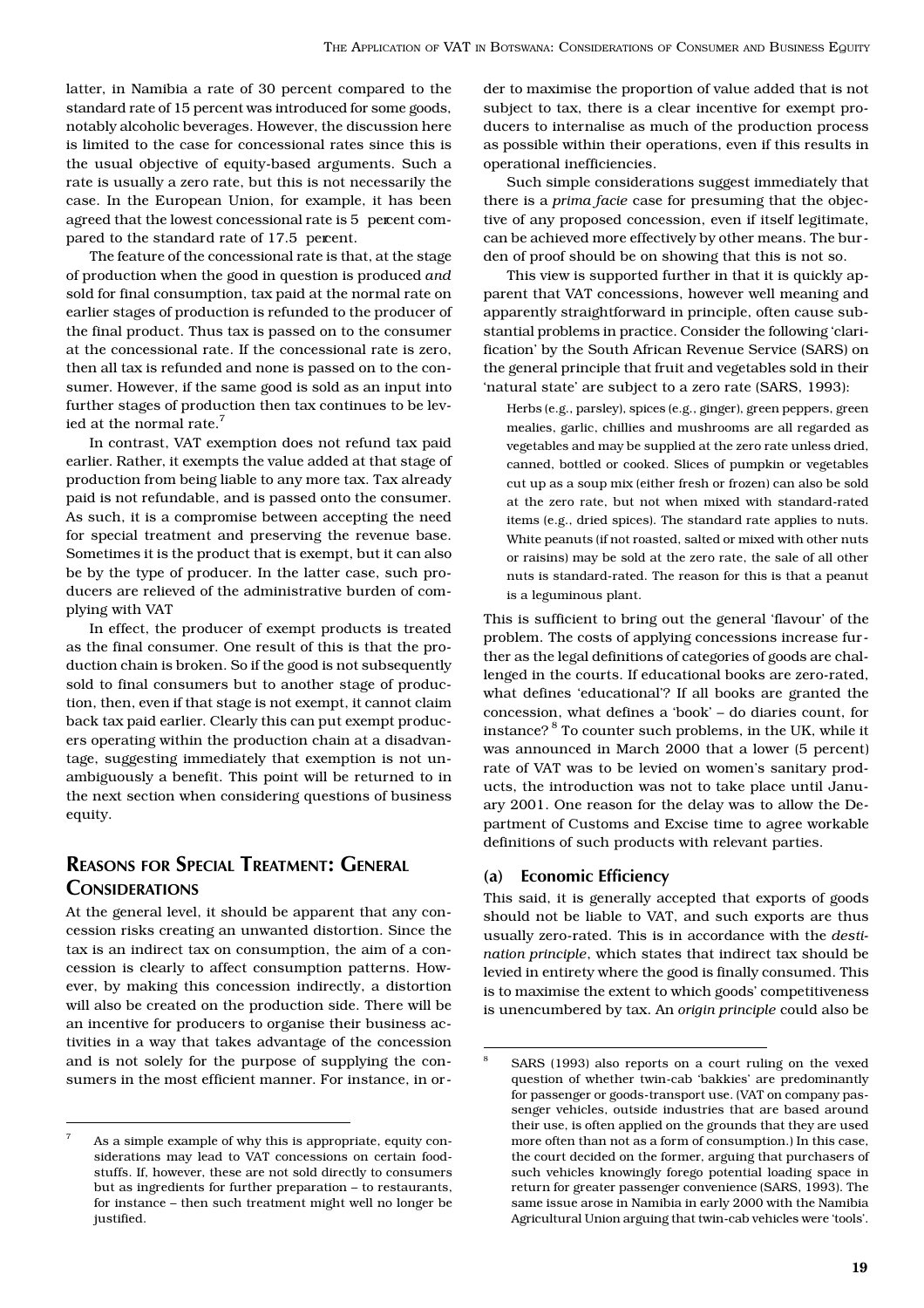latter, in Namibia a rate of 30 percent compared to the standard rate of 15 percent was introduced for some goods, notably alcoholic beverages. However, the discussion here is limited to the case for concessional rates since this is the usual objective of equity-based arguments. Such a rate is usually a zero rate, but this is not necessarily the case. In the European Union, for example, it has been agreed that the lowest concessional rate is 5 percent compared to the standard rate of 17.5 percent.

The feature of the concessional rate is that, at the stage of production when the good in question is produced *and* sold for final consumption, tax paid at the normal rate on earlier stages of production is refunded to the producer of the final product. Thus tax is passed on to the consumer at the concessional rate. If the concessional rate is zero, then all tax is refunded and none is passed on to the consumer. However, if the same good is sold as an input into further stages of production then tax continues to be levied at the normal rate.[7]

In contrast, VAT exemption does not refund tax paid earlier. Rather, it exempts the value added at that stage of production from being liable to any more tax. Tax already paid is not refundable, and is passed onto the consumer. As such, it is a compromise between accepting the need for special treatment and preserving the revenue base. Sometimes it is the product that is exempt, but it can also be by the type of producer. In the latter case, such producers are relieved of the administrative burden of complying with VAT

In effect, the producer of exempt products is treated as the final consumer. One result of this is that the production chain is broken. So if the good is not subsequently sold to final consumers but to another stage of production, then, even if that stage is not exempt, it cannot claim back tax paid earlier. Clearly this can put exempt producers operating within the production chain at a disadvantage, suggesting immediately that exemption is not unambiguously a benefit. This point will be returned to in the next section when considering questions of business equity.

## Reasons for Special Treatment: General Considerations

At the general level, it should be apparent that any concession risks creating an unwanted distortion. Since the tax is an indirect tax on consumption, the aim of a concession is clearly to affect consumption patterns. However, by making this concession indirectly, a distortion will also be created on the production side. There will be an incentive for producers to organise their business activities in a way that takes advantage of the concession and is not solely for the purpose of supplying the consumers in the most efficient manner. For instance, in order to maximise the proportion of value added that is not subject to tax, there is a clear incentive for exempt producers to internalise as much of the production process as possible within their operations, even if this results in operational inefficiencies.

Such simple considerations suggest immediately that there is a *prima facie* case for presuming that the objective of any proposed concession, even if itself legitimate, can be achieved more effectively by other means. The burden of proof should be on showing that this is not so.

This view is supported further in that it is quickly apparent that VAT concessions, however well meaning and apparently straightforward in principle, often cause substantial problems in practice. Consider the following 'clarification' by the South African Revenue Service (SARS) on the general principle that fruit and vegetables sold in their 'natural state' are subject to a zero rate (SARS, 1993):

> Herbs (e.g., parsley), spices (e.g., ginger), green peppers, green mealies, garlic, chillies and mushrooms are all regarded as vegetables and may be supplied at the zero rate unless dried, canned, bottled or cooked. Slices of pumpkin or vegetables cut up as a soup mix (either fresh or frozen) can also be sold at the zero rate, but not when mixed with standard-rated items (e.g., dried spices). The standard rate applies to nuts. White peanuts (if not roasted, salted or mixed with other nuts or raisins) may be sold at the zero rate, the sale of all other nuts is standard-rated. The reason for this is that a peanut is a leguminous plant.

This is sufficient to bring out the general 'flavour' of the problem. The costs of applying concessions increase further as the legal definitions of categories of goods are challenged in the courts. If educational books are zero-rated, what defines 'educational'? If all books are granted the concession, what defines a 'book' – do diaries count, for instance?[8] To counter such problems, in the UK, while it was announced in March 2000 that a lower (5 percent) rate of VAT was to be levied on women's sanitary products, the introduction was not to take place until January 2001. One reason for the delay was to allow the Department of Customs and Excise time to agree workable definitions of such products with relevant parties.

### (a) Economic Efficiency

This said, it is generally accepted that exports of goods should not be liable to VAT, and such exports are thus usually zero-rated. This is in accordance with the *destination principle*, which states that indirect tax should be levied in entirety where the good is finally consumed. This is to maximise the extent to which goods' competitiveness is unencumbered by tax. An *origin principle* could also be

---

[7] As a simple example of why this is appropriate, equity considerations may lead to VAT concessions on certain foodstuffs. If, however, these are not sold directly to consumers but as ingredients for further preparation – to restaurants, for instance – then such treatment might well no longer be justified.

[8] SARS (1993) also reports on a court ruling on the vexed question of whether twin-cab 'bakkies' are predominantly for passenger or goods-transport use. (VAT on company passenger vehicles, outside industries that are based around their use, is often applied on the grounds that they are used more often than not as a form of consumption.) In this case, the court decided on the former, arguing that purchasers of such vehicles knowingly forego potential loading space in return for greater passenger convenience (SARS, 1993). The same issue arose in Namibia in early 2000 with the Namibia Agricultural Union arguing that twin-cab vehicles were 'tools'.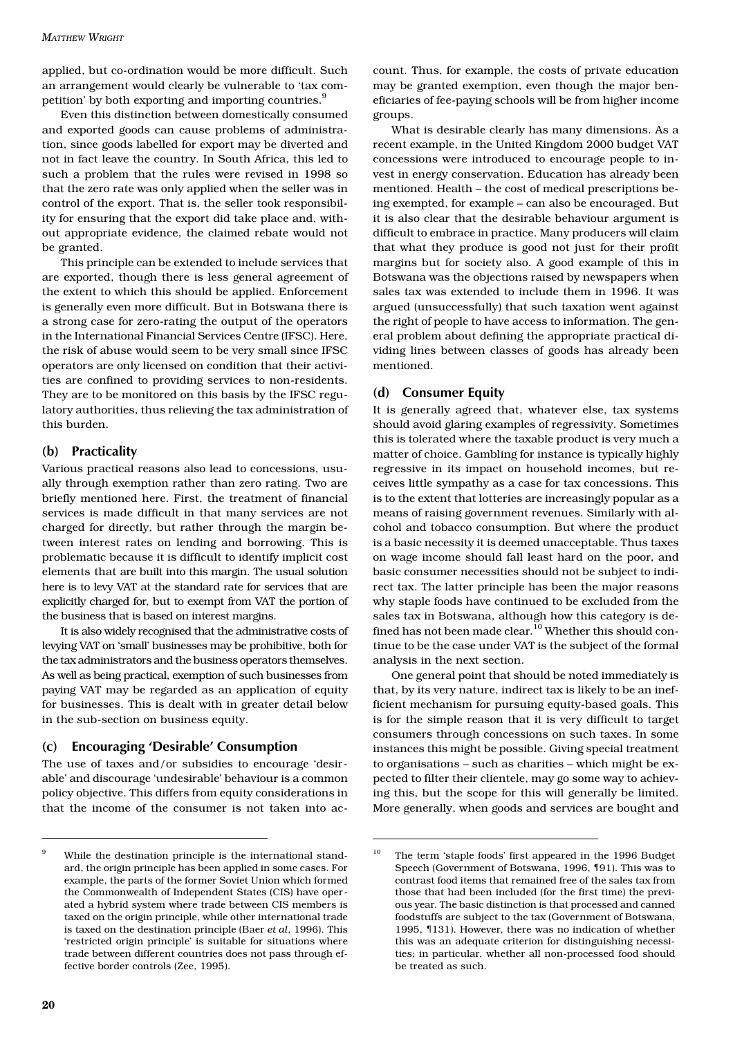applied, but co-ordination would be more difficult. Such an arrangement would clearly be vulnerable to 'tax competition' by both exporting and importing countries.[9]

Even this distinction between domestically consumed and exported goods can cause problems of administration, since goods labelled for export may be diverted and not in fact leave the country. In South Africa, this led to such a problem that the rules were revised in 1998 so that the zero rate was only applied when the seller was in control of the export. That is, the seller took responsibility for ensuring that the export did take place and, without appropriate evidence, the claimed rebate would not be granted.

This principle can be extended to include services that are exported, though there is less general agreement of the extent to which this should be applied. Enforcement is generally even more difficult. But in Botswana there is a strong case for zero-rating the output of the operators in the International Financial Services Centre (IFSC). Here, the risk of abuse would seem to be very small since IFSC operators are only licensed on condition that their activities are confined to providing services to non-residents. They are to be monitored on this basis by the IFSC regulatory authorities, thus relieving the tax administration of this burden.

### (b) Practicality

Various practical reasons also lead to concessions, usually through exemption rather than zero rating. Two are briefly mentioned here. First, the treatment of financial services is made difficult in that many services are not charged for directly, but rather through the margin between interest rates on lending and borrowing. This is problematic because it is difficult to identify implicit cost elements that are built into this margin. The usual solution here is to levy VAT at the standard rate for services that are explicitly charged for, but to exempt from VAT the portion of the business that is based on interest margins.

It is also widely recognised that the administrative costs of levying VAT on 'small' businesses may be prohibitive, both for the tax administrators and the business operators themselves. As well as being practical, exemption of such businesses from paying VAT may be regarded as an application of equity for businesses. This is dealt with in greater detail below in the sub-section on business equity.

### (c) Encouraging 'Desirable' Consumption

The use of taxes and/or subsidies to encourage 'desirable' and discourage 'undesirable' behaviour is a common policy objective. This differs from equity considerations in that the income of the consumer is not taken into account. Thus, for example, the costs of private education may be granted exemption, even though the major beneficiaries of fee-paying schools will be from higher income groups.

What is desirable clearly has many dimensions. As a recent example, in the United Kingdom 2000 budget VAT concessions were introduced to encourage people to invest in energy conservation. Education has already been mentioned. Health – the cost of medical prescriptions being exempted, for example – can also be encouraged. But it is also clear that the desirable behaviour argument is difficult to embrace in practice. Many producers will claim that what they produce is good not just for their profit margins but for society also. A good example of this in Botswana was the objections raised by newspapers when sales tax was extended to include them in 1996. It was argued (unsuccessfully) that such taxation went against the right of people to have access to information. The general problem about defining the appropriate practical dividing lines between classes of goods has already been mentioned.

### (d) Consumer Equity

It is generally agreed that, whatever else, tax systems should avoid glaring examples of regressivity. Sometimes this is tolerated where the taxable product is very much a matter of choice. Gambling for instance is typically highly regressive in its impact on household incomes, but receives little sympathy as a case for tax concessions. This is to the extent that lotteries are increasingly popular as a means of raising government revenues. Similarly with alcohol and tobacco consumption. But where the product is a basic necessity it is deemed unacceptable. Thus taxes on wage income should fall least hard on the poor, and basic consumer necessities should not be subject to indirect tax. The latter principle has been the major reasons why staple foods have continued to be excluded from the sales tax in Botswana, although how this category is defined has not been made clear.[10] Whether this should continue to be the case under VAT is the subject of the formal analysis in the next section.

One general point that should be noted immediately is that, by its very nature, indirect tax is likely to be an inefficient mechanism for pursuing equity-based goals. This is for the simple reason that it is very difficult to target consumers through concessions on such taxes. In some instances this might be possible. Giving special treatment to organisations – such as charities – which might be expected to filter their clientele, may go some way to achieving this, but the scope for this will generally be limited. More generally, when goods and services are bought and

---

[9] While the destination principle is the international standard, the origin principle has been applied in some cases. For example, the parts of the former Soviet Union which formed the Commonwealth of Independent States (CIS) have operated a hybrid system where trade between CIS members is taxed on the origin principle, while other international trade is taxed on the destination principle (Baer *et al*, 1996). This 'restricted origin principle' is suitable for situations where trade between different countries does not pass through effective border controls (Zee, 1995).

[10] The term 'staple foods' first appeared in the 1996 Budget Speech (Government of Botswana, 1996, ¶91). This was to contrast food items that remained free of the sales tax from those that had been included (for the first time) the previous year. The basic distinction is that processed and canned foodstuffs are subject to the tax (Government of Botswana, 1995, ¶131). However, there was no indication of whether this was an adequate criterion for distinguishing necessities; in particular, whether all non-processed food should be treated as such.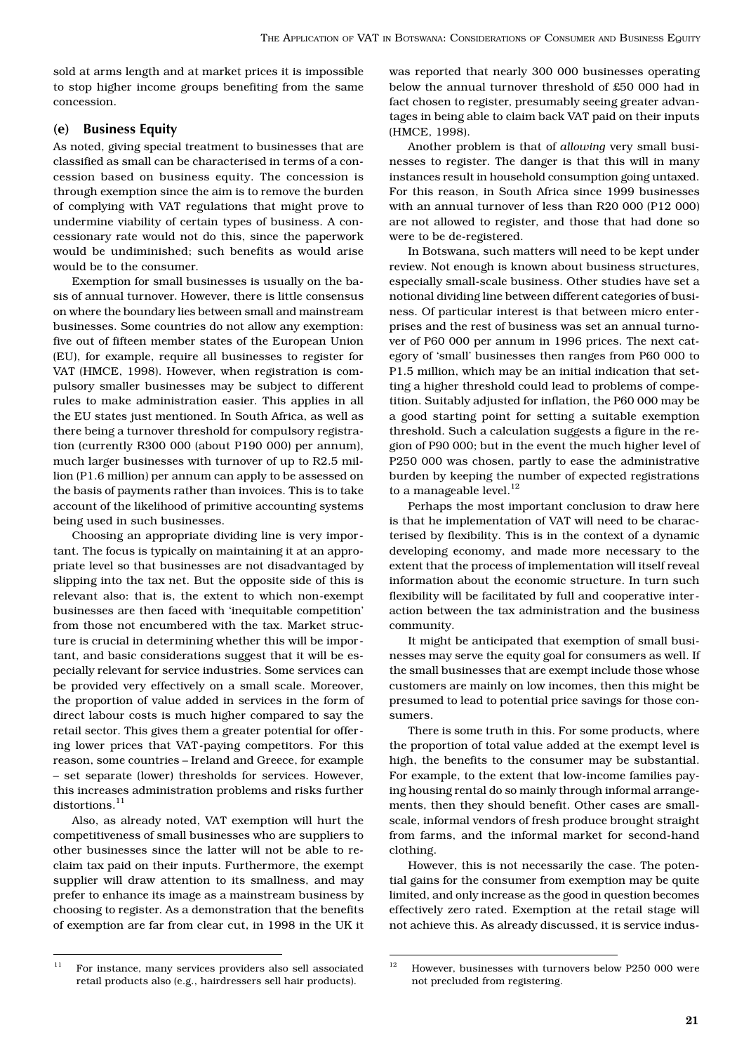sold at arms length and at market prices it is impossible to stop higher income groups benefiting from the same concession.

### (e) Business Equity

As noted, giving special treatment to businesses that are classified as small can be characterised in terms of a concession based on business equity. The concession is through exemption since the aim is to remove the burden of complying with VAT regulations that might prove to undermine viability of certain types of business. A concessionary rate would not do this, since the paperwork would be undiminished; such benefits as would arise would be to the consumer.

Exemption for small businesses is usually on the basis of annual turnover. However, there is little consensus on where the boundary lies between small and mainstream businesses. Some countries do not allow any exemption: five out of fifteen member states of the European Union (EU), for example, require all businesses to register for VAT (HMCE, 1998). However, when registration is compulsory smaller businesses may be subject to different rules to make administration easier. This applies in all the EU states just mentioned. In South Africa, as well as there being a turnover threshold for compulsory registration (currently R300 000 (about P190 000) per annum), much larger businesses with turnover of up to R2.5 million (P1.6 million) per annum can apply to be assessed on the basis of payments rather than invoices. This is to take account of the likelihood of primitive accounting systems being used in such businesses.

Choosing an appropriate dividing line is very important. The focus is typically on maintaining it at an appropriate level so that businesses are not disadvantaged by slipping into the tax net. But the opposite side of this is relevant also: that is, the extent to which non-exempt businesses are then faced with 'inequitable competition' from those not encumbered with the tax. Market structure is crucial in determining whether this will be important, and basic considerations suggest that it will be especially relevant for service industries. Some services can be provided very effectively on a small scale. Moreover, the proportion of value added in services in the form of direct labour costs is much higher compared to say the retail sector. This gives them a greater potential for offering lower prices that VAT-paying competitors. For this reason, some countries – Ireland and Greece, for example – set separate (lower) thresholds for services. However, this increases administration problems and risks further distortions.[11]

Also, as already noted, VAT exemption will hurt the competitiveness of small businesses who are suppliers to other businesses since the latter will not be able to reclaim tax paid on their inputs. Furthermore, the exempt supplier will draw attention to its smallness, and may prefer to enhance its image as a mainstream business by choosing to register. As a demonstration that the benefits of exemption are far from clear cut, in 1998 in the UK it was reported that nearly 300 000 businesses operating below the annual turnover threshold of £50 000 had in fact chosen to register, presumably seeing greater advantages in being able to claim back VAT paid on their inputs (HMCE, 1998).

Another problem is that of *allowing* very small businesses to register. The danger is that this will in many instances result in household consumption going untaxed. For this reason, in South Africa since 1999 businesses with an annual turnover of less than R20 000 (P12 000) are not allowed to register, and those that had done so were to be de-registered.

In Botswana, such matters will need to be kept under review. Not enough is known about business structures, especially small-scale business. Other studies have set a notional dividing line between different categories of business. Of particular interest is that between micro enterprises and the rest of business was set an annual turnover of P60 000 per annum in 1996 prices. The next category of 'small' businesses then ranges from P60 000 to P1.5 million, which may be an initial indication that setting a higher threshold could lead to problems of competition. Suitably adjusted for inflation, the P60 000 may be a good starting point for setting a suitable exemption threshold. Such a calculation suggests a figure in the region of P90 000; but in the event the much higher level of P250 000 was chosen, partly to ease the administrative burden by keeping the number of expected registrations to a manageable level.[12]

Perhaps the most important conclusion to draw here is that he implementation of VAT will need to be characterised by flexibility. This is in the context of a dynamic developing economy, and made more necessary to the extent that the process of implementation will itself reveal information about the economic structure. In turn such flexibility will be facilitated by full and cooperative interaction between the tax administration and the business community.

It might be anticipated that exemption of small businesses may serve the equity goal for consumers as well. If the small businesses that are exempt include those whose customers are mainly on low incomes, then this might be presumed to lead to potential price savings for those consumers.

There is some truth in this. For some products, where the proportion of total value added at the exempt level is high, the benefits to the consumer may be substantial. For example, to the extent that low-income families paying housing rental do so mainly through informal arrangements, then they should benefit. Other cases are small-scale, informal vendors of fresh produce brought straight from farms, and the informal market for second-hand clothing.

However, this is not necessarily the case. The potential gains for the consumer from exemption may be quite limited, and only increase as the good in question becomes effectively zero rated. Exemption at the retail stage will not achieve this. As already discussed, it is service indus-

---

[11] For instance, many services providers also sell associated retail products also (e.g., hairdressers sell hair products).

[12] However, businesses with turnovers below P250 000 were not precluded from registering.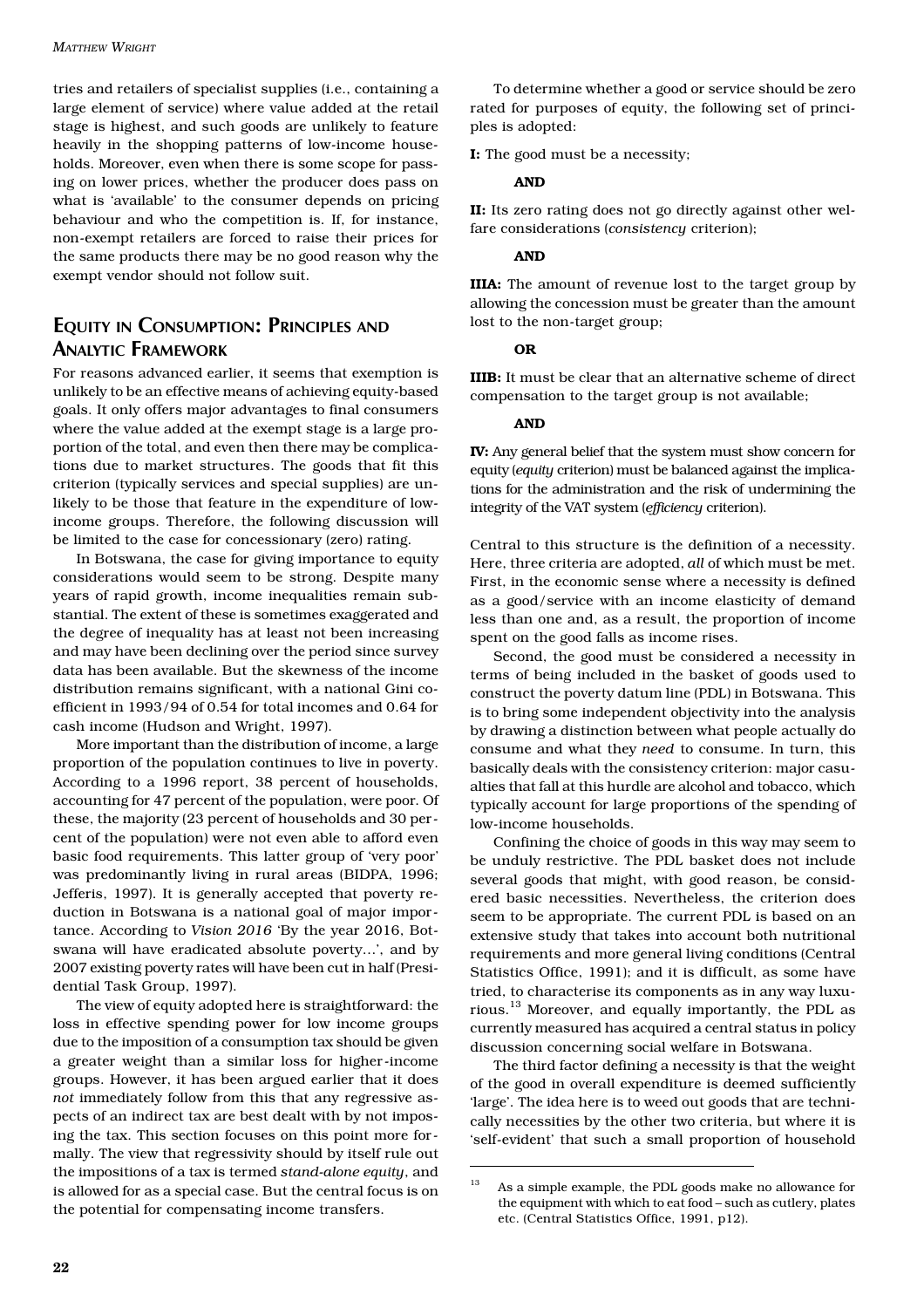tries and retailers of specialist supplies (i.e., containing a large element of service) where value added at the retail stage is highest, and such goods are unlikely to feature heavily in the shopping patterns of low-income households. Moreover, even when there is some scope for passing on lower prices, whether the producer does pass on what is 'available' to the consumer depends on pricing behaviour and who the competition is. If, for instance, non-exempt retailers are forced to raise their prices for the same products there may be no good reason why the exempt vendor should not follow suit.

## Equity in Consumption: Principles and Analytic Framework

For reasons advanced earlier, it seems that exemption is unlikely to be an effective means of achieving equity-based goals. It only offers major advantages to final consumers where the value added at the exempt stage is a large proportion of the total, and even then there may be complications due to market structures. The goods that fit this criterion (typically services and special supplies) are unlikely to be those that feature in the expenditure of low-income groups. Therefore, the following discussion will be limited to the case for concessionary (zero) rating.

In Botswana, the case for giving importance to equity considerations would seem to be strong. Despite many years of rapid growth, income inequalities remain substantial. The extent of these is sometimes exaggerated and the degree of inequality has at least not been increasing and may have been declining over the period since survey data has been available. But the skewness of the income distribution remains significant, with a national Gini coefficient in 1993/94 of 0.54 for total incomes and 0.64 for cash income (Hudson and Wright, 1997).

More important than the distribution of income, a large proportion of the population continues to live in poverty. According to a 1996 report, 38 percent of households, accounting for 47 percent of the population, were poor. Of these, the majority (23 percent of households and 30 percent of the population) were not even able to afford even basic food requirements. This latter group of 'very poor' was predominantly living in rural areas (BIDPA, 1996; Jefferis, 1997). It is generally accepted that poverty reduction in Botswana is a national goal of major importance. According to *Vision 2016* 'By the year 2016, Botswana will have eradicated absolute poverty...', and by 2007 existing poverty rates will have been cut in half (Presidential Task Group, 1997).

The view of equity adopted here is straightforward: the loss in effective spending power for low income groups due to the imposition of a consumption tax should be given a greater weight than a similar loss for higher-income groups. However, it has been argued earlier that it does *not* immediately follow from this that any regressive aspects of an indirect tax are best dealt with by not imposing the tax. This section focuses on this point more formally. The view that regressivity should by itself rule out the impositions of a tax is termed *stand-alone equity*, and is allowed for as a special case. But the central focus is on the potential for compensating income transfers.

To determine whether a good or service should be zero rated for purposes of equity, the following set of principles is adopted:

**I:** The good must be a necessity;

**AND**

**II:** Its zero rating does not go directly against other welfare considerations (*consistency* criterion);

**AND**

**IIIA:** The amount of revenue lost to the target group by allowing the concession must be greater than the amount lost to the non-target group;

**OR**

**IIIB:** It must be clear that an alternative scheme of direct compensation to the target group is not available;

**AND**

**IV:** Any general belief that the system must show concern for equity (*equity* criterion) must be balanced against the implications for the administration and the risk of undermining the integrity of the VAT system (*efficiency* criterion).

Central to this structure is the definition of a necessity. Here, three criteria are adopted, *all* of which must be met. First, in the economic sense where a necessity is defined as a good/service with an income elasticity of demand less than one and, as a result, the proportion of income spent on the good falls as income rises.

Second, the good must be considered a necessity in terms of being included in the basket of goods used to construct the poverty datum line (PDL) in Botswana. This is to bring some independent objectivity into the analysis by drawing a distinction between what people actually do consume and what they *need* to consume. In turn, this basically deals with the consistency criterion: major casualties that fall at this hurdle are alcohol and tobacco, which typically account for large proportions of the spending of low-income households.

Confining the choice of goods in this way may seem to be unduly restrictive. The PDL basket does not include several goods that might, with good reason, be considered basic necessities. Nevertheless, the criterion does seem to be appropriate. The current PDL is based on an extensive study that takes into account both nutritional requirements and more general living conditions (Central Statistics Office, 1991); and it is difficult, as some have tried, to characterise its components as in any way luxurious.[13] Moreover, and equally importantly, the PDL as currently measured has acquired a central status in policy discussion concerning social welfare in Botswana.

The third factor defining a necessity is that the weight of the good in overall expenditure is deemed sufficiently 'large'. The idea here is to weed out goods that are technically necessities by the other two criteria, but where it is 'self-evident' that such a small proportion of household

[13] As a simple example, the PDL goods make no allowance for the equipment with which to eat food – such as cutlery, plates etc. (Central Statistics Office, 1991, p12).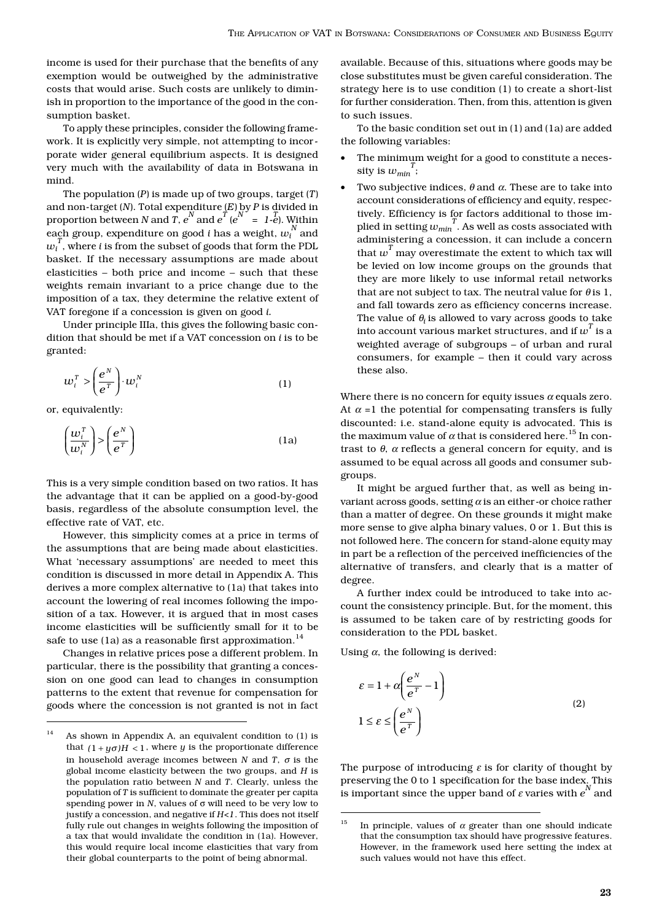income is used for their purchase that the benefits of any exemption would be outweighed by the administrative costs that would arise. Such costs are unlikely to diminish in proportion to the importance of the good in the consumption basket.

To apply these principles, consider the following framework. It is explicitly very simple, not attempting to incorporate wider general equilibrium aspects. It is designed very much with the availability of data in Botswana in mind.

The population (*P*) is made up of two groups, target (*T*) and non-target (*N*). Total expenditure (*E*) by *P* is divided in proportion between *N* and *T*, $e^N$ and $e^T$ ($e^N = 1-e^T$). Within each group, expenditure on good *i* has a weight, $w_i^N$ and $w_i^T$, where *i* is from the subset of goods that form the PDL basket. If the necessary assumptions are made about elasticities – both price and income – such that these weights remain invariant to a price change due to the imposition of a tax, they determine the relative extent of VAT foregone if a concession is given on good *i*.

Under principle IIIa, this gives the following basic condition that should be met if a VAT concession on *i* is to be granted:

$$w_i^T > \left(\frac{e^N}{e^T}\right) \cdot w_i^N \tag{1}$$

or, equivalently:

$$\left(\frac{w_i^T}{w_i^N}\right) > \left(\frac{e^N}{e^T}\right) \tag{1a}$$

This is a very simple condition based on two ratios. It has the advantage that it can be applied on a good-by-good basis, regardless of the absolute consumption level, the effective rate of VAT, etc.

However, this simplicity comes at a price in terms of the assumptions that are being made about elasticities. What 'necessary assumptions' are needed to meet this condition is discussed in more detail in Appendix A. This derives a more complex alternative to (1a) that takes into account the lowering of real incomes following the imposition of a tax. However, it is argued that in most cases income elasticities will be sufficiently small for it to be safe to use (1a) as a reasonable first approximation.[14]

Changes in relative prices pose a different problem. In particular, there is the possibility that granting a concession on one good can lead to changes in consumption patterns to the extent that revenue for compensation for goods where the concession is not granted is not in fact available. Because of this, situations where goods may be close substitutes must be given careful consideration. The strategy here is to use condition (1) to create a short-list for further consideration. Then, from this, attention is given to such issues.

To the basic condition set out in (1) and (1a) are added the following variables:

- The minimum weight for a good to constitute a necessity is $w_{min}^T$;
- Two subjective indices, $\theta$ and $\alpha$. These are to take into account considerations of efficiency and equity, respectively. Efficiency is for factors additional to those implied in setting $w_{min}^T$. As well as costs associated with administering a concession, it can include a concern that $w^T$ may overestimate the extent to which tax will be levied on low income groups on the grounds that they are more likely to use informal retail networks that are not subject to tax. The neutral value for $\theta$ is 1, and fall towards zero as efficiency concerns increase. The value of $\theta_i$ is allowed to vary across goods to take into account various market structures, and if $w^T$ is a weighted average of subgroups – of urban and rural consumers, for example – then it could vary across these also.

Where there is no concern for equity issues $\alpha$ equals zero. At $\alpha = 1$ the potential for compensating transfers is fully discounted: i.e. stand-alone equity is advocated. This is the maximum value of $\alpha$ that is considered here.[15] In contrast to $\theta$, $\alpha$ reflects a general concern for equity, and is assumed to be equal across all goods and consumer subgroups.

It might be argued further that, as well as being invariant across goods, setting $\alpha$ is an either-or choice rather than a matter of degree. On these grounds it might make more sense to give alpha binary values, 0 or 1. But this is not followed here. The concern for stand-alone equity may in part be a reflection of the perceived inefficiencies of the alternative of transfers, and clearly that is a matter of degree.

A further index could be introduced to take into account the consistency principle. But, for the moment, this is assumed to be taken care of by restricting goods for consideration to the PDL basket.

Using $\alpha$, the following is derived:

$$\varepsilon = 1 + \alpha\left(\frac{e^N}{e^T} - 1\right)$$
$$1 \le \varepsilon \le \left(\frac{e^N}{e^T}\right) \tag{2}$$

The purpose of introducing $\varepsilon$ is for clarity of thought by preserving the 0 to 1 specification for the base index. This is important since the upper band of $\varepsilon$ varies with $e^N$ and

---

[14] As shown in Appendix A, an equivalent condition to (1) is that $(1 + y\sigma)H < 1$, where $y$ is the proportionate difference in household average incomes between *N* and *T*, $\sigma$ is the global income elasticity between the two groups, and *H* is the population ratio between *N* and *T*. Clearly, unless the population of *T* is sufficient to dominate the greater per capita spending power in *N*, values of $\sigma$ will need to be very low to justify a concession, and negative if $H<1$. This does not itself fully rule out changes in weights following the imposition of a tax that would invalidate the condition in (1a). However, this would require local income elasticities that vary from their global counterparts to the point of being abnormal.

[15] In principle, values of $\alpha$ greater than one should indicate that the consumption tax should have progressive features. However, in the framework used here setting the index at such values would not have this effect.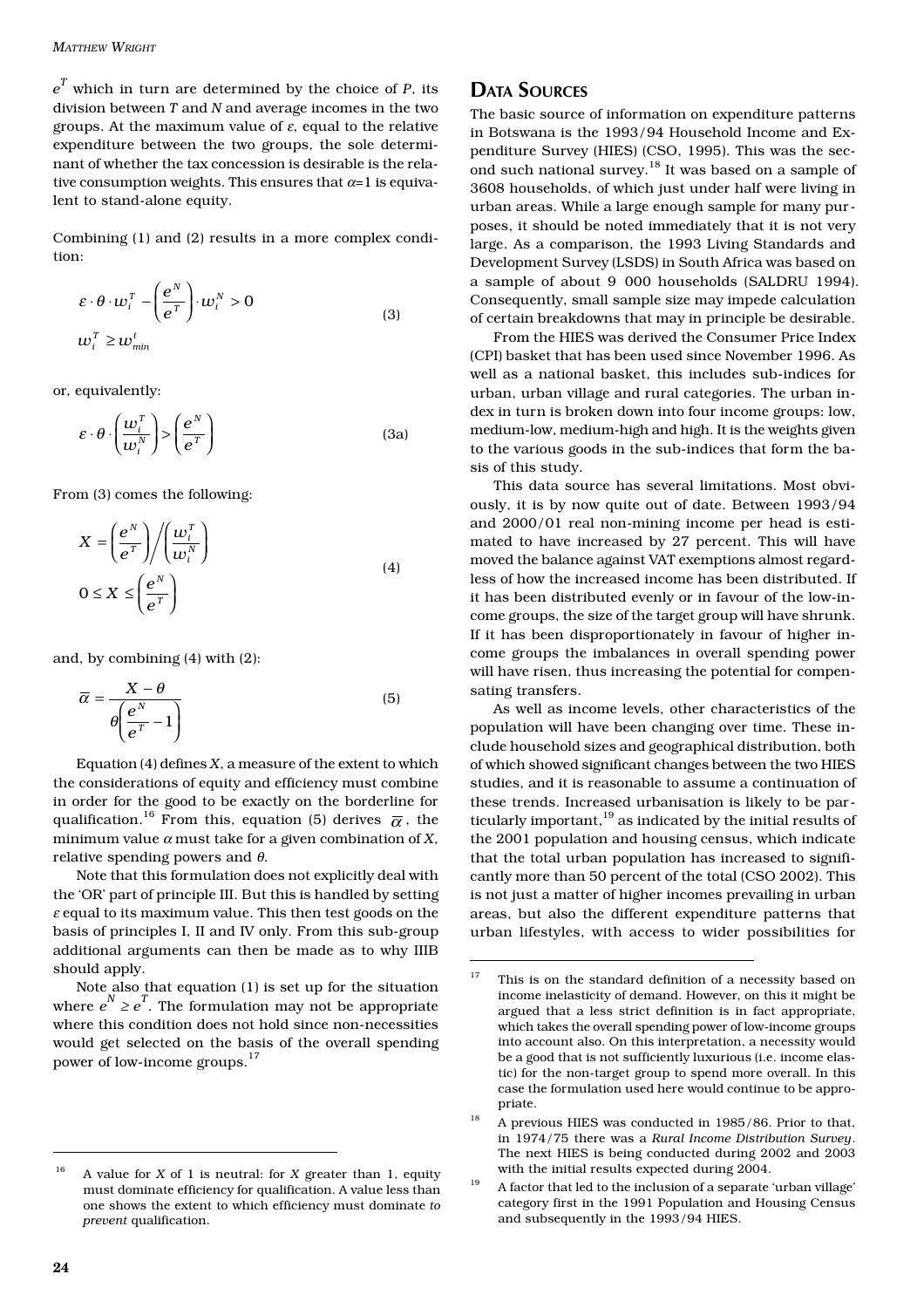$e^T$ which in turn are determined by the choice of $P$, its division between $T$ and $N$ and average incomes in the two groups. At the maximum value of $\varepsilon$, equal to the relative expenditure between the two groups, the sole determinant of whether the tax concession is desirable is the relative consumption weights. This ensures that $\alpha$=1 is equivalent to stand-alone equity.

Combining (1) and (2) results in a more complex condition:

$$\varepsilon \cdot \theta \cdot w_i^T - \left(\frac{e^N}{e^T}\right) \cdot w_i^N > 0 \qquad (3)$$
$$w_i^T \geq w_{min}^t$$

or, equivalently:

$$\varepsilon \cdot \theta \cdot \left(\frac{w_i^T}{w_i^N}\right) > \left(\frac{e^N}{e^T}\right) \qquad (3a)$$

From (3) comes the following:

$$X = \left(\frac{e^N}{e^T}\right) \bigg/ \left(\frac{w_i^T}{w_i^N}\right) \qquad (4)$$
$$0 \leq X \leq \left(\frac{e^N}{e^T}\right)$$

and, by combining (4) with (2):

$$\overline{\alpha} = \frac{X - \theta}{\theta\left(\dfrac{e^N}{e^T} - 1\right)} \qquad (5)$$

Equation (4) defines $X$, a measure of the extent to which the considerations of equity and efficiency must combine in order for the good to be exactly on the borderline for qualification.[16] From this, equation (5) derives $\overline{\alpha}$, the minimum value $\alpha$ must take for a given combination of $X$, relative spending powers and $\theta$.

Note that this formulation does not explicitly deal with the 'OR' part of principle III. But this is handled by setting $\varepsilon$ equal to its maximum value. This then test goods on the basis of principles I, II and IV only. From this sub-group additional arguments can then be made as to why IIIB should apply.

Note also that equation (1) is set up for the situation where $e^N \geq e^T$. The formulation may not be appropriate where this condition does not hold since non-necessities would get selected on the basis of the overall spending power of low-income groups.[17]

## Data Sources

The basic source of information on expenditure patterns in Botswana is the 1993/94 Household Income and Expenditure Survey (HIES) (CSO, 1995). This was the second such national survey.[18] It was based on a sample of 3608 households, of which just under half were living in urban areas. While a large enough sample for many purposes, it should be noted immediately that it is not very large. As a comparison, the 1993 Living Standards and Development Survey (LSDS) in South Africa was based on a sample of about 9 000 households (SALDRU 1994). Consequently, small sample size may impede calculation of certain breakdowns that may in principle be desirable.

From the HIES was derived the Consumer Price Index (CPI) basket that has been used since November 1996. As well as a national basket, this includes sub-indices for urban, urban village and rural categories. The urban index in turn is broken down into four income groups: low, medium-low, medium-high and high. It is the weights given to the various goods in the sub-indices that form the basis of this study.

This data source has several limitations. Most obviously, it is by now quite out of date. Between 1993/94 and 2000/01 real non-mining income per head is estimated to have increased by 27 percent. This will have moved the balance against VAT exemptions almost regardless of how the increased income has been distributed. If it has been distributed evenly or in favour of the low-income groups, the size of the target group will have shrunk. If it has been disproportionately in favour of higher income groups the imbalances in overall spending power will have risen, thus increasing the potential for compensating transfers.

As well as income levels, other characteristics of the population will have been changing over time. These include household sizes and geographical distribution, both of which showed significant changes between the two HIES studies, and it is reasonable to assume a continuation of these trends. Increased urbanisation is likely to be particularly important,[19] as indicated by the initial results of the 2001 population and housing census, which indicate that the total urban population has increased to significantly more than 50 percent of the total (CSO 2002). This is not just a matter of higher incomes prevailing in urban areas, but also the different expenditure patterns that urban lifestyles, with access to wider possibilities for

---

[16] A value for $X$ of 1 is neutral: for $X$ greater than 1, equity must dominate efficiency for qualification. A value less than one shows the extent to which efficiency must dominate *to prevent* qualification.

[17] This is on the standard definition of a necessity based on income inelasticity of demand. However, on this it might be argued that a less strict definition is in fact appropriate, which takes the overall spending power of low-income groups into account also. On this interpretation, a necessity would be a good that is not sufficiently luxurious (i.e. income elastic) for the non-target group to spend more overall. In this case the formulation used here would continue to be appropriate.

[18] A previous HIES was conducted in 1985/86. Prior to that, in 1974/75 there was a *Rural Income Distribution Survey*. The next HIES is being conducted during 2002 and 2003 with the initial results expected during 2004.

[19] A factor that led to the inclusion of a separate 'urban village' category first in the 1991 Population and Housing Census and subsequently in the 1993/94 HIES.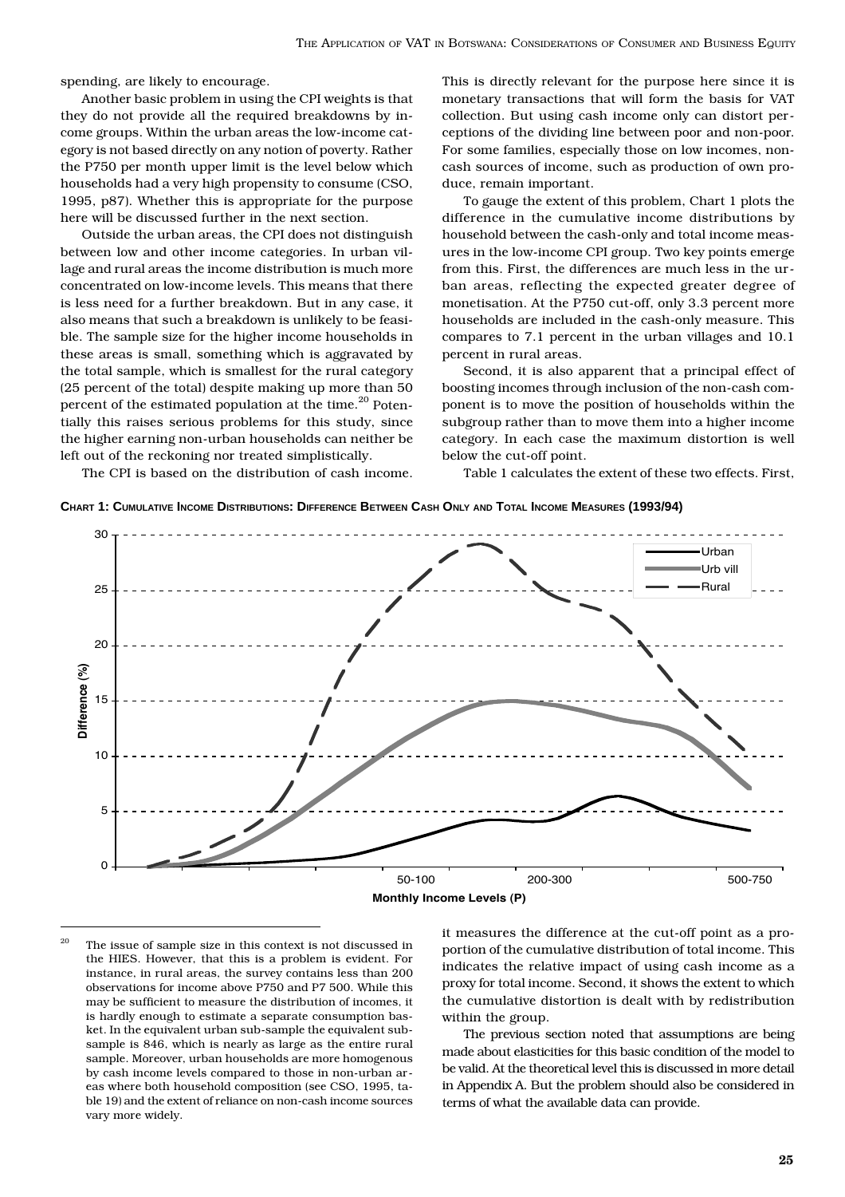spending, are likely to encourage.

Another basic problem in using the CPI weights is that they do not provide all the required breakdowns by income groups. Within the urban areas the low-income category is not based directly on any notion of poverty. Rather the P750 per month upper limit is the level below which households had a very high propensity to consume (CSO, 1995, p87). Whether this is appropriate for the purpose here will be discussed further in the next section.

Outside the urban areas, the CPI does not distinguish between low and other income categories. In urban village and rural areas the income distribution is much more concentrated on low-income levels. This means that there is less need for a further breakdown. But in any case, it also means that such a breakdown is unlikely to be feasible. The sample size for the higher income households in these areas is small, something which is aggravated by the total sample, which is smallest for the rural category (25 percent of the total) despite making up more than 50 percent of the estimated population at the time.[20] Potentially this raises serious problems for this study, since the higher earning non-urban households can neither be left out of the reckoning nor treated simplistically.

The CPI is based on the distribution of cash income. This is directly relevant for the purpose here since it is monetary transactions that will form the basis for VAT collection. But using cash income only can distort perceptions of the dividing line between poor and non-poor. For some families, especially those on low incomes, non-cash sources of income, such as production of own produce, remain important.

To gauge the extent of this problem, Chart 1 plots the difference in the cumulative income distributions by household between the cash-only and total income measures in the low-income CPI group. Two key points emerge from this. First, the differences are much less in the urban areas, reflecting the expected greater degree of monetisation. At the P750 cut-off, only 3.3 percent more households are included in the cash-only measure. This compares to 7.1 percent in the urban villages and 10.1 percent in rural areas.

Second, it is also apparent that a principal effect of boosting incomes through inclusion of the non-cash component is to move the position of households within the subgroup rather than to move them into a higher income category. In each case the maximum distortion is well below the cut-off point.

Table 1 calculates the extent of these two effects. First, it measures the difference at the cut-off point as a proportion of the cumulative distribution of total income. This indicates the relative impact of using cash income as a proxy for total income. Second, it shows the extent to which the cumulative distortion is dealt with by redistribution within the group.

**CHART 1: CUMULATIVE INCOME DISTRIBUTIONS: DIFFERENCE BETWEEN CASH ONLY AND TOTAL INCOME MEASURES (1993/94)**

The previous section noted that assumptions are being made about elasticities for this basic condition of the model to be valid. At the theoretical level this is discussed in more detail in Appendix A. But the problem should also be considered in terms of what the available data can provide.

[20] The issue of sample size in this context is not discussed in the HIES. However, that this is a problem is evident. For instance, in rural areas, the survey contains less than 200 observations for income above P750 and P7 500. While this may be sufficient to measure the distribution of incomes, it is hardly enough to estimate a separate consumption basket. In the equivalent urban sub-sample the equivalent sub-sample is 846, which is nearly as large as the entire rural sample. Moreover, urban households are more homogenous by cash income levels compared to those in non-urban areas where both household composition (see CSO, 1995, table 19) and the extent of reliance on non-cash income sources vary more widely.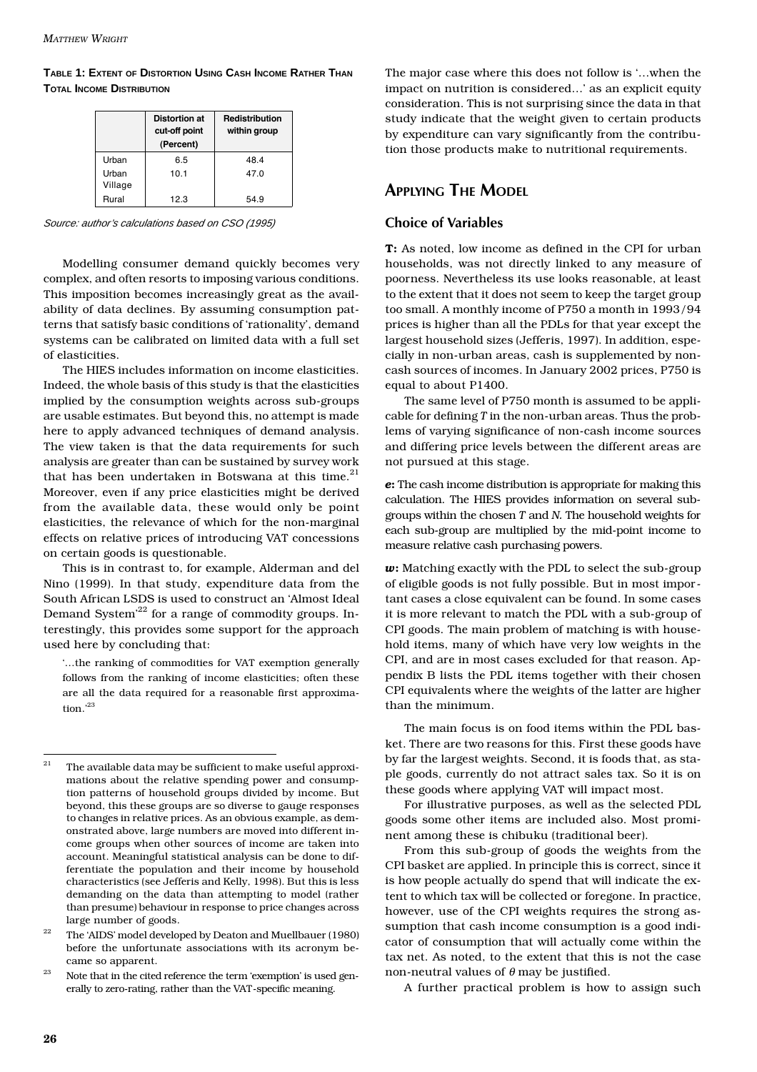**Table 1: Extent of Distortion Using Cash Income Rather Than Total Income Distribution**

| | Distortion at cut-off point (Percent) | Redistribution within group |
|---|---|---|
| Urban | 6.5 | 48.4 |
| Urban Village | 10.1 | 47.0 |
| Rural | 12.3 | 54.9 |

*Source: author's calculations based on CSO (1995)*

Modelling consumer demand quickly becomes very complex, and often resorts to imposing various conditions. This imposition becomes increasingly great as the availability of data declines. By assuming consumption patterns that satisfy basic conditions of 'rationality', demand systems can be calibrated on limited data with a full set of elasticities.

The HIES includes information on income elasticities. Indeed, the whole basis of this study is that the elasticities implied by the consumption weights across sub-groups are usable estimates. But beyond this, no attempt is made here to apply advanced techniques of demand analysis. The view taken is that the data requirements for such analysis are greater than can be sustained by survey work that has been undertaken in Botswana at this time.[21] Moreover, even if any price elasticities might be derived from the available data, these would only be point elasticities, the relevance of which for the non-marginal effects on relative prices of introducing VAT concessions on certain goods is questionable.

This is in contrast to, for example, Alderman and del Nino (1999). In that study, expenditure data from the South African LSDS is used to construct an 'Almost Ideal Demand System'[22] for a range of commodity groups. Interestingly, this provides some support for the approach used here by concluding that:

> '...the ranking of commodities for VAT exemption generally follows from the ranking of income elasticities; often these are all the data required for a reasonable first approximation.'[23]

The major case where this does not follow is '...when the impact on nutrition is considered...' as an explicit equity consideration. This is not surprising since the data in that study indicate that the weight given to certain products by expenditure can vary significantly from the contribution those products make to nutritional requirements.

## Applying The Model

### Choice of Variables

***T*:** As noted, low income as defined in the CPI for urban households, was not directly linked to any measure of poorness. Nevertheless its use looks reasonable, at least to the extent that it does not seem to keep the target group too small. A monthly income of P750 a month in 1993/94 prices is higher than all the PDLs for that year except the largest household sizes (Jefferis, 1997). In addition, especially in non-urban areas, cash is supplemented by non-cash sources of incomes. In January 2002 prices, P750 is equal to about P1400.

The same level of P750 month is assumed to be applicable for defining *T* in the non-urban areas. Thus the problems of varying significance of non-cash income sources and differing price levels between the different areas are not pursued at this stage.

***e*:** The cash income distribution is appropriate for making this calculation. The HIES provides information on several subgroups within the chosen *T* and *N*. The household weights for each sub-group are multiplied by the mid-point income to measure relative cash purchasing powers.

***w*:** Matching exactly with the PDL to select the sub-group of eligible goods is not fully possible. But in most important cases a close equivalent can be found. In some cases it is more relevant to match the PDL with a sub-group of CPI goods. The main problem of matching is with household items, many of which have very low weights in the CPI, and are in most cases excluded for that reason. Appendix B lists the PDL items together with their chosen CPI equivalents where the weights of the latter are higher than the minimum.

The main focus is on food items within the PDL basket. There are two reasons for this. First these goods have by far the largest weights. Second, it is foods that, as staple goods, currently do not attract sales tax. So it is on these goods where applying VAT will impact most.

For illustrative purposes, as well as the selected PDL goods some other items are included also. Most prominent among these is chibuku (traditional beer).

From this sub-group of goods the weights from the CPI basket are applied. In principle this is correct, since it is how people actually do spend that will indicate the extent to which tax will be collected or foregone. In practice, however, use of the CPI weights requires the strong assumption that cash income consumption is a good indicator of consumption that will actually come within the tax net. As noted, to the extent that this is not the case non-neutral values of $\theta$ may be justified.

A further practical problem is how to assign such

---

[21] The available data may be sufficient to make useful approximations about the relative spending power and consumption patterns of household groups divided by income. But beyond, this these groups are so diverse to gauge responses to changes in relative prices. As an obvious example, as demonstrated above, large numbers are moved into different income groups when other sources of income are taken into account. Meaningful statistical analysis can be done to differentiate the population and their income by household characteristics (see Jefferis and Kelly, 1998). But this is less demanding on the data than attempting to model (rather than presume) behaviour in response to price changes across large number of goods.

[22] The 'AIDS' model developed by Deaton and Muellbauer (1980) before the unfortunate associations with its acronym became so apparent.

[23] Note that in the cited reference the term 'exemption' is used generally to zero-rating, rather than the VAT-specific meaning.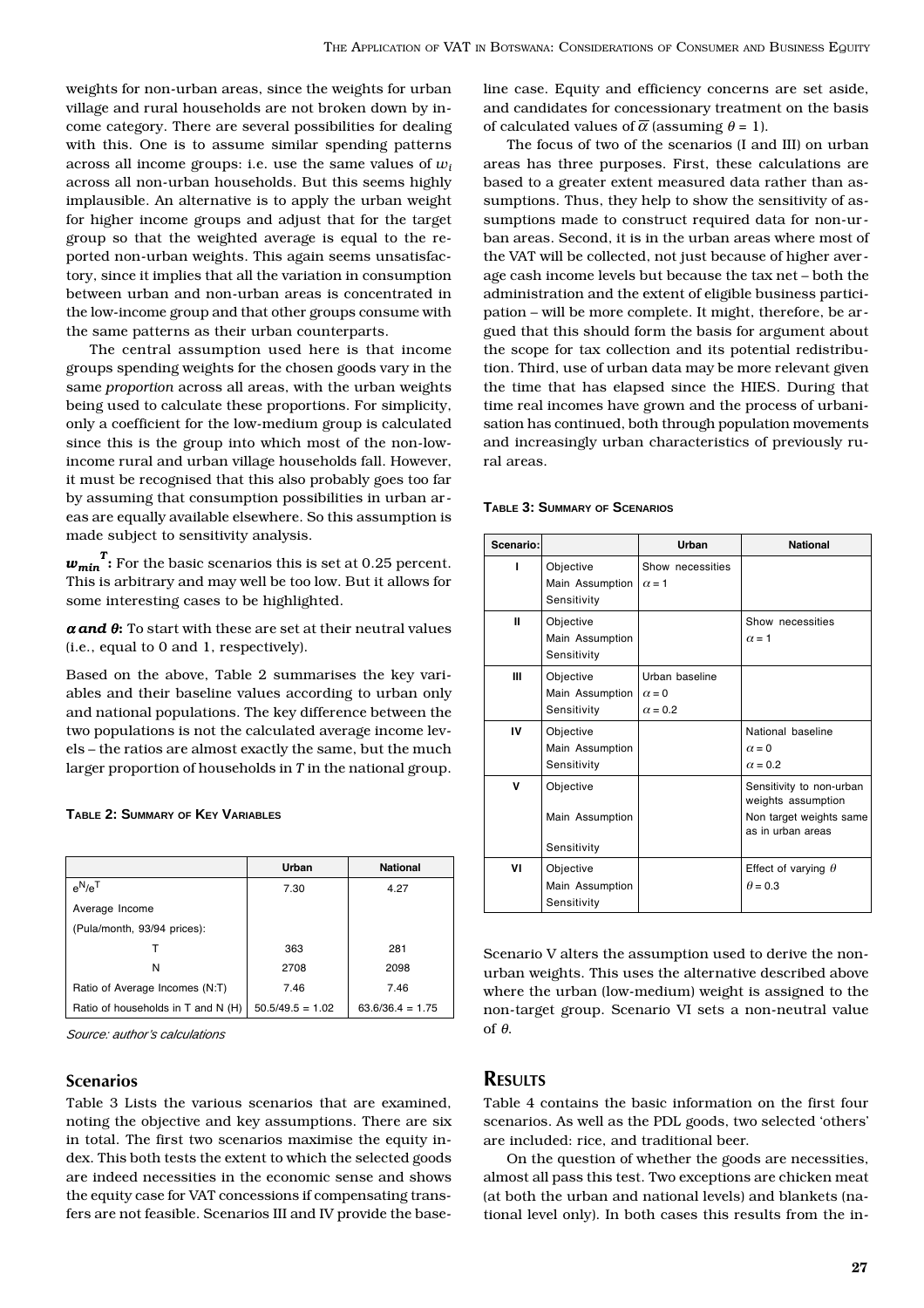weights for non-urban areas, since the weights for urban village and rural households are not broken down by income category. There are several possibilities for dealing with this. One is to assume similar spending patterns across all income groups: i.e. use the same values of $w_i$ across all non-urban households. But this seems highly implausible. An alternative is to apply the urban weight for higher income groups and adjust that for the target group so that the weighted average is equal to the reported non-urban weights. This again seems unsatisfactory, since it implies that all the variation in consumption between urban and non-urban areas is concentrated in the low-income group and that other groups consume with the same patterns as their urban counterparts.

The central assumption used here is that income groups spending weights for the chosen goods vary in the same *proportion* across all areas, with the urban weights being used to calculate these proportions. For simplicity, only a coefficient for the low-medium group is calculated since this is the group into which most of the non-low-income rural and urban village households fall. However, it must be recognised that this also probably goes too far by assuming that consumption possibilities in urban areas are equally available elsewhere. So this assumption is made subject to sensitivity analysis.

$w_{min}^{T}$: For the basic scenarios this is set at 0.25 percent. This is arbitrary and may well be too low. But it allows for some interesting cases to be highlighted.

$\alpha$ **and** $\theta$: To start with these are set at their neutral values (i.e., equal to 0 and 1, respectively).

Based on the above, Table 2 summarises the key variables and their baseline values according to urban only and national populations. The key difference between the two populations is not the calculated average income levels – the ratios are almost exactly the same, but the much larger proportion of households in *T* in the national group.

**Table 2: Summary of Key Variables**

| | Urban | National |
|---|---|---|
| $e^N/e^T$ | 7.30 | 4.27 |
| Average Income | | |
| (Pula/month, 93/94 prices): | | |
| T | 363 | 281 |
| N | 2708 | 2098 |
| Ratio of Average Incomes (N:T) | 7.46 | 7.46 |
| Ratio of households in T and N (H) | 50.5/49.5 = 1.02 | 63.6/36.4 = 1.75 |

*Source: author's calculations*

## Scenarios

Table 3 Lists the various scenarios that are examined, noting the objective and key assumptions. There are six in total. The first two scenarios maximise the equity index. This both tests the extent to which the selected goods are indeed necessities in the economic sense and shows the equity case for VAT concessions if compensating transfers are not feasible. Scenarios III and IV provide the baseline case. Equity and efficiency concerns are set aside, and candidates for concessionary treatment on the basis of calculated values of $\overline{\alpha}$ (assuming $\theta$ = 1).

The focus of two of the scenarios (I and III) on urban areas has three purposes. First, these calculations are based to a greater extent measured data rather than assumptions. Thus, they help to show the sensitivity of assumptions made to construct required data for non-urban areas. Second, it is in the urban areas where most of the VAT will be collected, not just because of higher average cash income levels but because the tax net – both the administration and the extent of eligible business participation – will be more complete. It might, therefore, be argued that this should form the basis for argument about the scope for tax collection and its potential redistribution. Third, use of urban data may be more relevant given the time that has elapsed since the HIES. During that time real incomes have grown and the process of urbanisation has continued, both through population movements and increasingly urban characteristics of previously rural areas.

**Table 3: Summary of Scenarios**

| Scenario: | | Urban | National |
|---|---|---|---|
| I | Objective | Show necessities | |
| | Main Assumption | $\alpha$ = 1 | |
| | Sensitivity | | |
| II | Objective | | Show necessities |
| | Main Assumption | | $\alpha$ = 1 |
| | Sensitivity | | |
| III | Objective | Urban baseline | |
| | Main Assumption | $\alpha$ = 0 | |
| | Sensitivity | $\alpha$ = 0.2 | |
| IV | Objective | | National baseline |
| | Main Assumption | | $\alpha$ = 0 |
| | Sensitivity | | $\alpha$ = 0.2 |
| V | Objective | | Sensitivity to non-urban weights assumption |
| | Main Assumption | | Non target weights same as in urban areas |
| | Sensitivity | | |
| VI | Objective | | Effect of varying $\theta$ |
| | Main Assumption | | $\theta$ = 0.3 |
| | Sensitivity | | |

Scenario V alters the assumption used to derive the non-urban weights. This uses the alternative described above where the urban (low-medium) weight is assigned to the non-target group. Scenario VI sets a non-neutral value of $\theta$.

## Results

Table 4 contains the basic information on the first four scenarios. As well as the PDL goods, two selected 'others' are included: rice, and traditional beer.

On the question of whether the goods are necessities, almost all pass this test. Two exceptions are chicken meat (at both the urban and national levels) and blankets (national level only). In both cases this results from the in-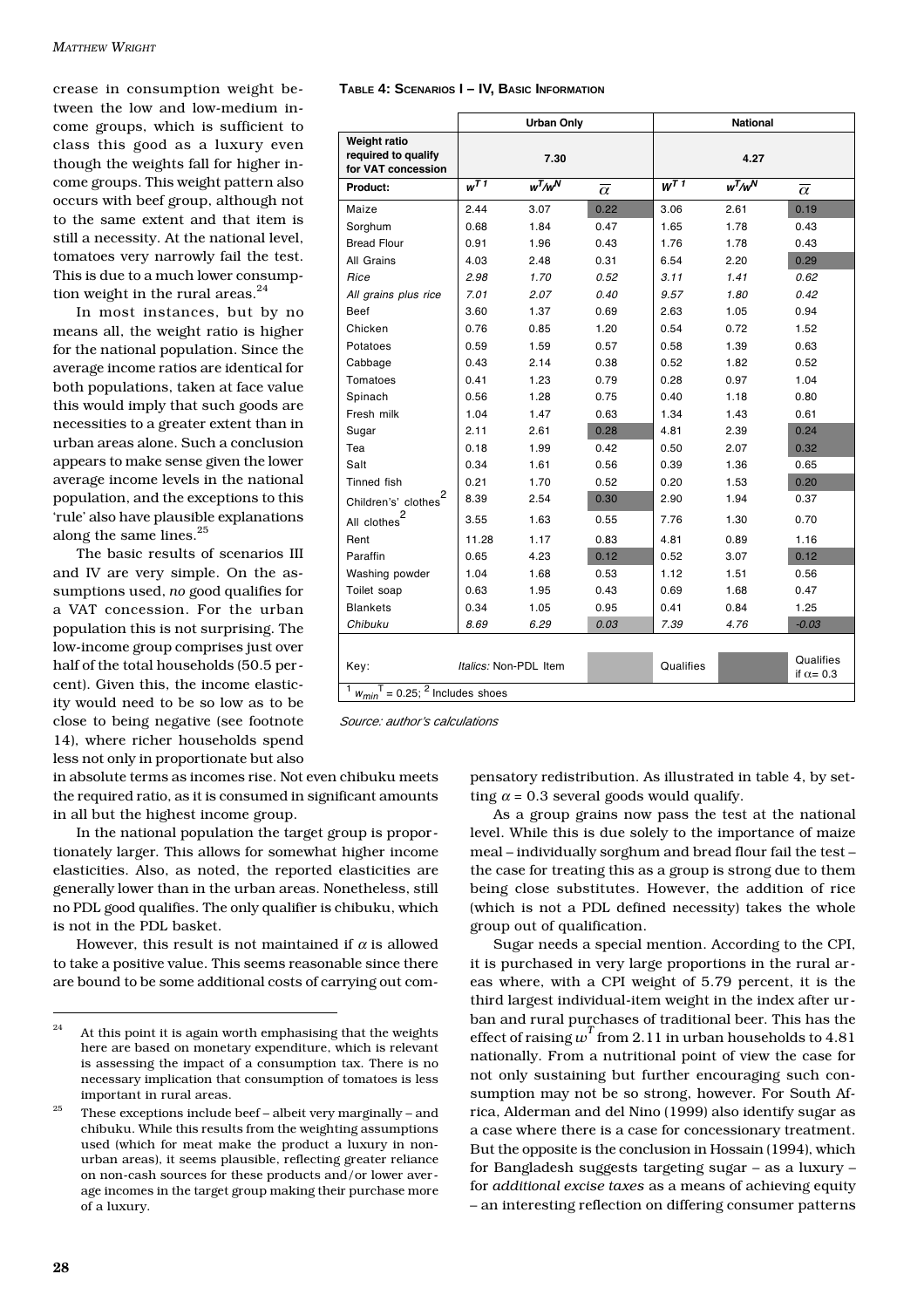crease in consumption weight between the low and low-medium income groups, which is sufficient to class this good as a luxury even though the weights fall for higher income groups. This weight pattern also occurs with beef group, although not to the same extent and that item is still a necessity. At the national level, tomatoes very narrowly fail the test. This is due to a much lower consumption weight in the rural areas.[24]

In most instances, but by no means all, the weight ratio is higher for the national population. Since the average income ratios are identical for both populations, taken at face value this would imply that such goods are necessities to a greater extent than in urban areas alone. Such a conclusion appears to make sense given the lower average income levels in the national population, and the exceptions to this 'rule' also have plausible explanations along the same lines.[25]

The basic results of scenarios III and IV are very simple. On the assumptions used, *no* good qualifies for a VAT concession. For the urban population this is not surprising. The low-income group comprises just over half of the total households (50.5 percent). Given this, the income elasticity would need to be so low as to be close to being negative (see footnote 14), where richer households spend less not only in proportionate but also in absolute terms as incomes rise. Not even chibuku meets the required ratio, as it is consumed in significant amounts in all but the highest income group.

In the national population the target group is proportionately larger. This allows for somewhat higher income elasticities. Also, as noted, the reported elasticities are generally lower than in the urban areas. Nonetheless, still no PDL good qualifies. The only qualifier is chibuku, which is not in the PDL basket.

However, this result is not maintained if $\alpha$ is allowed to take a positive value. This seems reasonable since there are bound to be some additional costs of carrying out compensatory redistribution. As illustrated in table 4, by setting $\alpha = 0.3$ several goods would qualify.

**Table 4: Scenarios I – IV, Basic Information**

| | Urban Only | | | National | | |
|---|---|---|---|---|---|---|
| Weight ratio required to qualify for VAT concession | 7.30 | | | 4.27 | | |
| **Product:** | $w^{T\,1}$ | $w^T/w^N$ | $\overline{\alpha}$ | $w^{T\,1}$ | $w^T/w^N$ | $\overline{\alpha}$ |
| Maize | 2.44 | 3.07 | 0.22 | 3.06 | 2.61 | 0.19 |
| Sorghum | 0.68 | 1.84 | 0.47 | 1.65 | 1.78 | 0.43 |
| Bread Flour | 0.91 | 1.96 | 0.43 | 1.76 | 1.78 | 0.43 |
| All Grains | 4.03 | 2.48 | 0.31 | 6.54 | 2.20 | 0.29 |
| *Rice* | *2.98* | *1.70* | *0.52* | *3.11* | *1.41* | *0.62* |
| *All grains plus rice* | *7.01* | *2.07* | *0.40* | *9.57* | *1.80* | *0.42* |
| Beef | 3.60 | 1.37 | 0.69 | 2.63 | 1.05 | 0.94 |
| Chicken | 0.76 | 0.85 | 1.20 | 0.54 | 0.72 | 1.52 |
| Potatoes | 0.59 | 1.59 | 0.57 | 0.58 | 1.39 | 0.63 |
| Cabbage | 0.43 | 2.14 | 0.38 | 0.52 | 1.82 | 0.52 |
| Tomatoes | 0.41 | 1.23 | 0.79 | 0.28 | 0.97 | 1.04 |
| Spinach | 0.56 | 1.28 | 0.75 | 0.40 | 1.18 | 0.80 |
| Fresh milk | 1.04 | 1.47 | 0.63 | 1.34 | 1.43 | 0.61 |
| Sugar | 2.11 | 2.61 | 0.28 | 4.81 | 2.39 | 0.24 |
| Tea | 0.18 | 1.99 | 0.42 | 0.50 | 2.07 | 0.32 |
| Salt | 0.34 | 1.61 | 0.56 | 0.39 | 1.36 | 0.65 |
| Tinned fish | 0.21 | 1.70 | 0.52 | 0.20 | 1.53 | 0.20 |
| Children's' clothes[2] | 8.39 | 2.54 | 0.30 | 2.90 | 1.94 | 0.37 |
| All clothes[2] | 3.55 | 1.63 | 0.55 | 7.76 | 1.30 | 0.70 |
| Rent | 11.28 | 1.17 | 0.83 | 4.81 | 0.89 | 1.16 |
| Paraffin | 0.65 | 4.23 | 0.12 | 0.52 | 3.07 | 0.12 |
| Washing powder | 1.04 | 1.68 | 0.53 | 1.12 | 1.51 | 0.56 |
| Toilet soap | 0.63 | 1.95 | 0.43 | 0.69 | 1.68 | 0.47 |
| Blankets | 0.34 | 1.05 | 0.95 | 0.41 | 0.84 | 1.25 |
| *Chibuku* | *8.69* | *6.29* | *0.03* | *7.39* | *4.76* | *-0.03* |
| Key: | *Italics:* Non-PDL Item | | (light shading) | Qualifies | (dark shading) | Qualifies if $\alpha = 0.3$ |

[1] $w_{min}^T = 0.25$; [2] Includes shoes

*Source: author's calculations*

As a group grains now pass the test at the national level. While this is due solely to the importance of maize meal – individually sorghum and bread flour fail the test – the case for treating this as a group is strong due to them being close substitutes. However, the addition of rice (which is not a PDL defined necessity) takes the whole group out of qualification.

Sugar needs a special mention. According to the CPI, it is purchased in very large proportions in the rural areas where, with a CPI weight of 5.79 percent, it is the third largest individual-item weight in the index after urban and rural purchases of traditional beer. This has the effect of raising $w^T$ from 2.11 in urban households to 4.81 nationally. From a nutritional point of view the case for not only sustaining but further encouraging such consumption may not be so strong, however. For South Africa, Alderman and del Nino (1999) also identify sugar as a case where there is a case for concessionary treatment. But the opposite is the conclusion in Hossain (1994), which for Bangladesh suggests targeting sugar – as a luxury – for *additional excise taxes* as a means of achieving equity – an interesting reflection on differing consumer patterns

---

[24] At this point it is again worth emphasising that the weights here are based on monetary expenditure, which is relevant is assessing the impact of a consumption tax. There is no necessary implication that consumption of tomatoes is less important in rural areas.

[25] These exceptions include beef – albeit very marginally – and chibuku. While this results from the weighting assumptions used (which for meat make the product a luxury in non-urban areas), it seems plausible, reflecting greater reliance on non-cash sources for these products and/or lower average incomes in the target group making their purchase more of a luxury.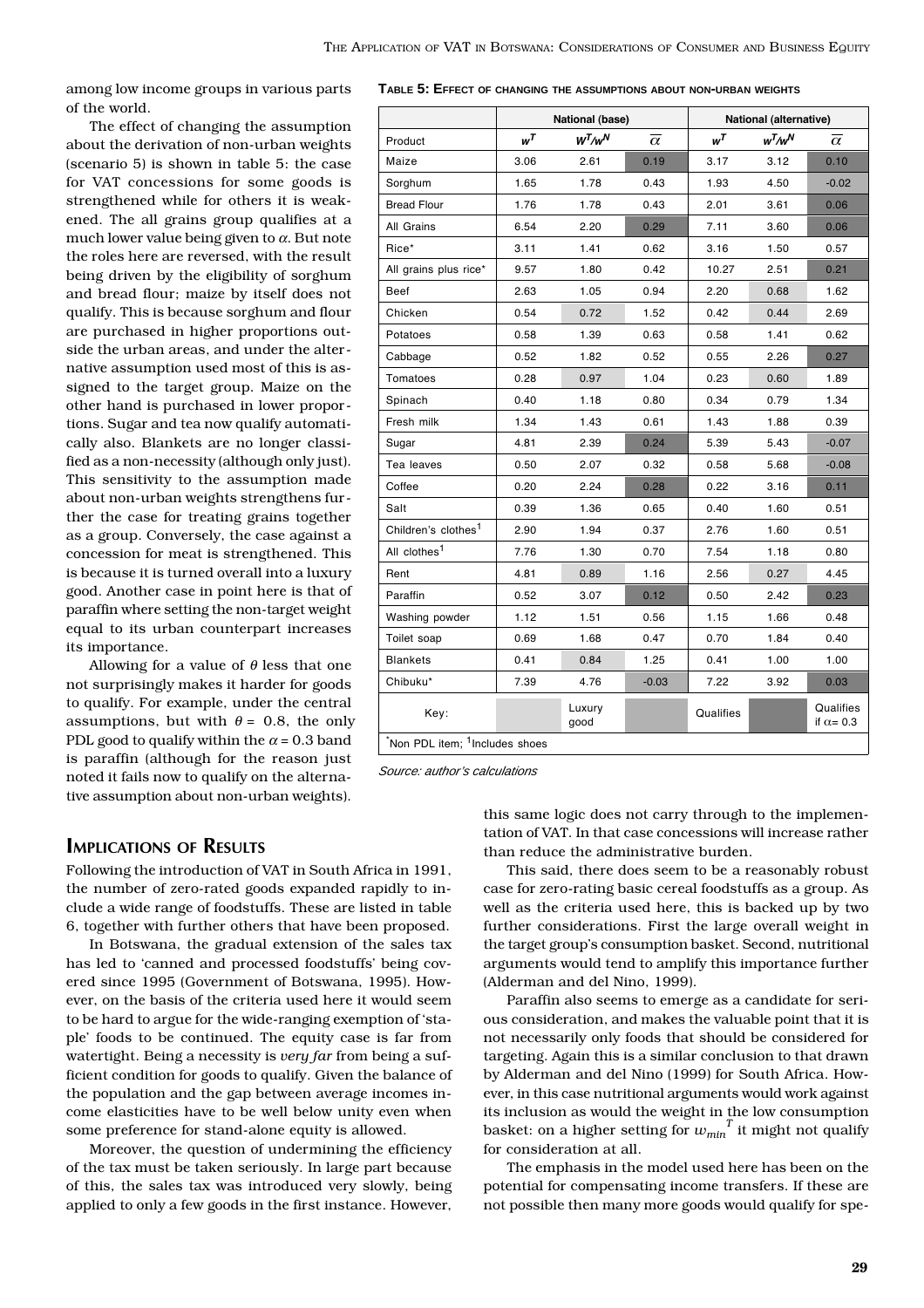among low income groups in various parts of the world.

The effect of changing the assumption about the derivation of non-urban weights (scenario 5) is shown in table 5: the case for VAT concessions for some goods is strengthened while for others it is weakened. The all grains group qualifies at a much lower value being given to $\alpha$. But note the roles here are reversed, with the result being driven by the eligibility of sorghum and bread flour; maize by itself does not qualify. This is because sorghum and flour are purchased in higher proportions outside the urban areas, and under the alternative assumption used most of this is assigned to the target group. Maize on the other hand is purchased in lower proportions. Sugar and tea now qualify automatically also. Blankets are no longer classified as a non-necessity (although only just). This sensitivity to the assumption made about non-urban weights strengthens further the case for treating grains together as a group. Conversely, the case against a concession for meat is strengthened. This is because it is turned overall into a luxury good. Another case in point here is that of paraffin where setting the non-target weight equal to its urban counterpart increases its importance.

Allowing for a value of $\theta$ less that one not surprisingly makes it harder for goods to qualify. For example, under the central assumptions, but with $\theta = 0.8$, the only PDL good to qualify within the $\alpha = 0.3$ band is paraffin (although for the reason just noted it fails now to qualify on the alternative assumption about non-urban weights).

**Table 5: Effect of changing the assumptions about non-urban weights**

| | National (base) | | | National (alternative) | | |
|---|---|---|---|---|---|---|
| Product | $w^T$ | $w^T/w^N$ | $\overline{\alpha}$ | $w^T$ | $w^T/w^N$ | $\overline{\alpha}$ |
| Maize | 3.06 | 2.61 | 0.19 | 3.17 | 3.12 | 0.10 |
| Sorghum | 1.65 | 1.78 | 0.43 | 1.93 | 4.50 | -0.02 |
| Bread Flour | 1.76 | 1.78 | 0.43 | 2.01 | 3.61 | 0.06 |
| All Grains | 6.54 | 2.20 | 0.29 | 7.11 | 3.60 | 0.06 |
| Rice* | 3.11 | 1.41 | 0.62 | 3.16 | 1.50 | 0.57 |
| All grains plus rice* | 9.57 | 1.80 | 0.42 | 10.27 | 2.51 | 0.21 |
| Beef | 2.63 | 1.05 | 0.94 | 2.20 | 0.68 | 1.62 |
| Chicken | 0.54 | 0.72 | 1.52 | 0.42 | 0.44 | 2.69 |
| Potatoes | 0.58 | 1.39 | 0.63 | 0.58 | 1.41 | 0.62 |
| Cabbage | 0.52 | 1.82 | 0.52 | 0.55 | 2.26 | 0.27 |
| Tomatoes | 0.28 | 0.97 | 1.04 | 0.23 | 0.60 | 1.89 |
| Spinach | 0.40 | 1.18 | 0.80 | 0.34 | 0.79 | 1.34 |
| Fresh milk | 1.34 | 1.43 | 0.61 | 1.43 | 1.88 | 0.39 |
| Sugar | 4.81 | 2.39 | 0.24 | 5.39 | 5.43 | -0.07 |
| Tea leaves | 0.50 | 2.07 | 0.32 | 0.58 | 5.68 | -0.08 |
| Coffee | 0.20 | 2.24 | 0.28 | 0.22 | 3.16 | 0.11 |
| Salt | 0.39 | 1.36 | 0.65 | 0.40 | 1.60 | 0.51 |
| Children's clothes[1] | 2.90 | 1.94 | 0.37 | 2.76 | 1.60 | 0.51 |
| All clothes[1] | 7.76 | 1.30 | 0.70 | 7.54 | 1.18 | 0.80 |
| Rent | 4.81 | 0.89 | 1.16 | 2.56 | 0.27 | 4.45 |
| Paraffin | 0.52 | 3.07 | 0.12 | 0.50 | 2.42 | 0.23 |
| Washing powder | 1.12 | 1.51 | 0.56 | 1.15 | 1.66 | 0.48 |
| Toilet soap | 0.69 | 1.68 | 0.47 | 0.70 | 1.84 | 0.40 |
| Blankets | 0.41 | 0.84 | 1.25 | 0.41 | 1.00 | 1.00 |
| Chibuku* | 7.39 | 4.76 | -0.03 | 7.22 | 3.92 | 0.03 |
| Key: | | Luxury good | | Qualifies | | Qualifies if $\alpha = 0.3$ |

*Non PDL item; [1]Includes shoes

*Source: author's calculations*

## Implications of Results

Following the introduction of VAT in South Africa in 1991, the number of zero-rated goods expanded rapidly to include a wide range of foodstuffs. These are listed in table 6, together with further others that have been proposed.

In Botswana, the gradual extension of the sales tax has led to 'canned and processed foodstuffs' being covered since 1995 (Government of Botswana, 1995). However, on the basis of the criteria used here it would seem to be hard to argue for the wide-ranging exemption of 'staple' foods to be continued. The equity case is far from watertight. Being a necessity is *very far* from being a sufficient condition for goods to qualify. Given the balance of the population and the gap between average incomes income elasticities have to be well below unity even when some preference for stand-alone equity is allowed.

Moreover, the question of undermining the efficiency of the tax must be taken seriously. In large part because of this, the sales tax was introduced very slowly, being applied to only a few goods in the first instance. However, this same logic does not carry through to the implementation of VAT. In that case concessions will increase rather than reduce the administrative burden.

This said, there does seem to be a reasonably robust case for zero-rating basic cereal foodstuffs as a group. As well as the criteria used here, this is backed up by two further considerations. First the large overall weight in the target group's consumption basket. Second, nutritional arguments would tend to amplify this importance further (Alderman and del Nino, 1999).

Paraffin also seems to emerge as a candidate for serious consideration, and makes the valuable point that it is not necessarily only foods that should be considered for targeting. Again this is a similar conclusion to that drawn by Alderman and del Nino (1999) for South Africa. However, in this case nutritional arguments would work against its inclusion as would the weight in the low consumption basket: on a higher setting for $w_{min}^T$ it might not qualify for consideration at all.

The emphasis in the model used here has been on the potential for compensating income transfers. If these are not possible then many more goods would qualify for spe-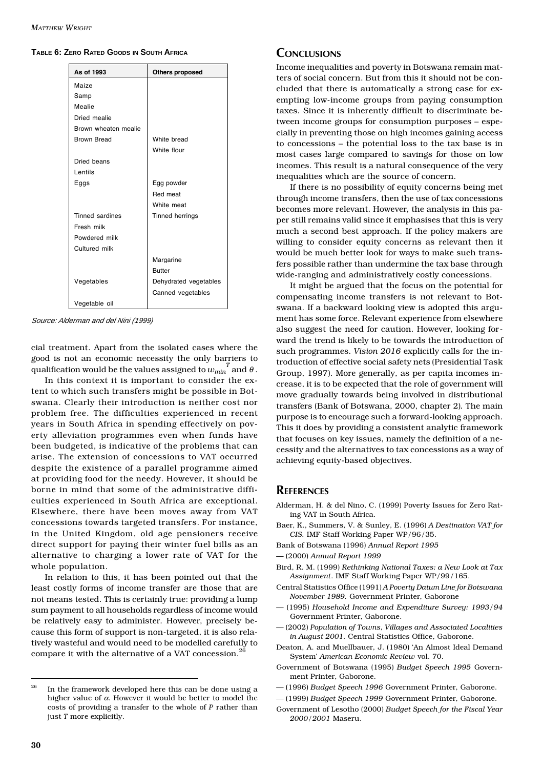**TABLE 6: ZERO RATED GOODS IN SOUTH AFRICA**

| As of 1993 | Others proposed |
|---|---|
| Maize | |
| Samp | |
| Mealie | |
| Dried mealie | |
| Brown wheaten mealie | |
| Brown Bread | White bread |
| | White flour |
| Dried beans | |
| Lentils | |
| Eggs | Egg powder |
| | Red meat |
| | White meat |
| Tinned sardines | Tinned herrings |
| Fresh milk | |
| Powdered milk | |
| Cultured milk | |
| | Margarine |
| | Butter |
| Vegetables | Dehydrated vegetables |
| | Canned vegetables |
| Vegetable oil | |

*Source: Alderman and del Nini (1999)*

cial treatment. Apart from the isolated cases where the good is not an economic necessity the only barriers to qualification would be the values assigned to $w_{min}^{T}$ and $\theta$.

In this context it is important to consider the extent to which such transfers might be possible in Botswana. Clearly their introduction is neither cost nor problem free. The difficulties experienced in recent years in South Africa in spending effectively on poverty alleviation programmes even when funds have been budgeted, is indicative of the problems that can arise. The extension of concessions to VAT occurred despite the existence of a parallel programme aimed at providing food for the needy. However, it should be borne in mind that some of the administrative difficulties experienced in South Africa are exceptional. Elsewhere, there have been moves away from VAT concessions towards targeted transfers. For instance, in the United Kingdom, old age pensioners receive direct support for paying their winter fuel bills as an alternative to charging a lower rate of VAT for the whole population.

In relation to this, it has been pointed out that the least costly forms of income transfer are those that are not means tested. This is certainly true: providing a lump sum payment to all households regardless of income would be relatively easy to administer. However, precisely because this form of support is non-targeted, it is also relatively wasteful and would need to be modelled carefully to compare it with the alternative of a VAT concession.[26]

[26] In the framework developed here this can be done using a higher value of $\alpha$. However it would be better to model the costs of providing a transfer to the whole of $P$ rather than just $T$ more explicitly.

## CONCLUSIONS

Income inequalities and poverty in Botswana remain matters of social concern. But from this it should not be concluded that there is automatically a strong case for exempting low-income groups from paying consumption taxes. Since it is inherently difficult to discriminate between income groups for consumption purposes – especially in preventing those on high incomes gaining access to concessions – the potential loss to the tax base is in most cases large compared to savings for those on low incomes. This result is a natural consequence of the very inequalities which are the source of concern.

If there is no possibility of equity concerns being met through income transfers, then the use of tax concessions becomes more relevant. However, the analysis in this paper still remains valid since it emphasises that this is very much a second best approach. If the policy makers are willing to consider equity concerns as relevant then it would be much better look for ways to make such transfers possible rather than undermine the tax base through wide-ranging and administratively costly concessions.

It might be argued that the focus on the potential for compensating income transfers is not relevant to Botswana. If a backward looking view is adopted this argument has some force. Relevant experience from elsewhere also suggest the need for caution. However, looking forward the trend is likely to be towards the introduction of such programmes. *Vision 2016* explicitly calls for the introduction of effective social safety nets (Presidential Task Group, 1997). More generally, as per capita incomes increase, it is to be expected that the role of government will move gradually towards being involved in distributional transfers (Bank of Botswana, 2000, chapter 2). The main purpose is to encourage such a forward-looking approach. This it does by providing a consistent analytic framework that focuses on key issues, namely the definition of a necessity and the alternatives to tax concessions as a way of achieving equity-based objectives.

## REFERENCES

Alderman, H. & del Nino, C. (1999) Poverty Issues for Zero Rating VAT in South Africa.

Baer, K., Summers, V. & Sunley, E. (1996) *A Destination VAT for CIS.* IMF Staff Working Paper WP/96/35.

Bank of Botswana (1996) *Annual Report 1995*

— (2000) *Annual Report 1999*

Bird, R. M. (1999) *Rethinking National Taxes: a New Look at Tax Assignment.* IMF Staff Working Paper WP/99/165.

Central Statistics Office (1991) *A Poverty Datum Line for Botswana November 1989.* Government Printer, Gaborone

— (1995) *Household Income and Expenditure Survey: 1993/94* Government Printer, Gaborone.

— (2002) *Population of Towns, Villages and Associated Localities in August 2001.* Central Statistics Office, Gaborone.

Deaton, A. and Muellbauer, J. (1980) 'An Almost Ideal Demand System' *American Economic Review* vol. 70.

Government of Botswana (1995) *Budget Speech 1995* Government Printer, Gaborone.

— (1996) *Budget Speech 1996* Government Printer, Gaborone.

— (1999) *Budget Speech 1999* Government Printer, Gaborone.

Government of Lesotho (2000) *Budget Speech for the Fiscal Year 2000/2001* Maseru.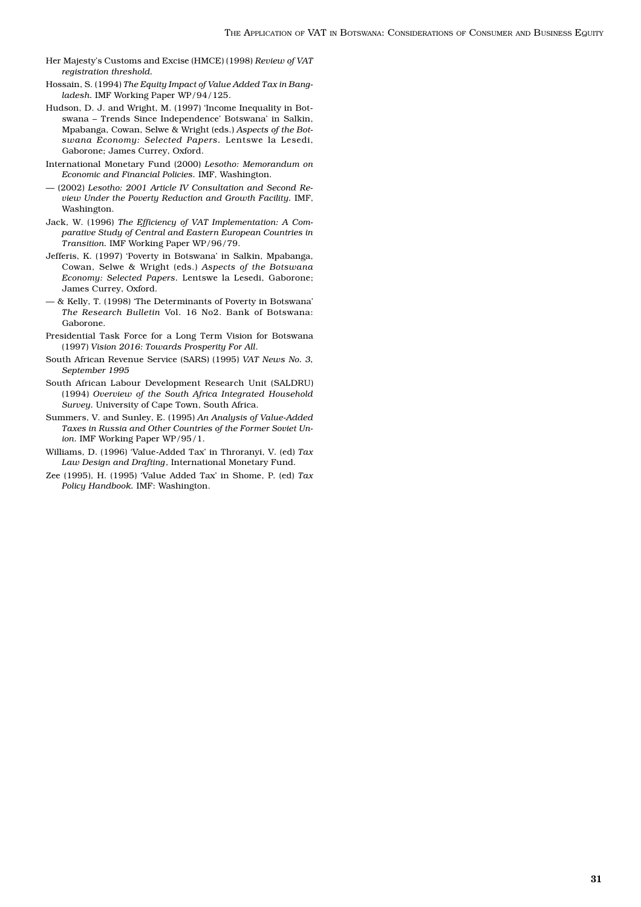Her Majesty's Customs and Excise (HMCE) (1998) *Review of VAT registration threshold.*

Hossain, S. (1994) *The Equity Impact of Value Added Tax in Bangladesh.* IMF Working Paper WP/94/125.

Hudson, D. J. and Wright, M. (1997) 'Income Inequality in Botswana – Trends Since Independence' Botswana' in Salkin, Mpabanga, Cowan, Selwe & Wright (eds.) *Aspects of the Botswana Economy: Selected Papers.* Lentswe la Lesedi, Gaborone; James Currey, Oxford.

International Monetary Fund (2000) *Lesotho: Memorandum on Economic and Financial Policies.* IMF, Washington.

— (2002) *Lesotho: 2001 Article IV Consultation and Second Review Under the Poverty Reduction and Growth Facility.* IMF, Washington.

Jack, W. (1996) *The Efficiency of VAT Implementation: A Comparative Study of Central and Eastern European Countries in Transition.* IMF Working Paper WP/96/79.

Jefferis, K. (1997) 'Poverty in Botswana' in Salkin, Mpabanga, Cowan, Selwe & Wright (eds.) *Aspects of the Botswana Economy: Selected Papers.* Lentswe la Lesedi, Gaborone; James Currey, Oxford.

— & Kelly, T. (1998) 'The Determinants of Poverty in Botswana' *The Research Bulletin* Vol. 16 No2. Bank of Botswana: Gaborone.

Presidential Task Force for a Long Term Vision for Botswana (1997) *Vision 2016: Towards Prosperity For All.*

South African Revenue Service (SARS) (1995) *VAT News No. 3, September 1995*

South African Labour Development Research Unit (SALDRU) (1994) *Overview of the South Africa Integrated Household Survey.* University of Cape Town, South Africa.

Summers, V. and Sunley, E. (1995) *An Analysis of Value-Added Taxes in Russia and Other Countries of the Former Soviet Union.* IMF Working Paper WP/95/1.

Williams, D. (1996) 'Value-Added Tax' in Throranyi, V. (ed) *Tax Law Design and Drafting*, International Monetary Fund.

Zee (1995), H. (1995) 'Value Added Tax' in Shome, P. (ed) *Tax Policy Handbook.* IMF: Washington.